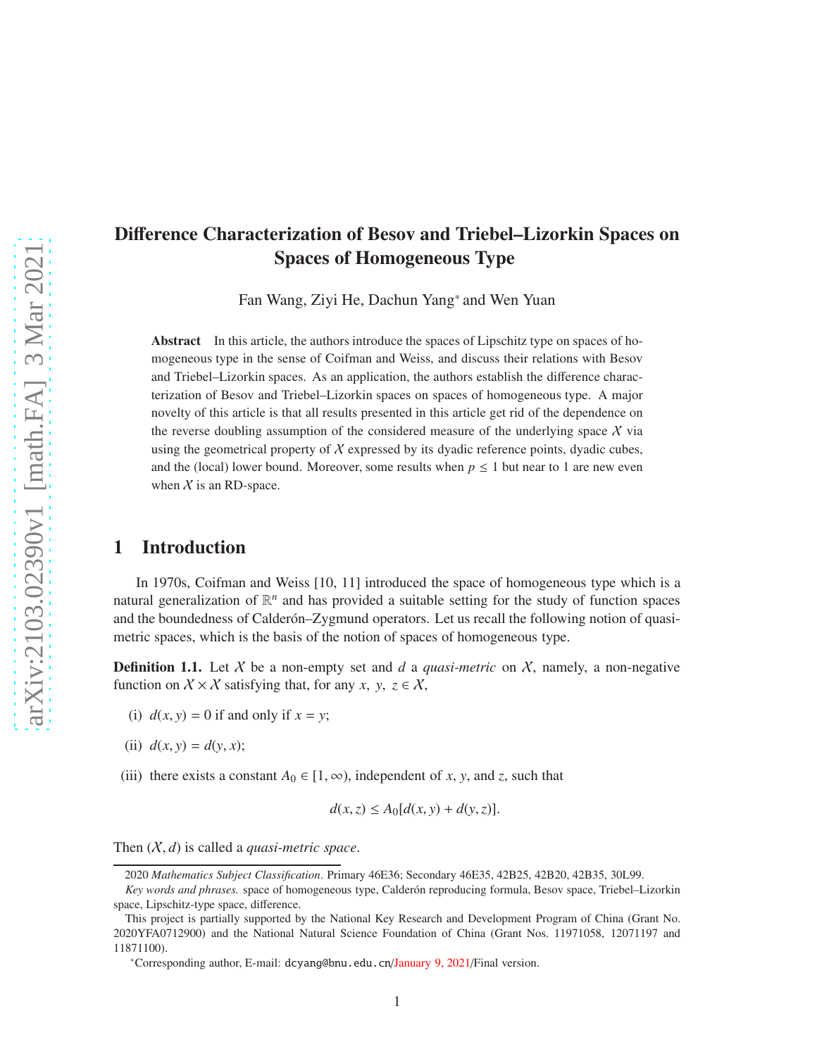# Difference Characterization of Besov and Triebel–Lizorkin Spaces on Spaces of Homogeneous Type

Fan Wang, Ziyi He, Dachun Yang* and Wen Yuan

**Abstract** In this article, the authors introduce the spaces of Lipschitz type on spaces of homogeneous type in the sense of Coifman and Weiss, and discuss their relations with Besov and Triebel–Lizorkin spaces. As an application, the authors establish the difference characterization of Besov and Triebel–Lizorkin spaces on spaces of homogeneous type. A major novelty of this article is that all results presented in this article get rid of the dependence on the reverse doubling assumption of the considered measure of the underlying space $\mathcal{X}$ via using the geometrical property of $\mathcal{X}$ expressed by its dyadic reference points, dyadic cubes, and the (local) lower bound. Moreover, some results when $p \le 1$ but near to 1 are new even when $\mathcal{X}$ is an RD-space.

## 1 Introduction

In 1970s, Coifman and Weiss [10, 11] introduced the space of homogeneous type which is a natural generalization of $\mathbb{R}^n$ and has provided a suitable setting for the study of function spaces and the boundedness of Calderón–Zygmund operators. Let us recall the following notion of quasi-metric spaces, which is the basis of the notion of spaces of homogeneous type.

**Definition 1.1.** Let $\mathcal{X}$ be a non-empty set and $d$ a *quasi-metric* on $\mathcal{X}$, namely, a non-negative function on $\mathcal{X} \times \mathcal{X}$ satisfying that, for any $x,\ y,\ z \in \mathcal{X}$,

(i) $d(x, y) = 0$ if and only if $x = y$;

(ii) $d(x, y) = d(y, x)$;

(iii) there exists a constant $A_0 \in [1, \infty)$, independent of $x$, $y$, and $z$, such that

$$d(x, z) \le A_0[d(x, y) + d(y, z)].$$

Then $(\mathcal{X}, d)$ is called a *quasi-metric space*.

---

2020 *Mathematics Subject Classification*. Primary 46E36; Secondary 46E35, 42B25, 42B20, 42B35, 30L99.

*Key words and phrases.* space of homogeneous type, Calderón reproducing formula, Besov space, Triebel–Lizorkin space, Lipschitz-type space, difference.

This project is partially supported by the National Key Research and Development Program of China (Grant No. 2020YFA0712900) and the National Natural Science Foundation of China (Grant Nos. 11971058, 12071197 and 11871100).

*Corresponding author, E-mail: dcyang@bnu.edu.cn/January 9, 2021/Final version.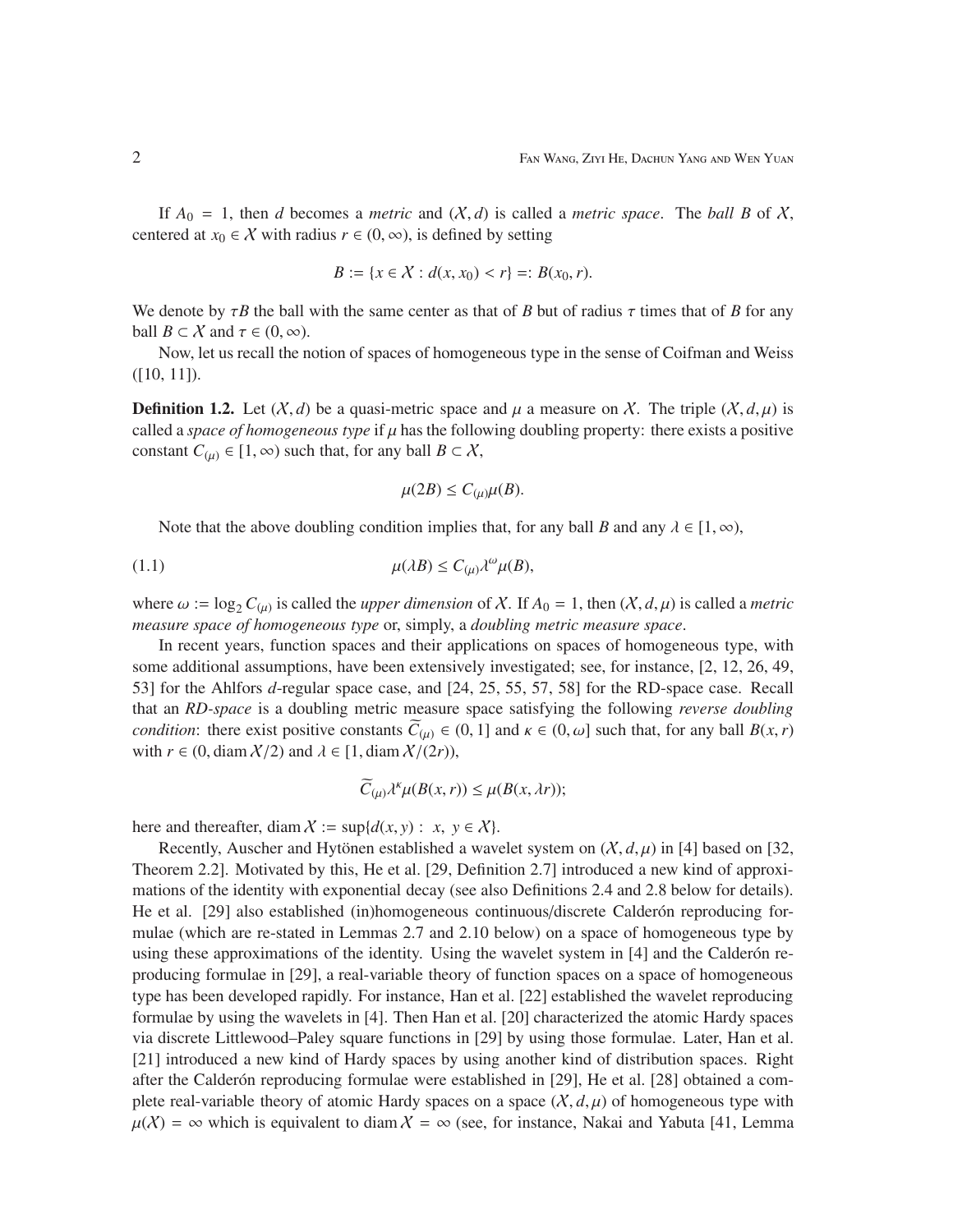If $A_0 = 1$, then $d$ becomes a *metric* and $(\mathcal{X}, d)$ is called a *metric space*. The *ball* $B$ of $\mathcal{X}$, centered at $x_0 \in \mathcal{X}$ with radius $r \in (0, \infty)$, is defined by setting

$$B := \{x \in \mathcal{X} : d(x, x_0) < r\} =: B(x_0, r).$$

We denote by $\tau B$ the ball with the same center as that of $B$ but of radius $\tau$ times that of $B$ for any ball $B \subset \mathcal{X}$ and $\tau \in (0, \infty)$.

Now, let us recall the notion of spaces of homogeneous type in the sense of Coifman and Weiss ([10, 11]).

**Definition 1.2.** Let $(\mathcal{X}, d)$ be a quasi-metric space and $\mu$ a measure on $\mathcal{X}$. The triple $(\mathcal{X}, d, \mu)$ is called a *space of homogeneous type* if $\mu$ has the following doubling property: there exists a positive constant $C_{(\mu)} \in [1, \infty)$ such that, for any ball $B \subset \mathcal{X}$,

$$\mu(2B) \leq C_{(\mu)}\mu(B).$$

Note that the above doubling condition implies that, for any ball $B$ and any $\lambda \in [1, \infty)$,

$$\mu(\lambda B) \leq C_{(\mu)}\lambda^{\omega}\mu(B), \tag{1.1}$$

where $\omega := \log_2 C_{(\mu)}$ is called the *upper dimension* of $\mathcal{X}$. If $A_0 = 1$, then $(\mathcal{X}, d, \mu)$ is called a *metric measure space of homogeneous type* or, simply, a *doubling metric measure space*.

In recent years, function spaces and their applications on spaces of homogeneous type, with some additional assumptions, have been extensively investigated; see, for instance, [2, 12, 26, 49, 53] for the Ahlfors $d$-regular space case, and [24, 25, 55, 57, 58] for the RD-space case. Recall that an *RD-space* is a doubling metric measure space satisfying the following *reverse doubling condition*: there exist positive constants $\widetilde{C}_{(\mu)} \in (0, 1]$ and $\kappa \in (0, \omega]$ such that, for any ball $B(x, r)$ with $r \in (0, \operatorname{diam} \mathcal{X}/2)$ and $\lambda \in [1, \operatorname{diam} \mathcal{X}/(2r))$,

$$\widetilde{C}_{(\mu)}\lambda^{\kappa}\mu(B(x, r)) \leq \mu(B(x, \lambda r));$$

here and thereafter, $\operatorname{diam} \mathcal{X} := \sup\{d(x, y) : \ x, \ y \in \mathcal{X}\}$.

Recently, Auscher and Hytönen established a wavelet system on $(\mathcal{X}, d, \mu)$ in [4] based on [32, Theorem 2.2]. Motivated by this, He et al. [29, Definition 2.7] introduced a new kind of approximations of the identity with exponential decay (see also Definitions 2.4 and 2.8 below for details). He et al. [29] also established (in)homogeneous continuous/discrete Calderón reproducing formulae (which are re-stated in Lemmas 2.7 and 2.10 below) on a space of homogeneous type by using these approximations of the identity. Using the wavelet system in [4] and the Calderón reproducing formulae in [29], a real-variable theory of function spaces on a space of homogeneous type has been developed rapidly. For instance, Han et al. [22] established the wavelet reproducing formulae by using the wavelets in [4]. Then Han et al. [20] characterized the atomic Hardy spaces via discrete Littlewood–Paley square functions in [29] by using those formulae. Later, Han et al. [21] introduced a new kind of Hardy spaces by using another kind of distribution spaces. Right after the Calderón reproducing formulae were established in [29], He et al. [28] obtained a complete real-variable theory of atomic Hardy spaces on a space $(\mathcal{X}, d, \mu)$ of homogeneous type with $\mu(\mathcal{X}) = \infty$ which is equivalent to $\operatorname{diam} \mathcal{X} = \infty$ (see, for instance, Nakai and Yabuta [41, Lemma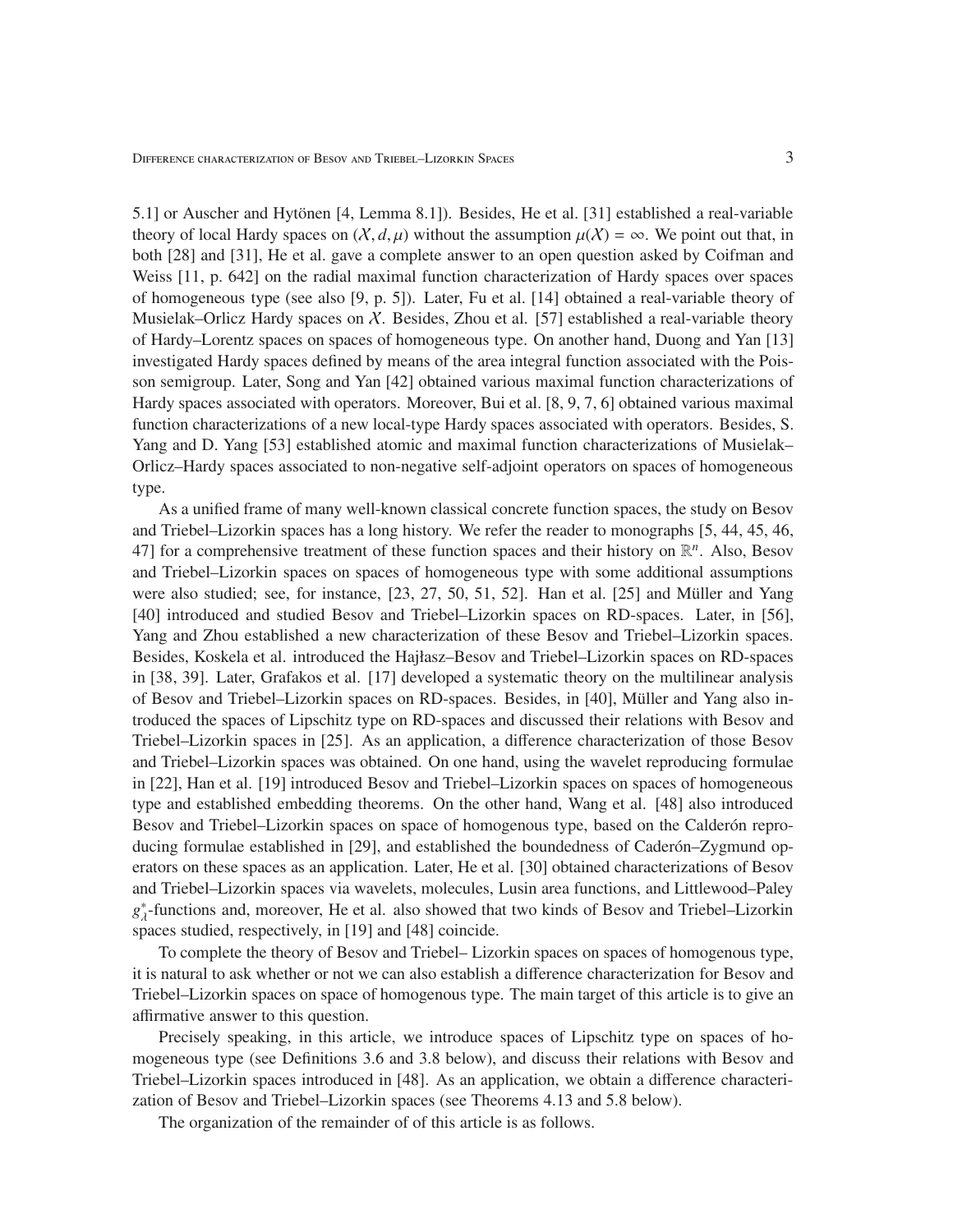5.1] or Auscher and Hytönen [4, Lemma 8.1]). Besides, He et al. [31] established a real-variable theory of local Hardy spaces on $(\mathcal{X}, d, \mu)$ without the assumption $\mu(\mathcal{X}) = \infty$. We point out that, in both [28] and [31], He et al. gave a complete answer to an open question asked by Coifman and Weiss [11, p. 642] on the radial maximal function characterization of Hardy spaces over spaces of homogeneous type (see also [9, p. 5]). Later, Fu et al. [14] obtained a real-variable theory of Musielak–Orlicz Hardy spaces on $\mathcal{X}$. Besides, Zhou et al. [57] established a real-variable theory of Hardy–Lorentz spaces on spaces of homogeneous type. On another hand, Duong and Yan [13] investigated Hardy spaces defined by means of the area integral function associated with the Poisson semigroup. Later, Song and Yan [42] obtained various maximal function characterizations of Hardy spaces associated with operators. Moreover, Bui et al. [8, 9, 7, 6] obtained various maximal function characterizations of a new local-type Hardy spaces associated with operators. Besides, S. Yang and D. Yang [53] established atomic and maximal function characterizations of Musielak–Orlicz–Hardy spaces associated to non-negative self-adjoint operators on spaces of homogeneous type.

As a unified frame of many well-known classical concrete function spaces, the study on Besov and Triebel–Lizorkin spaces has a long history. We refer the reader to monographs [5, 44, 45, 46, 47] for a comprehensive treatment of these function spaces and their history on $\mathbb{R}^n$. Also, Besov and Triebel–Lizorkin spaces on spaces of homogeneous type with some additional assumptions were also studied; see, for instance, [23, 27, 50, 51, 52]. Han et al. [25] and Müller and Yang [40] introduced and studied Besov and Triebel–Lizorkin spaces on RD-spaces. Later, in [56], Yang and Zhou established a new characterization of these Besov and Triebel–Lizorkin spaces. Besides, Koskela et al. introduced the Hajłasz–Besov and Triebel–Lizorkin spaces on RD-spaces in [38, 39]. Later, Grafakos et al. [17] developed a systematic theory on the multilinear analysis of Besov and Triebel–Lizorkin spaces on RD-spaces. Besides, in [40], Müller and Yang also introduced the spaces of Lipschitz type on RD-spaces and discussed their relations with Besov and Triebel–Lizorkin spaces in [25]. As an application, a difference characterization of those Besov and Triebel–Lizorkin spaces was obtained. On one hand, using the wavelet reproducing formulae in [22], Han et al. [19] introduced Besov and Triebel–Lizorkin spaces on spaces of homogeneous type and established embedding theorems. On the other hand, Wang et al. [48] also introduced Besov and Triebel–Lizorkin spaces on space of homogenous type, based on the Calderón reproducing formulae established in [29], and established the boundedness of Caderón–Zygmund operators on these spaces as an application. Later, He et al. [30] obtained characterizations of Besov and Triebel–Lizorkin spaces via wavelets, molecules, Lusin area functions, and Littlewood–Paley $g_\lambda^*$-functions and, moreover, He et al. also showed that two kinds of Besov and Triebel–Lizorkin spaces studied, respectively, in [19] and [48] coincide.

To complete the theory of Besov and Triebel– Lizorkin spaces on spaces of homogenous type, it is natural to ask whether or not we can also establish a difference characterization for Besov and Triebel–Lizorkin spaces on space of homogenous type. The main target of this article is to give an affirmative answer to this question.

Precisely speaking, in this article, we introduce spaces of Lipschitz type on spaces of homogeneous type (see Definitions 3.6 and 3.8 below), and discuss their relations with Besov and Triebel–Lizorkin spaces introduced in [48]. As an application, we obtain a difference characterization of Besov and Triebel–Lizorkin spaces (see Theorems 4.13 and 5.8 below).

The organization of the remainder of of this article is as follows.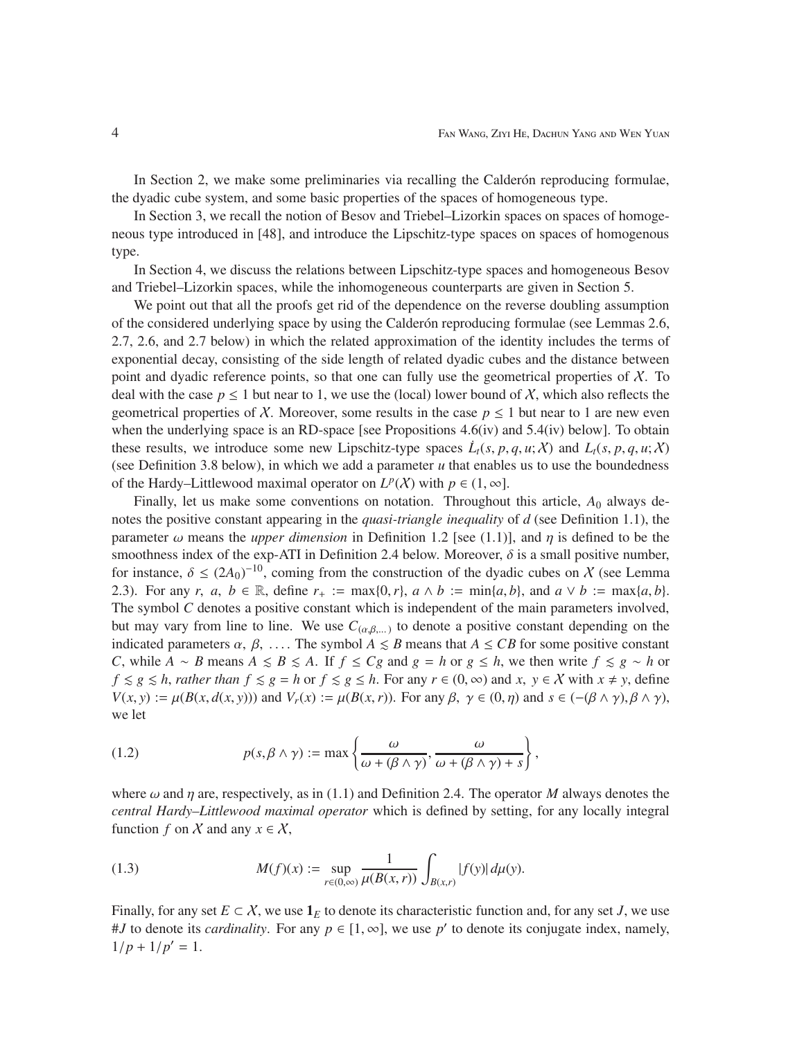In Section 2, we make some preliminaries via recalling the Calderón reproducing formulae, the dyadic cube system, and some basic properties of the spaces of homogeneous type.

In Section 3, we recall the notion of Besov and Triebel–Lizorkin spaces on spaces of homogeneous type introduced in [48], and introduce the Lipschitz-type spaces on spaces of homogenous type.

In Section 4, we discuss the relations between Lipschitz-type spaces and homogeneous Besov and Triebel–Lizorkin spaces, while the inhomogeneous counterparts are given in Section 5.

We point out that all the proofs get rid of the dependence on the reverse doubling assumption of the considered underlying space by using the Calderón reproducing formulae (see Lemmas 2.6, 2.7, 2.6, and 2.7 below) in which the related approximation of the identity includes the terms of exponential decay, consisting of the side length of related dyadic cubes and the distance between point and dyadic reference points, so that one can fully use the geometrical properties of $\mathcal{X}$. To deal with the case $p \le 1$ but near to 1, we use the (local) lower bound of $\mathcal{X}$, which also reflects the geometrical properties of $\mathcal{X}$. Moreover, some results in the case $p \le 1$ but near to 1 are new even when the underlying space is an RD-space [see Propositions 4.6(iv) and 5.4(iv) below]. To obtain these results, we introduce some new Lipschitz-type spaces $\dot{L}_t(s, p, q, u; \mathcal{X})$ and $L_t(s, p, q, u; \mathcal{X})$ (see Definition 3.8 below), in which we add a parameter $u$ that enables us to use the boundedness of the Hardy–Littlewood maximal operator on $L^p(\mathcal{X})$ with $p \in (1, \infty]$.

Finally, let us make some conventions on notation. Throughout this article, $A_0$ always denotes the positive constant appearing in the *quasi-triangle inequality* of $d$ (see Definition 1.1), the parameter $\omega$ means the *upper dimension* in Definition 1.2 [see (1.1)], and $\eta$ is defined to be the smoothness index of the exp-ATI in Definition 2.4 below. Moreover, $\delta$ is a small positive number, for instance, $\delta \le (2A_0)^{-10}$, coming from the construction of the dyadic cubes on $\mathcal{X}$ (see Lemma 2.3). For any $r,\ a,\ b \in \mathbb{R}$, define $r_+ := \max\{0, r\}$, $a \wedge b := \min\{a, b\}$, and $a \vee b := \max\{a, b\}$. The symbol $C$ denotes a positive constant which is independent of the main parameters involved, but may vary from line to line. We use $C_{(\alpha,\beta,\ldots)}$ to denote a positive constant depending on the indicated parameters $\alpha,\ \beta,\ \ldots$. The symbol $A \lesssim B$ means that $A \le CB$ for some positive constant $C$, while $A \sim B$ means $A \lesssim B \lesssim A$. If $f \le Cg$ and $g = h$ or $g \le h$, we then write $f \lesssim g \sim h$ or $f \lesssim g \lesssim h$, *rather than* $f \lesssim g = h$ or $f \lesssim g \le h$. For any $r \in (0, \infty)$ and $x,\ y \in \mathcal{X}$ with $x \neq y$, define $V(x, y) := \mu(B(x, d(x, y)))$ and $V_r(x) := \mu(B(x, r))$. For any $\beta,\ \gamma \in (0, \eta)$ and $s \in (-(\beta \wedge \gamma), \beta \wedge \gamma)$, we let

$$p(s, \beta \wedge \gamma) := \max\left\{\frac{\omega}{\omega + (\beta \wedge \gamma)}, \frac{\omega}{\omega + (\beta \wedge \gamma) + s}\right\}, \tag{1.2}$$

where $\omega$ and $\eta$ are, respectively, as in (1.1) and Definition 2.4. The operator $M$ always denotes the *central Hardy–Littlewood maximal operator* which is defined by setting, for any locally integral function $f$ on $\mathcal{X}$ and any $x \in \mathcal{X}$,

$$M(f)(x) := \sup_{r\in(0,\infty)} \frac{1}{\mu(B(x, r))} \int_{B(x,r)} |f(y)|\, d\mu(y). \tag{1.3}$$

Finally, for any set $E \subset \mathcal{X}$, we use $\mathbf{1}_E$ to denote its characteristic function and, for any set $J$, we use $\#J$ to denote its *cardinality*. For any $p \in [1, \infty]$, we use $p'$ to denote its conjugate index, namely, $1/p + 1/p' = 1$.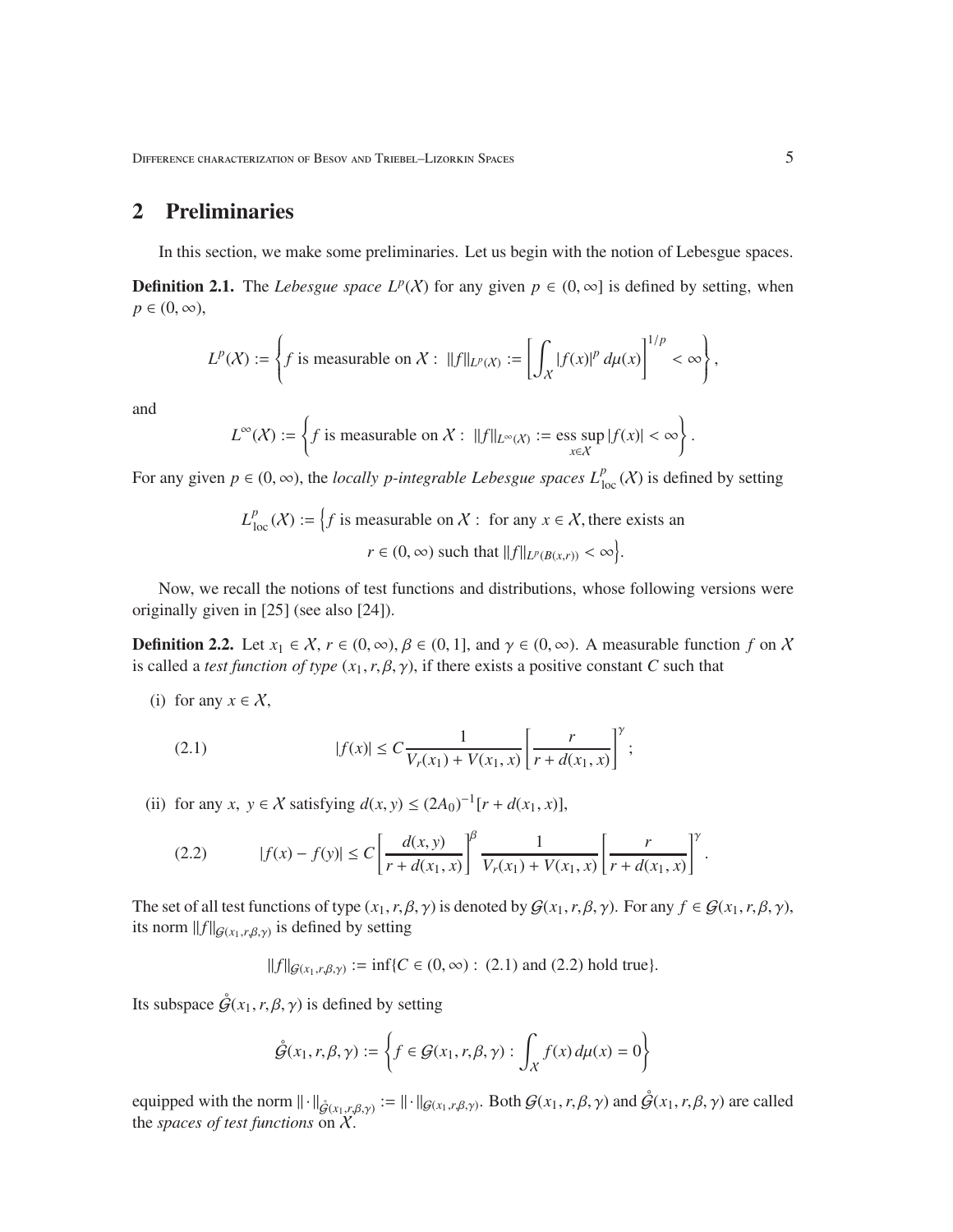## 2 Preliminaries

In this section, we make some preliminaries. Let us begin with the notion of Lebesgue spaces.

**Definition 2.1.** The *Lebesgue space* $L^p(\mathcal{X})$ for any given $p \in (0, \infty]$ is defined by setting, when $p \in (0, \infty)$,

$$L^p(\mathcal{X}) := \left\{ f \text{ is measurable on } \mathcal{X} : \ \|f\|_{L^p(\mathcal{X})} := \left[ \int_{\mathcal{X}} |f(x)|^p \, d\mu(x) \right]^{1/p} < \infty \right\},$$

and

$$L^\infty(\mathcal{X}) := \left\{ f \text{ is measurable on } \mathcal{X} : \ \|f\|_{L^\infty(\mathcal{X})} := \operatorname*{ess\,sup}_{x \in \mathcal{X}} |f(x)| < \infty \right\}.$$

For any given $p \in (0, \infty)$, the *locally $p$-integrable Lebesgue spaces* $L^p_{\mathrm{loc}}(\mathcal{X})$ is defined by setting

$$\begin{aligned} L^p_{\mathrm{loc}}(\mathcal{X}) := \Big\{ & f \text{ is measurable on } \mathcal{X} : \ \text{for any } x \in \mathcal{X}, \text{there exists an} \\ & r \in (0, \infty) \text{ such that } \|f\|_{L^p(B(x,r))} < \infty \Big\}. \end{aligned}$$

Now, we recall the notions of test functions and distributions, whose following versions were originally given in [25] (see also [24]).

**Definition 2.2.** Let $x_1 \in \mathcal{X}$, $r \in (0, \infty)$, $\beta \in (0, 1]$, and $\gamma \in (0, \infty)$. A measurable function $f$ on $\mathcal{X}$ is called a *test function of type* $(x_1, r, \beta, \gamma)$, if there exists a positive constant $C$ such that

(i) for any $x \in \mathcal{X}$,

$$|f(x)| \le C \frac{1}{V_r(x_1) + V(x_1, x)} \left[ \frac{r}{r + d(x_1, x)} \right]^\gamma; \tag{2.1}$$

(ii) for any $x, \ y \in \mathcal{X}$ satisfying $d(x, y) \le (2A_0)^{-1}[r + d(x_1, x)]$,

$$|f(x) - f(y)| \le C \left[ \frac{d(x, y)}{r + d(x_1, x)} \right]^\beta \frac{1}{V_r(x_1) + V(x_1, x)} \left[ \frac{r}{r + d(x_1, x)} \right]^\gamma. \tag{2.2}$$

The set of all test functions of type $(x_1, r, \beta, \gamma)$ is denoted by $\mathcal{G}(x_1, r, \beta, \gamma)$. For any $f \in \mathcal{G}(x_1, r, \beta, \gamma)$, its norm $\|f\|_{\mathcal{G}(x_1, r, \beta, \gamma)}$ is defined by setting

$$\|f\|_{\mathcal{G}(x_1, r, \beta, \gamma)} := \inf\{C \in (0, \infty) : \ (2.1) \text{ and } (2.2) \text{ hold true}\}.$$

Its subspace $\mathring{\mathcal{G}}(x_1, r, \beta, \gamma)$ is defined by setting

$$\mathring{\mathcal{G}}(x_1, r, \beta, \gamma) := \left\{ f \in \mathcal{G}(x_1, r, \beta, \gamma) : \int_{\mathcal{X}} f(x) \, d\mu(x) = 0 \right\}$$

equipped with the norm $\|\cdot\|_{\mathring{\mathcal{G}}(x_1, r, \beta, \gamma)} := \|\cdot\|_{\mathcal{G}(x_1, r, \beta, \gamma)}$. Both $\mathcal{G}(x_1, r, \beta, \gamma)$ and $\mathring{\mathcal{G}}(x_1, r, \beta, \gamma)$ are called the *spaces of test functions* on $\mathcal{X}$.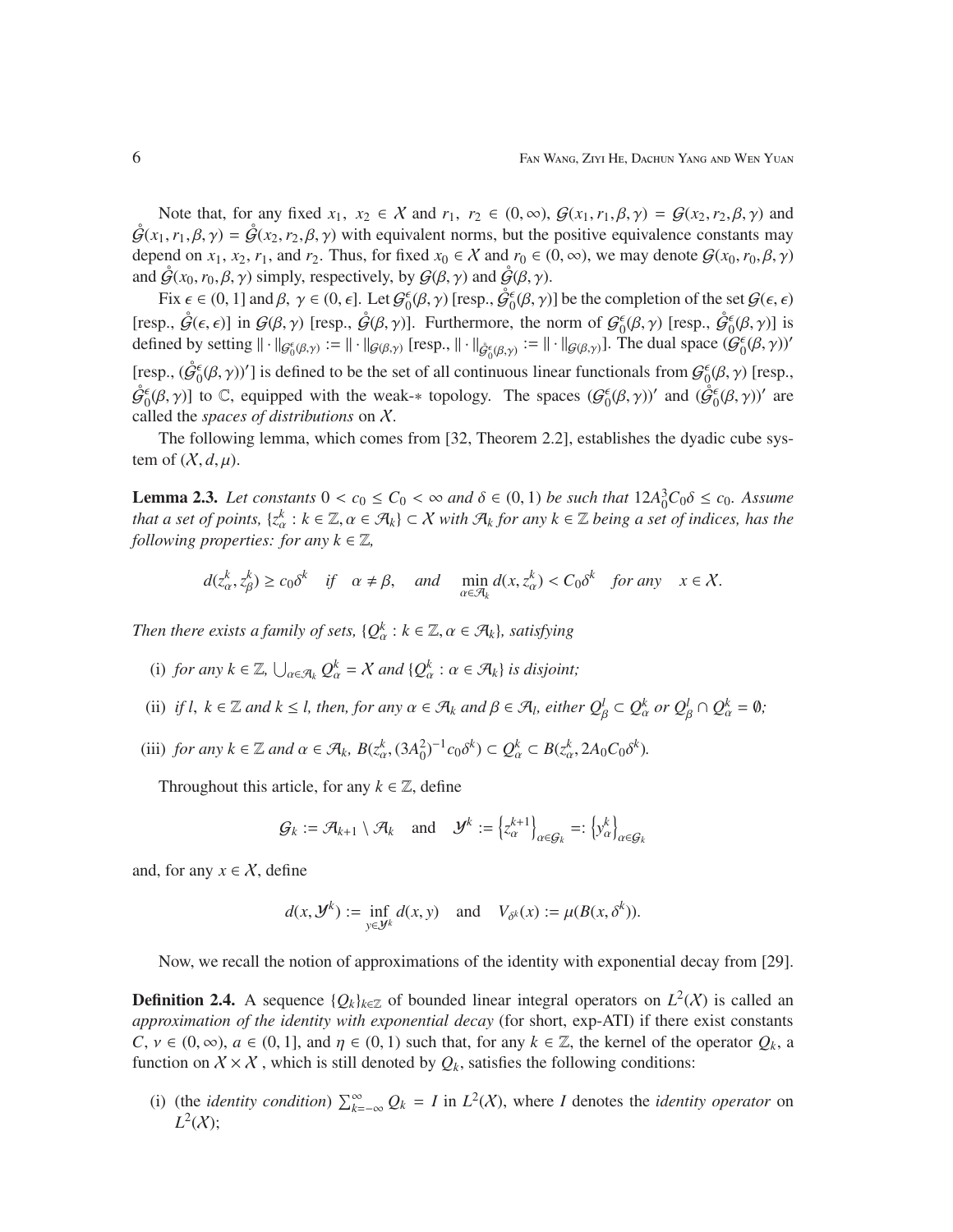Note that, for any fixed $x_1,\ x_2 \in \mathcal{X}$ and $r_1,\ r_2 \in (0,\infty)$, $\mathcal{G}(x_1, r_1, \beta, \gamma) = \mathcal{G}(x_2, r_2, \beta, \gamma)$ and $\mathring{\mathcal{G}}(x_1, r_1, \beta, \gamma) = \mathring{\mathcal{G}}(x_2, r_2, \beta, \gamma)$ with equivalent norms, but the positive equivalence constants may depend on $x_1$, $x_2$, $r_1$, and $r_2$. Thus, for fixed $x_0 \in \mathcal{X}$ and $r_0 \in (0,\infty)$, we may denote $\mathcal{G}(x_0, r_0, \beta, \gamma)$ and $\mathring{\mathcal{G}}(x_0, r_0, \beta, \gamma)$ simply, respectively, by $\mathcal{G}(\beta, \gamma)$ and $\mathring{\mathcal{G}}(\beta, \gamma)$.

Fix $\epsilon \in (0, 1]$ and $\beta,\ \gamma \in (0, \epsilon]$. Let $\mathcal{G}_0^\epsilon(\beta, \gamma)$ [resp., $\mathring{\mathcal{G}}_0^\epsilon(\beta, \gamma)$] be the completion of the set $\mathcal{G}(\epsilon, \epsilon)$ [resp., $\mathring{\mathcal{G}}(\epsilon, \epsilon)$] in $\mathcal{G}(\beta, \gamma)$ [resp., $\mathring{\mathcal{G}}(\beta, \gamma)$]. Furthermore, the norm of $\mathcal{G}_0^\epsilon(\beta, \gamma)$ [resp., $\mathring{\mathcal{G}}_0^\epsilon(\beta, \gamma)$] is defined by setting $\|\cdot\|_{\mathcal{G}_0^\epsilon(\beta,\gamma)} := \|\cdot\|_{\mathcal{G}(\beta,\gamma)}$ [resp., $\|\cdot\|_{\mathring{\mathcal{G}}_0^\epsilon(\beta,\gamma)} := \|\cdot\|_{\mathcal{G}(\beta,\gamma)}$]. The dual space $(\mathcal{G}_0^\epsilon(\beta, \gamma))'$ [resp., $(\mathring{\mathcal{G}}_0^\epsilon(\beta, \gamma))'$] is defined to be the set of all continuous linear functionals from $\mathcal{G}_0^\epsilon(\beta, \gamma)$ [resp., $\mathring{\mathcal{G}}_0^\epsilon(\beta, \gamma)$] to $\mathbb{C}$, equipped with the weak-$*$ topology. The spaces $(\mathcal{G}_0^\epsilon(\beta, \gamma))'$ and $(\mathring{\mathcal{G}}_0^\epsilon(\beta, \gamma))'$ are called the *spaces of distributions* on $\mathcal{X}$.

The following lemma, which comes from [32, Theorem 2.2], establishes the dyadic cube system of $(\mathcal{X}, d, \mu)$.

**Lemma 2.3.** *Let constants $0 < c_0 \le C_0 < \infty$ and $\delta \in (0, 1)$ be such that $12A_0^3 C_0 \delta \le c_0$. Assume that a set of points, $\{z_\alpha^k : k \in \mathbb{Z}, \alpha \in \mathcal{A}_k\} \subset \mathcal{X}$ with $\mathcal{A}_k$ for any $k \in \mathbb{Z}$ being a set of indices, has the following properties: for any $k \in \mathbb{Z}$,*

$$d(z_\alpha^k, z_\beta^k) \ge c_0\delta^k \quad \text{if} \quad \alpha \ne \beta, \quad \text{and} \quad \min_{\alpha\in\mathcal{A}_k} d(x, z_\alpha^k) < C_0\delta^k \quad \text{for any} \quad x \in \mathcal{X}.$$

*Then there exists a family of sets, $\{Q_\alpha^k : k \in \mathbb{Z}, \alpha \in \mathcal{A}_k\}$, satisfying*

(i) *for any $k \in \mathbb{Z}$, $\bigcup_{\alpha\in\mathcal{A}_k} Q_\alpha^k = \mathcal{X}$ and $\{Q_\alpha^k : \alpha \in \mathcal{A}_k\}$ is disjoint;*

(ii) *if $l,\ k \in \mathbb{Z}$ and $k \le l$, then, for any $\alpha \in \mathcal{A}_k$ and $\beta \in \mathcal{A}_l$, either $Q_\beta^l \subset Q_\alpha^k$ or $Q_\beta^l \cap Q_\alpha^k = \emptyset$;*

(iii) *for any $k \in \mathbb{Z}$ and $\alpha \in \mathcal{A}_k$, $B(z_\alpha^k, (3A_0^2)^{-1}c_0\delta^k) \subset Q_\alpha^k \subset B(z_\alpha^k, 2A_0C_0\delta^k)$.*

Throughout this article, for any $k \in \mathbb{Z}$, define

$$\mathcal{G}_k := \mathcal{A}_{k+1} \setminus \mathcal{A}_k \quad \text{and} \quad \mathcal{Y}^k := \left\{z_\alpha^{k+1}\right\}_{\alpha\in\mathcal{G}_k} =: \left\{y_\alpha^k\right\}_{\alpha\in\mathcal{G}_k}$$

and, for any $x \in \mathcal{X}$, define

$$d(x, \mathcal{Y}^k) := \inf_{y\in\mathcal{Y}^k} d(x, y) \quad \text{and} \quad V_{\delta^k}(x) := \mu(B(x, \delta^k)).$$

Now, we recall the notion of approximations of the identity with exponential decay from [29].

**Definition 2.4.** A sequence $\{Q_k\}_{k\in\mathbb{Z}}$ of bounded linear integral operators on $L^2(\mathcal{X})$ is called an *approximation of the identity with exponential decay* (for short, exp-ATI) if there exist constants $C,\ \nu \in (0,\infty)$, $a \in (0, 1]$, and $\eta \in (0, 1)$ such that, for any $k \in \mathbb{Z}$, the kernel of the operator $Q_k$, a function on $\mathcal{X} \times \mathcal{X}$ , which is still denoted by $Q_k$, satisfies the following conditions:

(i) (the *identity condition*) $\sum_{k=-\infty}^\infty Q_k = I$ in $L^2(\mathcal{X})$, where $I$ denotes the *identity operator* on $L^2(\mathcal{X})$;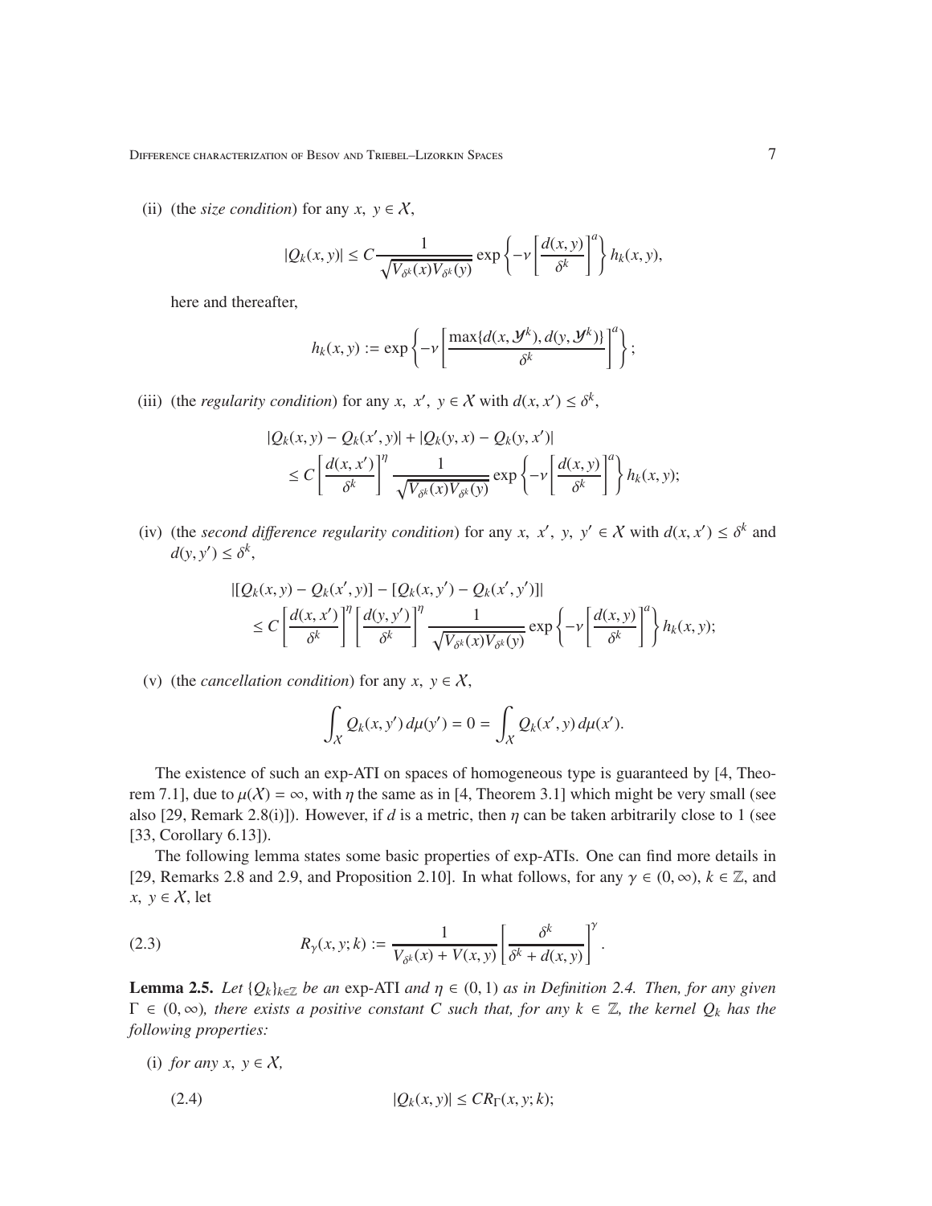(ii) (the *size condition*) for any $x, y \in \mathcal{X}$,

$$|Q_k(x,y)| \leq C \frac{1}{\sqrt{V_{\delta^k}(x) V_{\delta^k}(y)}} \exp\left\{-\nu \left[\frac{d(x,y)}{\delta^k}\right]^a\right\} h_k(x,y),$$

here and thereafter,

$$h_k(x,y) := \exp\left\{-\nu \left[\frac{\max\{d(x,\mathcal{Y}^k), d(y,\mathcal{Y}^k)\}}{\delta^k}\right]^a\right\};$$

(iii) (the *regularity condition*) for any $x, x', y \in \mathcal{X}$ with $d(x,x') \leq \delta^k$,

$$\begin{aligned}
&|Q_k(x,y) - Q_k(x',y)| + |Q_k(y,x) - Q_k(y,x')| \\
&\quad \leq C \left[\frac{d(x,x')}{\delta^k}\right]^\eta \frac{1}{\sqrt{V_{\delta^k}(x) V_{\delta^k}(y)}} \exp\left\{-\nu \left[\frac{d(x,y)}{\delta^k}\right]^a\right\} h_k(x,y);
\end{aligned}$$

(iv) (the *second difference regularity condition*) for any $x, x', y, y' \in \mathcal{X}$ with $d(x,x') \leq \delta^k$ and $d(y,y') \leq \delta^k$,

$$\begin{aligned}
&|[Q_k(x,y) - Q_k(x',y)] - [Q_k(x,y') - Q_k(x',y')]| \\
&\quad \leq C \left[\frac{d(x,x')}{\delta^k}\right]^\eta \left[\frac{d(y,y')}{\delta^k}\right]^\eta \frac{1}{\sqrt{V_{\delta^k}(x) V_{\delta^k}(y)}} \exp\left\{-\nu \left[\frac{d(x,y)}{\delta^k}\right]^a\right\} h_k(x,y);
\end{aligned}$$

(v) (the *cancellation condition*) for any $x, y \in \mathcal{X}$,

$$\int_{\mathcal{X}} Q_k(x,y')\, d\mu(y') = 0 = \int_{\mathcal{X}} Q_k(x',y)\, d\mu(x').$$

The existence of such an exp-ATI on spaces of homogeneous type is guaranteed by [4, Theorem 7.1], due to $\mu(\mathcal{X}) = \infty$, with $\eta$ the same as in [4, Theorem 3.1] which might be very small (see also [29, Remark 2.8(i)]). However, if $d$ is a metric, then $\eta$ can be taken arbitrarily close to 1 (see [33, Corollary 6.13]).

The following lemma states some basic properties of exp-ATIs. One can find more details in [29, Remarks 2.8 and 2.9, and Proposition 2.10]. In what follows, for any $\gamma \in (0,\infty)$, $k \in \mathbb{Z}$, and $x, y \in \mathcal{X}$, let

$$R_\gamma(x,y;k) := \frac{1}{V_{\delta^k}(x) + V(x,y)} \left[\frac{\delta^k}{\delta^k + d(x,y)}\right]^\gamma. \tag{2.3}$$

**Lemma 2.5.** *Let $\{Q_k\}_{k\in\mathbb{Z}}$ be an* exp-ATI *and $\eta \in (0,1)$ as in Definition 2.4. Then, for any given $\Gamma \in (0,\infty)$, there exists a positive constant $C$ such that, for any $k \in \mathbb{Z}$, the kernel $Q_k$ has the following properties:*

(i) *for any $x, y \in \mathcal{X}$,*

$$|Q_k(x,y)| \leq C R_\Gamma(x,y;k); \tag{2.4}$$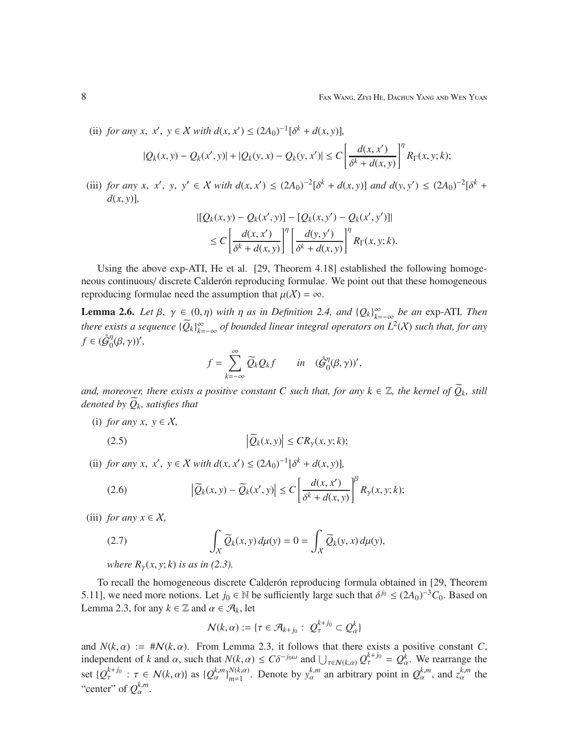(ii) *for any* $x,\ x',\ y \in \mathcal{X}$ *with* $d(x,x') \le (2A_0)^{-1}[\delta^k + d(x,y)]$,

$$|Q_k(x,y) - Q_k(x',y)| + |Q_k(y,x) - Q_k(y,x')| \le C\left[\frac{d(x,x')}{\delta^k + d(x,y)}\right]^\eta R_\Gamma(x,y;k);$$

(iii) *for any* $x,\ x',\ y,\ y' \in \mathcal{X}$ *with* $d(x,x') \le (2A_0)^{-2}[\delta^k + d(x,y)]$ *and* $d(y,y') \le (2A_0)^{-2}[\delta^k + d(x,y)]$,

$$\begin{aligned}
&|[Q_k(x,y) - Q_k(x',y)] - [Q_k(x,y') - Q_k(x',y')]| \\
&\quad \le C\left[\frac{d(x,x')}{\delta^k + d(x,y)}\right]^\eta \left[\frac{d(y,y')}{\delta^k + d(x,y)}\right]^\eta R_\Gamma(x,y;k).
\end{aligned}$$

Using the above exp-ATI, He et al. [29, Theorem 4.18] established the following homogeneous continuous/ discrete Calderón reproducing formulae. We point out that these homogeneous reproducing formulae need the assumption that $\mu(\mathcal{X}) = \infty$.

**Lemma 2.6.** *Let* $\beta,\ \gamma \in (0,\eta)$ *with* $\eta$ *as in Definition 2.4, and* $\{Q_k\}_{k=-\infty}^\infty$ *be an* exp-ATI*. Then there exists a sequence* $\{\widetilde{Q}_k\}_{k=-\infty}^\infty$ *of bounded linear integral operators on* $L^2(\mathcal{X})$ *such that, for any* $f \in (\mathring{\mathcal{G}}_0^\eta(\beta,\gamma))'$,

$$f = \sum_{k=-\infty}^\infty \widetilde{Q}_k Q_k f \qquad \text{in} \quad (\mathring{\mathcal{G}}_0^\eta(\beta,\gamma))',$$

*and, moreover, there exists a positive constant* $C$ *such that, for any* $k \in \mathbb{Z}$*, the kernel of* $\widetilde{Q}_k$*, still denoted by* $\widetilde{Q}_k$*, satisfies that*

(i) *for any* $x,\ y \in \mathcal{X}$,

$$\left|\widetilde{Q}_k(x,y)\right| \le CR_\gamma(x,y;k); \tag{2.5}$$

(ii) *for any* $x,\ x',\ y \in \mathcal{X}$ *with* $d(x,x') \le (2A_0)^{-1}[\delta^k + d(x,y)]$,

$$\left|\widetilde{Q}_k(x,y) - \widetilde{Q}_k(x',y)\right| \le C\left[\frac{d(x,x')}{\delta^k + d(x,y)}\right]^\beta R_\gamma(x,y;k); \tag{2.6}$$

(iii) *for any* $x \in \mathcal{X}$,

$$\int_{\mathcal{X}} \widetilde{Q}_k(x,y)\,d\mu(y) = 0 = \int_{\mathcal{X}} \widetilde{Q}_k(y,x)\,d\mu(y), \tag{2.7}$$

*where* $R_\gamma(x,y;k)$ *is as in (2.3).*

To recall the homogeneous discrete Calderón reproducing formula obtained in [29, Theorem 5.11], we need more notions. Let $j_0 \in \mathbb{N}$ be sufficiently large such that $\delta^{j_0} \le (2A_0)^{-3}C_0$. Based on Lemma 2.3, for any $k \in \mathbb{Z}$ and $\alpha \in \mathcal{A}_k$, let

$$\mathcal{N}(k,\alpha) := \{\tau \in \mathcal{A}_{k+j_0} :\ Q_\tau^{k+j_0} \subset Q_\alpha^k\}$$

and $N(k,\alpha) := \#\mathcal{N}(k,\alpha)$. From Lemma 2.3, it follows that there exists a positive constant $C$, independent of $k$ and $\alpha$, such that $N(k,\alpha) \le C\delta^{-j_0\omega}$ and $\bigcup_{\tau\in\mathcal{N}(k,\alpha)} Q_\tau^{k+j_0} = Q_\alpha^k$. We rearrange the set $\{Q_\tau^{k+j_0} : \tau \in \mathcal{N}(k,\alpha)\}$ as $\{Q_\alpha^{k,m}\}_{m=1}^{N(k,\alpha)}$. Denote by $y_\alpha^{k,m}$ an arbitrary point in $Q_\alpha^{k,m}$, and $z_\alpha^{k,m}$ the "center" of $Q_\alpha^{k,m}$.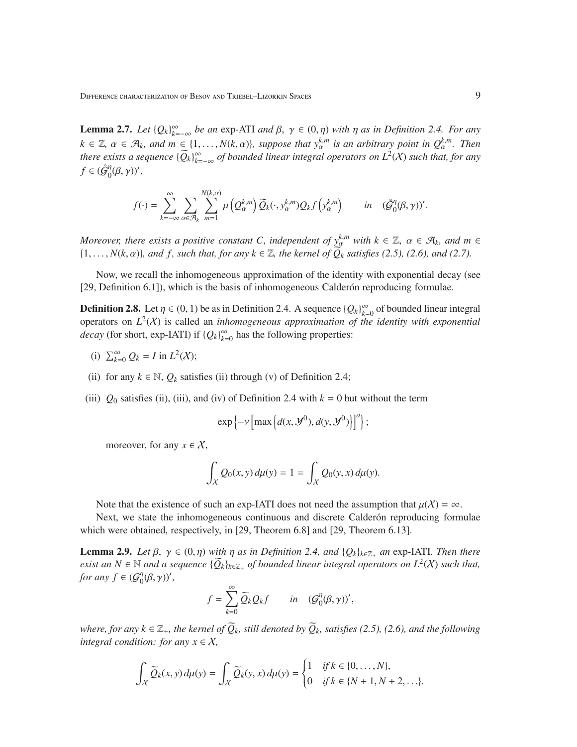**Lemma 2.7.** *Let $\{Q_k\}_{k=-\infty}^{\infty}$ be an* exp-ATI *and $\beta,\ \gamma \in (0,\eta)$ with $\eta$ as in Definition 2.4. For any $k \in \mathbb{Z}$, $\alpha \in \mathcal{A}_k$, and $m \in \{1,\ldots,N(k,\alpha)\}$, suppose that $y_\alpha^{k,m}$ is an arbitrary point in $Q_\alpha^{k,m}$. Then there exists a sequence $\{\widetilde{Q}_k\}_{k=-\infty}^{\infty}$ of bounded linear integral operators on $L^2(\mathcal{X})$ such that, for any $f \in (\mathring{\mathcal{G}}_0^{\eta}(\beta,\gamma))'$,*

$$f(\cdot) = \sum_{k=-\infty}^{\infty} \sum_{\alpha\in\mathcal{A}_k} \sum_{m=1}^{N(k,\alpha)} \mu\left(Q_\alpha^{k,m}\right) \widetilde{Q}_k(\cdot, y_\alpha^{k,m}) Q_k f\left(y_\alpha^{k,m}\right) \qquad in \quad (\mathring{\mathcal{G}}_0^{\eta}(\beta,\gamma))'.$$

*Moreover, there exists a positive constant $C$, independent of $y_\alpha^{k,m}$ with $k \in \mathbb{Z}$, $\alpha \in \mathcal{A}_k$, and $m \in \{1,\ldots,N(k,\alpha)\}$, and $f$, such that, for any $k \in \mathbb{Z}$, the kernel of $\widetilde{Q}_k$ satisfies (2.5), (2.6), and (2.7).*

Now, we recall the inhomogeneous approximation of the identity with exponential decay (see [29, Definition 6.1]), which is the basis of inhomogeneous Calderón reproducing formulae.

**Definition 2.8.** Let $\eta \in (0,1)$ be as in Definition 2.4. A sequence $\{Q_k\}_{k=0}^{\infty}$ of bounded linear integral operators on $L^2(\mathcal{X})$ is called an *inhomogeneous approximation of the identity with exponential decay* (for short, exp-IATI) if $\{Q_k\}_{k=0}^{\infty}$ has the following properties:

(i) $\sum_{k=0}^{\infty} Q_k = I$ in $L^2(\mathcal{X})$;

(ii) for any $k \in \mathbb{N}$, $Q_k$ satisfies (ii) through (v) of Definition 2.4;

(iii) $Q_0$ satisfies (ii), (iii), and (iv) of Definition 2.4 with $k = 0$ but without the term

$$\exp\left\{-\nu\left[\max\left\{d(x,\mathcal{Y}^0), d(y,\mathcal{Y}^0)\right\}\right]^a\right\};$$

moreover, for any $x \in \mathcal{X}$,

$$\int_{\mathcal{X}} Q_0(x,y)\,d\mu(y) = 1 = \int_{\mathcal{X}} Q_0(y,x)\,d\mu(y).$$

Note that the existence of such an exp-IATI does not need the assumption that $\mu(\mathcal{X}) = \infty$.

Next, we state the inhomogeneous continuous and discrete Calderón reproducing formulae which were obtained, respectively, in [29, Theorem 6.8] and [29, Theorem 6.13].

**Lemma 2.9.** *Let $\beta,\ \gamma \in (0,\eta)$ with $\eta$ as in Definition 2.4, and $\{Q_k\}_{k\in\mathbb{Z}_+}$ an* exp-IATI. *Then there exist an $N \in \mathbb{N}$ and a sequence $\{\widetilde{Q}_k\}_{k\in\mathbb{Z}_+}$ of bounded linear integral operators on $L^2(\mathcal{X})$ such that, for any $f \in (\mathcal{G}_0^{\eta}(\beta,\gamma))'$,*

$$f = \sum_{k=0}^{\infty} \widetilde{Q}_k Q_k f \qquad in \quad (\mathcal{G}_0^{\eta}(\beta,\gamma))',$$

*where, for any $k \in \mathbb{Z}_+$, the kernel of $\widetilde{Q}_k$, still denoted by $\widetilde{Q}_k$, satisfies (2.5), (2.6), and the following integral condition: for any $x \in \mathcal{X}$,*

$$\int_{\mathcal{X}} \widetilde{Q}_k(x,y)\,d\mu(y) = \int_{\mathcal{X}} \widetilde{Q}_k(y,x)\,d\mu(y) = \begin{cases} 1 & \text{if } k \in \{0,\ldots,N\}, \\ 0 & \text{if } k \in \{N+1, N+2, \ldots\}. \end{cases}$$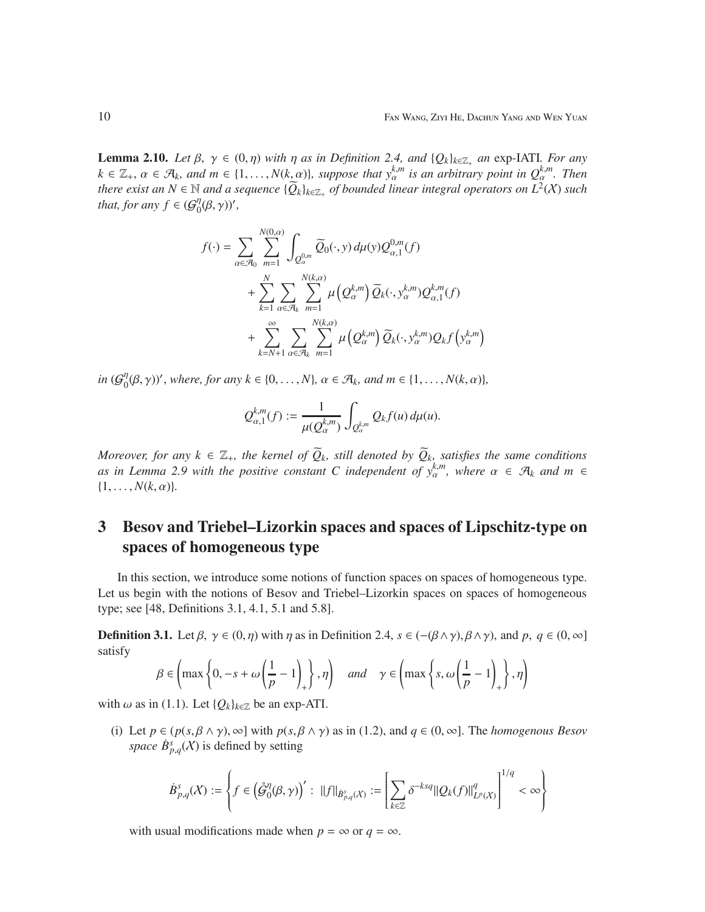**Lemma 2.10.** *Let $\beta,\ \gamma \in (0,\eta)$ with $\eta$ as in Definition 2.4, and $\{Q_k\}_{k\in\mathbb{Z}_+}$ an* exp-IATI*. For any $k \in \mathbb{Z}_+$, $\alpha \in \mathcal{A}_k$, and $m \in \{1,\ldots,N(k,\alpha)\}$, suppose that $y_\alpha^{k,m}$ is an arbitrary point in $Q_\alpha^{k,m}$. Then there exist an $N \in \mathbb{N}$ and a sequence $\{\widetilde{Q}_k\}_{k\in\mathbb{Z}_+}$ of bounded linear integral operators on $L^2(\mathcal{X})$ such that, for any $f \in (\mathcal{G}_0^\eta(\beta,\gamma))'$,*

$$
\begin{aligned}
f(\cdot) = &\sum_{\alpha\in\mathcal{A}_0}\sum_{m=1}^{N(0,\alpha)} \int_{Q_\alpha^{0,m}} \widetilde{Q}_0(\cdot,y)\,d\mu(y) Q_{\alpha,1}^{0,m}(f) \\
&+ \sum_{k=1}^{N}\sum_{\alpha\in\mathcal{A}_k}\sum_{m=1}^{N(k,\alpha)} \mu\left(Q_\alpha^{k,m}\right)\widetilde{Q}_k(\cdot,y_\alpha^{k,m})Q_{\alpha,1}^{k,m}(f) \\
&+ \sum_{k=N+1}^{\infty}\sum_{\alpha\in\mathcal{A}_k}\sum_{m=1}^{N(k,\alpha)} \mu\left(Q_\alpha^{k,m}\right)\widetilde{Q}_k(\cdot,y_\alpha^{k,m})Q_k f\left(y_\alpha^{k,m}\right)
\end{aligned}
$$

*in $(\mathcal{G}_0^\eta(\beta,\gamma))'$, where, for any $k \in \{0,\ldots,N\}$, $\alpha \in \mathcal{A}_k$, and $m \in \{1,\ldots,N(k,\alpha)\}$,*

$$
Q_{\alpha,1}^{k,m}(f) := \frac{1}{\mu(Q_\alpha^{k,m})}\int_{Q_\alpha^{k,m}} Q_k f(u)\,d\mu(u).
$$

*Moreover, for any $k \in \mathbb{Z}_+$, the kernel of $\widetilde{Q}_k$, still denoted by $\widetilde{Q}_k$, satisfies the same conditions as in Lemma 2.9 with the positive constant $C$ independent of $y_\alpha^{k,m}$, where $\alpha \in \mathcal{A}_k$ and $m \in \{1,\ldots,N(k,\alpha)\}$.*

# 3 Besov and Triebel–Lizorkin spaces and spaces of Lipschitz-type on spaces of homogeneous type

In this section, we introduce some notions of function spaces on spaces of homogeneous type. Let us begin with the notions of Besov and Triebel–Lizorkin spaces on spaces of homogeneous type; see [48, Definitions 3.1, 4.1, 5.1 and 5.8].

**Definition 3.1.** Let $\beta,\ \gamma \in (0,\eta)$ with $\eta$ as in Definition 2.4, $s \in (-(\beta\wedge\gamma),\beta\wedge\gamma)$, and $p,\ q \in (0,\infty]$ satisfy

$$
\beta \in \left(\max\left\{0, -s+\omega\left(\frac{1}{p}-1\right)_+\right\},\eta\right) \quad \textit{and} \quad \gamma \in \left(\max\left\{s, \omega\left(\frac{1}{p}-1\right)_+\right\},\eta\right)
$$

with $\omega$ as in (1.1). Let $\{Q_k\}_{k\in\mathbb{Z}}$ be an exp-ATI.

(i) Let $p \in (p(s,\beta\wedge\gamma),\infty]$ with $p(s,\beta\wedge\gamma)$ as in (1.2), and $q \in (0,\infty]$. The *homogenous Besov space* $\dot{B}^s_{p,q}(\mathcal{X})$ is defined by setting

$$
\dot{B}^s_{p,q}(\mathcal{X}) := \left\{ f \in \left(\mathring{\mathcal{G}}_0^\eta(\beta,\gamma)\right)' :\ \|f\|_{\dot{B}^s_{p,q}(\mathcal{X})} := \left[\sum_{k\in\mathbb{Z}} \delta^{-ksq}\|Q_k(f)\|^q_{L^p(\mathcal{X})}\right]^{1/q} < \infty \right\}
$$

with usual modifications made when $p = \infty$ or $q = \infty$.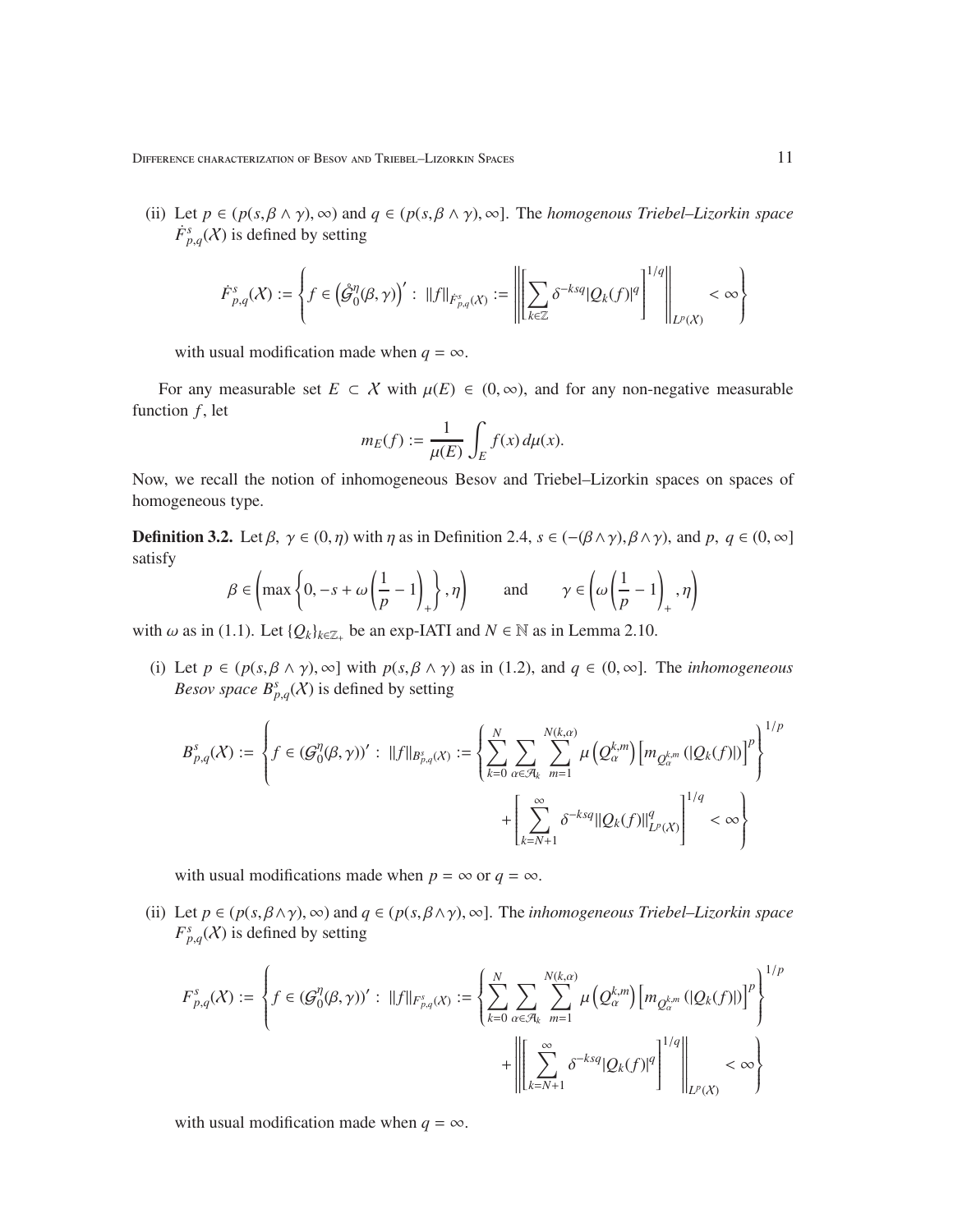(ii) Let $p \in (p(s,\beta\wedge\gamma),\infty)$ and $q \in (p(s,\beta\wedge\gamma),\infty]$. The *homogenous Triebel–Lizorkin space* $\dot{F}^s_{p,q}(\mathcal{X})$ is defined by setting

$$\dot{F}^s_{p,q}(\mathcal{X}) := \left\{ f \in \left(\mathring{\mathcal{G}}^{\eta}_0(\beta,\gamma)\right)' : \|f\|_{\dot{F}^s_{p,q}(\mathcal{X})} := \left\| \left[ \sum_{k\in\mathbb{Z}} \delta^{-ksq} |Q_k(f)|^q \right]^{1/q} \right\|_{L^p(\mathcal{X})} < \infty \right\}$$

with usual modification made when $q = \infty$.

For any measurable set $E \subset \mathcal{X}$ with $\mu(E) \in (0,\infty)$, and for any non-negative measurable function $f$, let

$$m_E(f) := \frac{1}{\mu(E)} \int_E f(x)\,d\mu(x).$$

Now, we recall the notion of inhomogeneous Besov and Triebel–Lizorkin spaces on spaces of homogeneous type.

**Definition 3.2.** Let $\beta,\ \gamma \in (0,\eta)$ with $\eta$ as in Definition 2.4, $s \in (-(\beta\wedge\gamma),\beta\wedge\gamma)$, and $p,\ q \in (0,\infty]$ satisfy

$$\beta \in \left(\max\left\{0, -s+\omega\left(\frac{1}{p}-1\right)_+\right\},\eta\right) \qquad \text{and} \qquad \gamma \in \left(\omega\left(\frac{1}{p}-1\right)_+,\eta\right)$$

with $\omega$ as in (1.1). Let $\{Q_k\}_{k\in\mathbb{Z}_+}$ be an exp-IATI and $N \in \mathbb{N}$ as in Lemma 2.10.

(i) Let $p \in (p(s,\beta\wedge\gamma),\infty]$ with $p(s,\beta\wedge\gamma)$ as in (1.2), and $q \in (0,\infty]$. The *inhomogeneous Besov space* $B^s_{p,q}(\mathcal{X})$ is defined by setting

$$B^s_{p,q}(\mathcal{X}) := \left\{ f \in (\mathcal{G}^{\eta}_0(\beta,\gamma))' : \|f\|_{B^s_{p,q}(\mathcal{X})} := \left\{ \sum_{k=0}^{N} \sum_{\alpha\in\mathcal{A}_k} \sum_{m=1}^{N(k,\alpha)} \mu\left(Q^{k,m}_\alpha\right) \left[ m_{Q^{k,m}_\alpha}(|Q_k(f)|) \right]^p \right\}^{1/p} + \left[ \sum_{k=N+1}^{\infty} \delta^{-ksq} \|Q_k(f)\|^q_{L^p(\mathcal{X})} \right]^{1/q} < \infty \right\}$$

with usual modifications made when $p = \infty$ or $q = \infty$.

(ii) Let $p \in (p(s,\beta\wedge\gamma),\infty)$ and $q \in (p(s,\beta\wedge\gamma),\infty]$. The *inhomogeneous Triebel–Lizorkin space* $F^s_{p,q}(\mathcal{X})$ is defined by setting

$$F^s_{p,q}(\mathcal{X}) := \left\{ f \in (\mathcal{G}^{\eta}_0(\beta,\gamma))' : \|f\|_{F^s_{p,q}(\mathcal{X})} := \left\{ \sum_{k=0}^{N} \sum_{\alpha\in\mathcal{A}_k} \sum_{m=1}^{N(k,\alpha)} \mu\left(Q^{k,m}_\alpha\right) \left[ m_{Q^{k,m}_\alpha}(|Q_k(f)|) \right]^p \right\}^{1/p} + \left\| \left[ \sum_{k=N+1}^{\infty} \delta^{-ksq} |Q_k(f)|^q \right]^{1/q} \right\|_{L^p(\mathcal{X})} < \infty \right\}$$

with usual modification made when $q = \infty$.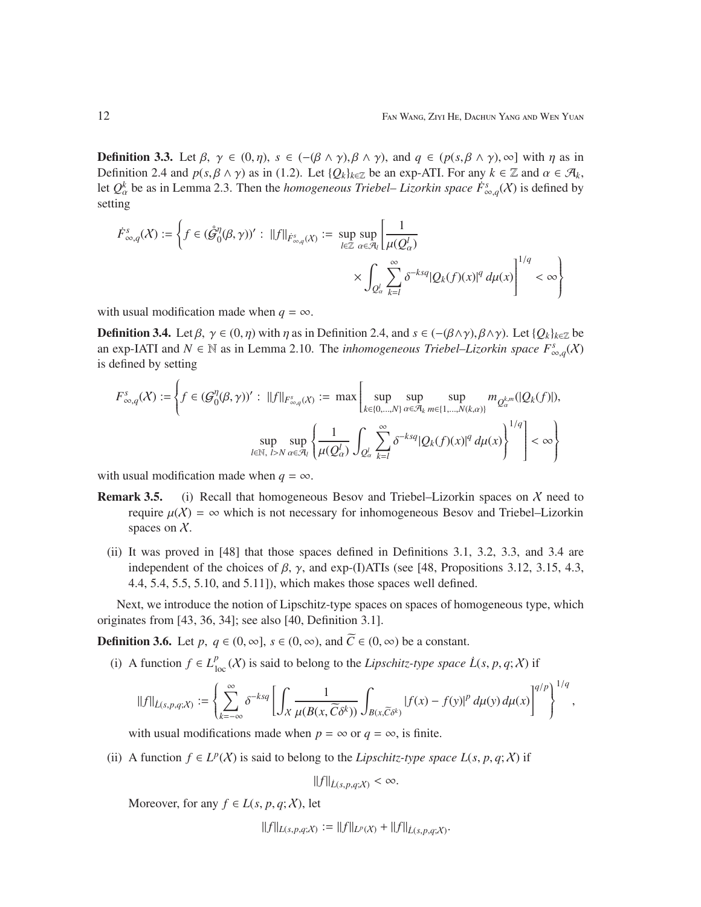**Definition 3.3.** Let $\beta,\ \gamma \in (0,\eta)$, $s \in (-(\beta\wedge\gamma), \beta\wedge\gamma)$, and $q \in (p(s,\beta\wedge\gamma),\infty]$ with $\eta$ as in Definition 2.4 and $p(s,\beta\wedge\gamma)$ as in (1.2). Let $\{Q_k\}_{k\in\mathbb{Z}}$ be an exp-ATI. For any $k\in\mathbb{Z}$ and $\alpha\in\mathcal{A}_k$, let $Q_\alpha^k$ be as in Lemma 2.3. Then the *homogeneous Triebel– Lizorkin space* $\dot F^s_{\infty,q}(\mathcal{X})$ is defined by setting

$$
\dot F^s_{\infty,q}(\mathcal{X}) := \left\{ f \in (\mathring{\mathcal{G}}_0^\eta(\beta,\gamma))' :\ \|f\|_{\dot F^s_{\infty,q}(\mathcal{X})} := \sup_{l\in\mathbb{Z}}\sup_{\alpha\in\mathcal{A}_l}\left[\frac{1}{\mu(Q_\alpha^l)} \int_{Q_\alpha^l}\sum_{k=l}^{\infty}\delta^{-ksq}|Q_k(f)(x)|^q\,d\mu(x)\right]^{1/q} < \infty \right\}
$$

with usual modification made when $q=\infty$.

**Definition 3.4.** Let $\beta,\ \gamma\in(0,\eta)$ with $\eta$ as in Definition 2.4, and $s\in(-(\beta\wedge\gamma),\beta\wedge\gamma)$. Let $\{Q_k\}_{k\in\mathbb{Z}}$ be an exp-IATI and $N\in\mathbb{N}$ as in Lemma 2.10. The *inhomogeneous Triebel–Lizorkin space* $F^s_{\infty,q}(\mathcal{X})$ is defined by setting

$$
F^s_{\infty,q}(\mathcal{X}) := \left\{ f\in(\mathcal{G}_0^\eta(\beta,\gamma))' :\ \|f\|_{F^s_{\infty,q}(\mathcal{X})} := \max\left[\sup_{k\in\{0,\ldots,N\}}\sup_{\alpha\in\mathcal{A}_k}\sup_{m\in\{1,\ldots,N(k,\alpha)\}} m_{Q_\alpha^{k,m}}(|Q_k(f)|),\right.\right.
$$
$$
\left.\left.\sup_{l\in\mathbb{N},\ l>N}\sup_{\alpha\in\mathcal{A}_l}\left\{\frac{1}{\mu(Q_\alpha^l)}\int_{Q_\alpha^l}\sum_{k=l}^{\infty}\delta^{-ksq}|Q_k(f)(x)|^q\,d\mu(x)\right\}^{1/q}\right] < \infty\right\}
$$

with usual modification made when $q=\infty$.

**Remark 3.5.**
(i) Recall that homogeneous Besov and Triebel–Lizorkin spaces on $\mathcal{X}$ need to require $\mu(\mathcal{X})=\infty$ which is not necessary for inhomogeneous Besov and Triebel–Lizorkin spaces on $\mathcal{X}$.

(ii) It was proved in [48] that those spaces defined in Definitions 3.1, 3.2, 3.3, and 3.4 are independent of the choices of $\beta$, $\gamma$, and exp-(I)ATIs (see [48, Propositions 3.12, 3.15, 4.3, 4.4, 5.4, 5.5, 5.10, and 5.11]), which makes those spaces well defined.

Next, we introduce the notion of Lipschitz-type spaces on spaces of homogeneous type, which originates from [43, 36, 34]; see also [40, Definition 3.1].

**Definition 3.6.** Let $p,\ q\in(0,\infty]$, $s\in(0,\infty)$, and $\widetilde C\in(0,\infty)$ be a constant.

(i) A function $f\in L^p_{\mathrm{loc}}(\mathcal{X})$ is said to belong to the *Lipschitz-type space* $\dot L(s,p,q;\mathcal{X})$ if

$$
\|f\|_{\dot L(s,p,q;\mathcal{X})} := \left\{\sum_{k=-\infty}^{\infty}\delta^{-ksq}\left[\int_{\mathcal{X}}\frac{1}{\mu(B(x,\widetilde C\delta^k))}\int_{B(x,\widetilde C\delta^k)}|f(x)-f(y)|^p\,d\mu(y)\,d\mu(x)\right]^{q/p}\right\}^{1/q},
$$

with usual modifications made when $p=\infty$ or $q=\infty$, is finite.

(ii) A function $f\in L^p(\mathcal{X})$ is said to belong to the *Lipschitz-type space* $L(s,p,q;\mathcal{X})$ if

$$
\|f\|_{\dot L(s,p,q;\mathcal{X})}<\infty.
$$

Moreover, for any $f\in L(s,p,q;\mathcal{X})$, let

$$
\|f\|_{L(s,p,q;\mathcal{X})} := \|f\|_{L^p(\mathcal{X})} + \|f\|_{\dot L(s,p,q;\mathcal{X})}.
$$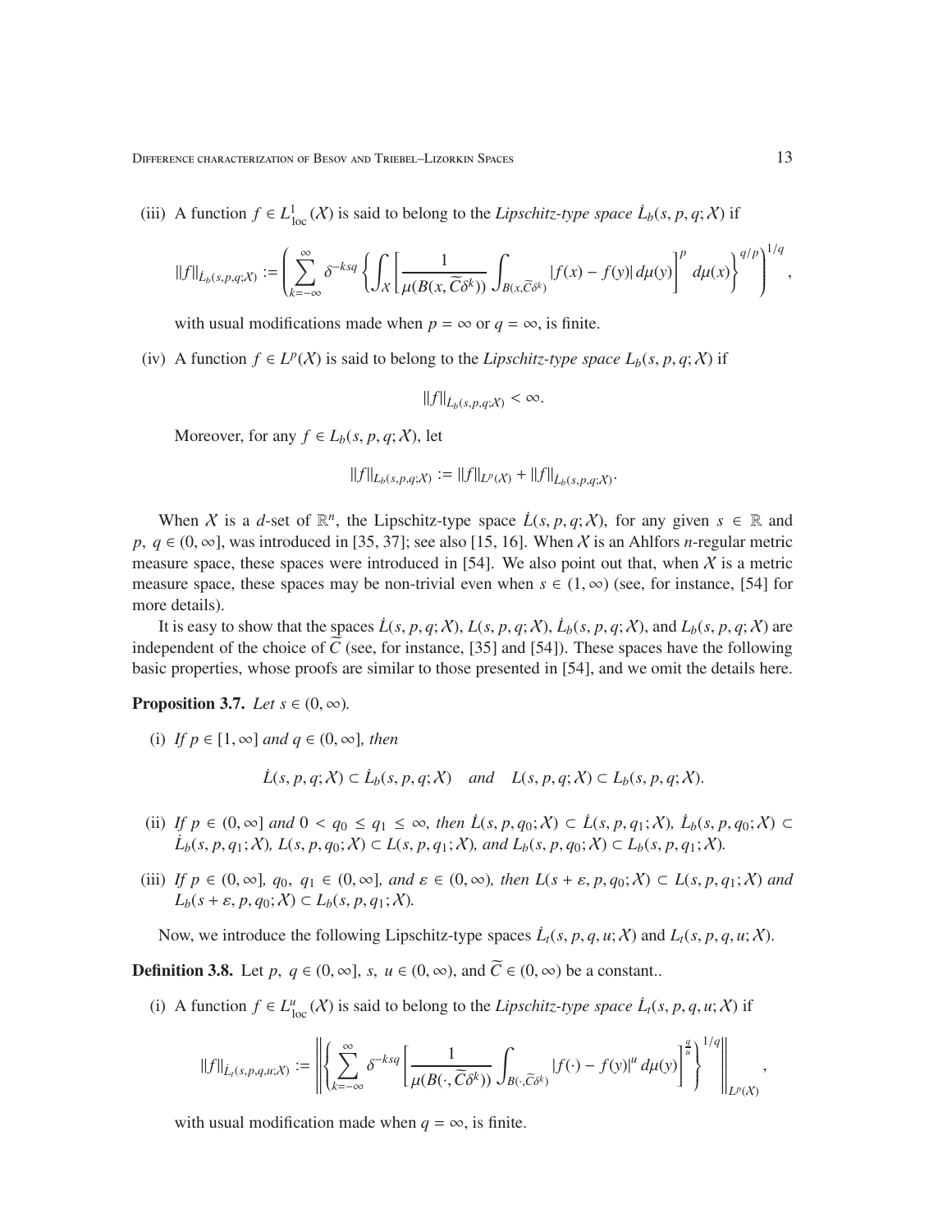(iii) A function $f \in L^1_{\mathrm{loc}}(\mathcal{X})$ is said to belong to the *Lipschitz-type space* $\dot{L}_b(s,p,q;\mathcal{X})$ if

$$\|f\|_{\dot{L}_b(s,p,q;\mathcal{X})} := \left( \sum_{k=-\infty}^{\infty} \delta^{-ksq} \left\{ \int_{\mathcal{X}} \left[ \frac{1}{\mu(B(x,\widetilde{C}\delta^k))} \int_{B(x,\widetilde{C}\delta^k)} |f(x) - f(y)|\, d\mu(y) \right]^p d\mu(x) \right\}^{q/p} \right)^{1/q},$$

with usual modifications made when $p = \infty$ or $q = \infty$, is finite.

(iv) A function $f \in L^p(\mathcal{X})$ is said to belong to the *Lipschitz-type space* $L_b(s,p,q;\mathcal{X})$ if

$$\|f\|_{\dot{L}_b(s,p,q;\mathcal{X})} < \infty.$$

Moreover, for any $f \in L_b(s,p,q;\mathcal{X})$, let

$$\|f\|_{L_b(s,p,q;\mathcal{X})} := \|f\|_{L^p(\mathcal{X})} + \|f\|_{\dot{L}_b(s,p,q;\mathcal{X})}.$$

When $\mathcal{X}$ is a $d$-set of $\mathbb{R}^n$, the Lipschitz-type space $\dot{L}(s,p,q;\mathcal{X})$, for any given $s \in \mathbb{R}$ and $p,\ q \in (0,\infty]$, was introduced in [35, 37]; see also [15, 16]. When $\mathcal{X}$ is an Ahlfors $n$-regular metric measure space, these spaces were introduced in [54]. We also point out that, when $\mathcal{X}$ is a metric measure space, these spaces may be non-trivial even when $s \in (1,\infty)$ (see, for instance, [54] for more details).

It is easy to show that the spaces $\dot{L}(s,p,q;\mathcal{X})$, $L(s,p,q;\mathcal{X})$, $\dot{L}_b(s,p,q;\mathcal{X})$, and $L_b(s,p,q;\mathcal{X})$ are independent of the choice of $\widetilde{C}$ (see, for instance, [35] and [54]). These spaces have the following basic properties, whose proofs are similar to those presented in [54], and we omit the details here.

**Proposition 3.7.** *Let $s \in (0,\infty)$.*

(i) *If $p \in [1,\infty]$ and $q \in (0,\infty]$, then*

$$\dot{L}(s,p,q;\mathcal{X}) \subset \dot{L}_b(s,p,q;\mathcal{X}) \quad \text{and} \quad L(s,p,q;\mathcal{X}) \subset L_b(s,p,q;\mathcal{X}).$$

(ii) *If $p \in (0,\infty]$ and $0 < q_0 \le q_1 \le \infty$, then $\dot{L}(s,p,q_0;\mathcal{X}) \subset \dot{L}(s,p,q_1;\mathcal{X})$, $\dot{L}_b(s,p,q_0;\mathcal{X}) \subset \dot{L}_b(s,p,q_1;\mathcal{X})$, $L(s,p,q_0;\mathcal{X}) \subset L(s,p,q_1;\mathcal{X})$, and $L_b(s,p,q_0;\mathcal{X}) \subset L_b(s,p,q_1;\mathcal{X})$.*

(iii) *If $p \in (0,\infty]$, $q_0,\ q_1 \in (0,\infty]$, and $\varepsilon \in (0,\infty)$, then $L(s+\varepsilon,p,q_0;\mathcal{X}) \subset L(s,p,q_1;\mathcal{X})$ and $L_b(s+\varepsilon,p,q_0;\mathcal{X}) \subset L_b(s,p,q_1;\mathcal{X})$.*

Now, we introduce the following Lipschitz-type spaces $\dot{L}_t(s,p,q,u;\mathcal{X})$ and $L_t(s,p,q,u;\mathcal{X})$.

**Definition 3.8.** Let $p,\ q \in (0,\infty]$, $s,\ u \in (0,\infty)$, and $\widetilde{C} \in (0,\infty)$ be a constant..

(i) A function $f \in L^u_{\mathrm{loc}}(\mathcal{X})$ is said to belong to the *Lipschitz-type space* $\dot{L}_t(s,p,q,u;\mathcal{X})$ if

$$\|f\|_{\dot{L}_t(s,p,q,u;\mathcal{X})} := \left\| \left\{ \sum_{k=-\infty}^{\infty} \delta^{-ksq} \left[ \frac{1}{\mu(B(\cdot,\widetilde{C}\delta^k))} \int_{B(\cdot,\widetilde{C}\delta^k)} |f(\cdot) - f(y)|^u\, d\mu(y) \right]^{\frac{q}{u}} \right\}^{1/q} \right\|_{L^p(\mathcal{X})},$$

with usual modification made when $q = \infty$, is finite.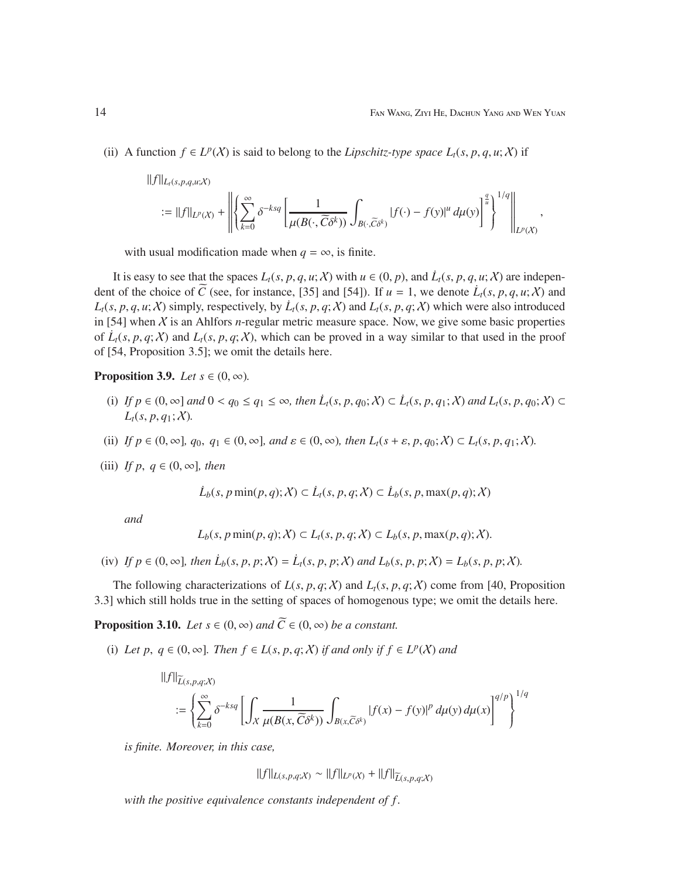(ii) A function $f \in L^p(\mathcal{X})$ is said to belong to the *Lipschitz-type space* $L_t(s,p,q,u;\mathcal{X})$ if

$$
\begin{aligned}
&\|f\|_{L_t(s,p,q,u;\mathcal{X})} \\
&\quad := \|f\|_{L^p(\mathcal{X})} + \left\| \left\{ \sum_{k=0}^{\infty} \delta^{-ksq} \left[ \frac{1}{\mu(B(\cdot, \widetilde{C}\delta^k))} \int_{B(\cdot, \widetilde{C}\delta^k)} |f(\cdot) - f(y)|^u \, d\mu(y) \right]^{\frac{q}{u}} \right\}^{1/q} \right\|_{L^p(\mathcal{X})},
\end{aligned}
$$

with usual modification made when $q = \infty$, is finite.

It is easy to see that the spaces $L_t(s,p,q,u;\mathcal{X})$ with $u \in (0,p)$, and $\dot{L}_t(s,p,q,u;\mathcal{X})$ are independent of the choice of $\widetilde{C}$ (see, for instance, [35] and [54]). If $u = 1$, we denote $\dot{L}_t(s,p,q,u;\mathcal{X})$ and $L_t(s,p,q,u;\mathcal{X})$ simply, respectively, by $\dot{L}_t(s,p,q;\mathcal{X})$ and $L_t(s,p,q;\mathcal{X})$ which were also introduced in [54] when $\mathcal{X}$ is an Ahlfors $n$-regular metric measure space. Now, we give some basic properties of $\dot{L}_t(s,p,q;\mathcal{X})$ and $L_t(s,p,q;\mathcal{X})$, which can be proved in a way similar to that used in the proof of [54, Proposition 3.5]; we omit the details here.

**Proposition 3.9.** *Let* $s \in (0,\infty)$.

(i) *If* $p \in (0,\infty]$ *and* $0 < q_0 \le q_1 \le \infty$, *then* $\dot{L}_t(s,p,q_0;\mathcal{X}) \subset \dot{L}_t(s,p,q_1;\mathcal{X})$ *and* $L_t(s,p,q_0;\mathcal{X}) \subset L_t(s,p,q_1;\mathcal{X})$.

(ii) *If* $p \in (0,\infty]$, $q_0,\ q_1 \in (0,\infty]$, *and* $\varepsilon \in (0,\infty)$, *then* $L_t(s+\varepsilon,p,q_0;\mathcal{X}) \subset L_t(s,p,q_1;\mathcal{X})$.

(iii) *If* $p,\ q \in (0,\infty]$, *then*

$$
\dot{L}_b(s,p\min(p,q);\mathcal{X}) \subset \dot{L}_t(s,p,q;\mathcal{X}) \subset \dot{L}_b(s,p,\max(p,q);\mathcal{X})
$$

*and*

$$
L_b(s,p\min(p,q);\mathcal{X}) \subset L_t(s,p,q;\mathcal{X}) \subset L_b(s,p,\max(p,q);\mathcal{X}).
$$

(iv) *If* $p \in (0,\infty]$, *then* $\dot{L}_b(s,p,p;\mathcal{X}) = \dot{L}_t(s,p,p;\mathcal{X})$ *and* $L_b(s,p,p;\mathcal{X}) = L_b(s,p,p;\mathcal{X})$.

The following characterizations of $L(s,p,q;\mathcal{X})$ and $L_t(s,p,q;\mathcal{X})$ come from [40, Proposition 3.3] which still holds true in the setting of spaces of homogenous type; we omit the details here.

**Proposition 3.10.** *Let* $s \in (0,\infty)$ *and* $\widetilde{C} \in (0,\infty)$ *be a constant.*

(i) *Let* $p,\ q \in (0,\infty]$. *Then* $f \in L(s,p,q;\mathcal{X})$ *if and only if* $f \in L^p(\mathcal{X})$ *and*

$$
\begin{aligned}
&\|f\|_{\widetilde{L}(s,p,q;\mathcal{X})} \\
&\quad := \left\{ \sum_{k=0}^{\infty} \delta^{-ksq} \left[ \int_{\mathcal{X}} \frac{1}{\mu(B(x,\widetilde{C}\delta^k))} \int_{B(x,\widetilde{C}\delta^k)} |f(x) - f(y)|^p \, d\mu(y) \, d\mu(x) \right]^{q/p} \right\}^{1/q}
\end{aligned}
$$

*is finite. Moreover, in this case,*

$$
\|f\|_{L(s,p,q;\mathcal{X})} \sim \|f\|_{L^p(\mathcal{X})} + \|f\|_{\widetilde{L}(s,p,q;\mathcal{X})}
$$

*with the positive equivalence constants independent of* $f$.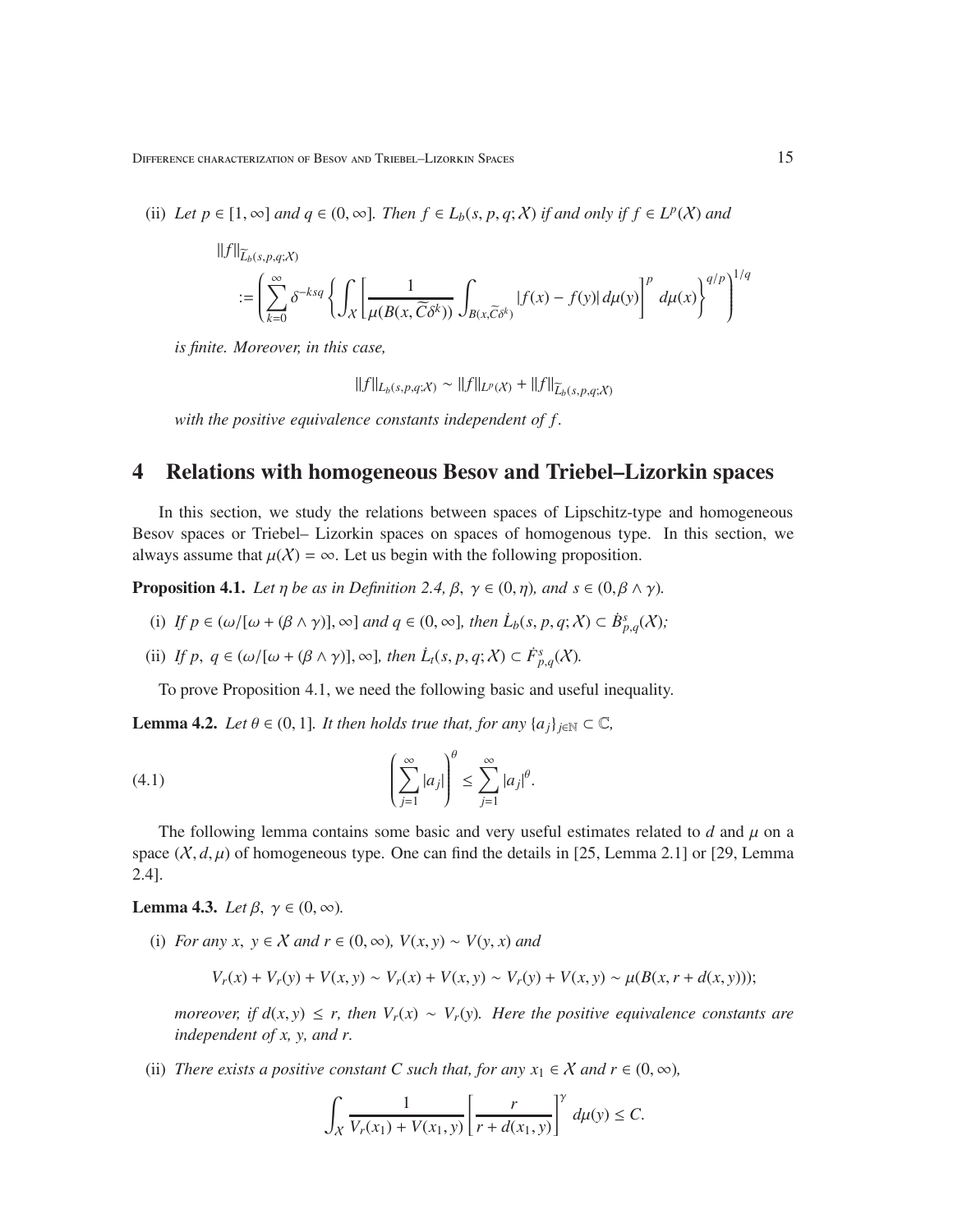(ii) *Let $p \in [1, \infty]$ and $q \in (0, \infty]$. Then $f \in L_b(s, p, q; \mathcal{X})$ if and only if $f \in L^p(\mathcal{X})$ and*

$$
\|f\|_{\widetilde{L}_b(s,p,q;\mathcal{X})} := \left( \sum_{k=0}^{\infty} \delta^{-ksq} \left\{ \int_{\mathcal{X}} \left[ \frac{1}{\mu(B(x, \widetilde{C}\delta^k))} \int_{B(x,\widetilde{C}\delta^k)} |f(x) - f(y)| \, d\mu(y) \right]^p d\mu(x) \right\}^{q/p} \right)^{1/q}
$$

*is finite. Moreover, in this case,*

$$
\|f\|_{L_b(s,p,q;\mathcal{X})} \sim \|f\|_{L^p(\mathcal{X})} + \|f\|_{\widetilde{L}_b(s,p,q;\mathcal{X})}
$$

*with the positive equivalence constants independent of $f$.*

# 4 Relations with homogeneous Besov and Triebel–Lizorkin spaces

In this section, we study the relations between spaces of Lipschitz-type and homogeneous Besov spaces or Triebel– Lizorkin spaces on spaces of homogenous type. In this section, we always assume that $\mu(\mathcal{X}) = \infty$. Let us begin with the following proposition.

**Proposition 4.1.** *Let $\eta$ be as in Definition 2.4, $\beta,\ \gamma \in (0, \eta)$, and $s \in (0, \beta \wedge \gamma)$.*

(i) *If $p \in (\omega/[\omega + (\beta \wedge \gamma)], \infty]$ and $q \in (0, \infty]$, then $\dot{L}_b(s, p, q; \mathcal{X}) \subset \dot{B}^s_{p,q}(\mathcal{X})$;*

(ii) *If $p,\ q \in (\omega/[\omega + (\beta \wedge \gamma)], \infty]$, then $\dot{L}_t(s, p, q; \mathcal{X}) \subset \dot{F}^s_{p,q}(\mathcal{X})$.*

To prove Proposition 4.1, we need the following basic and useful inequality.

**Lemma 4.2.** *Let $\theta \in (0, 1]$. It then holds true that, for any $\{a_j\}_{j\in\mathbb{N}} \subset \mathbb{C}$,*

$$
\left( \sum_{j=1}^{\infty} |a_j| \right)^{\theta} \le \sum_{j=1}^{\infty} |a_j|^{\theta}. \tag{4.1}
$$

The following lemma contains some basic and very useful estimates related to $d$ and $\mu$ on a space $(\mathcal{X}, d, \mu)$ of homogeneous type. One can find the details in [25, Lemma 2.1] or [29, Lemma 2.4].

**Lemma 4.3.** *Let $\beta,\ \gamma \in (0, \infty)$.*

(i) *For any $x,\ y \in \mathcal{X}$ and $r \in (0, \infty)$, $V(x, y) \sim V(y, x)$ and*

$$
V_r(x) + V_r(y) + V(x, y) \sim V_r(x) + V(x, y) \sim V_r(y) + V(x, y) \sim \mu(B(x, r + d(x, y)));
$$

*moreover, if $d(x, y) \le r$, then $V_r(x) \sim V_r(y)$. Here the positive equivalence constants are independent of $x$, $y$, and $r$.*

(ii) *There exists a positive constant $C$ such that, for any $x_1 \in \mathcal{X}$ and $r \in (0, \infty)$,*

$$
\int_{\mathcal{X}} \frac{1}{V_r(x_1) + V(x_1, y)} \left[ \frac{r}{r + d(x_1, y)} \right]^{\gamma} d\mu(y) \le C.
$$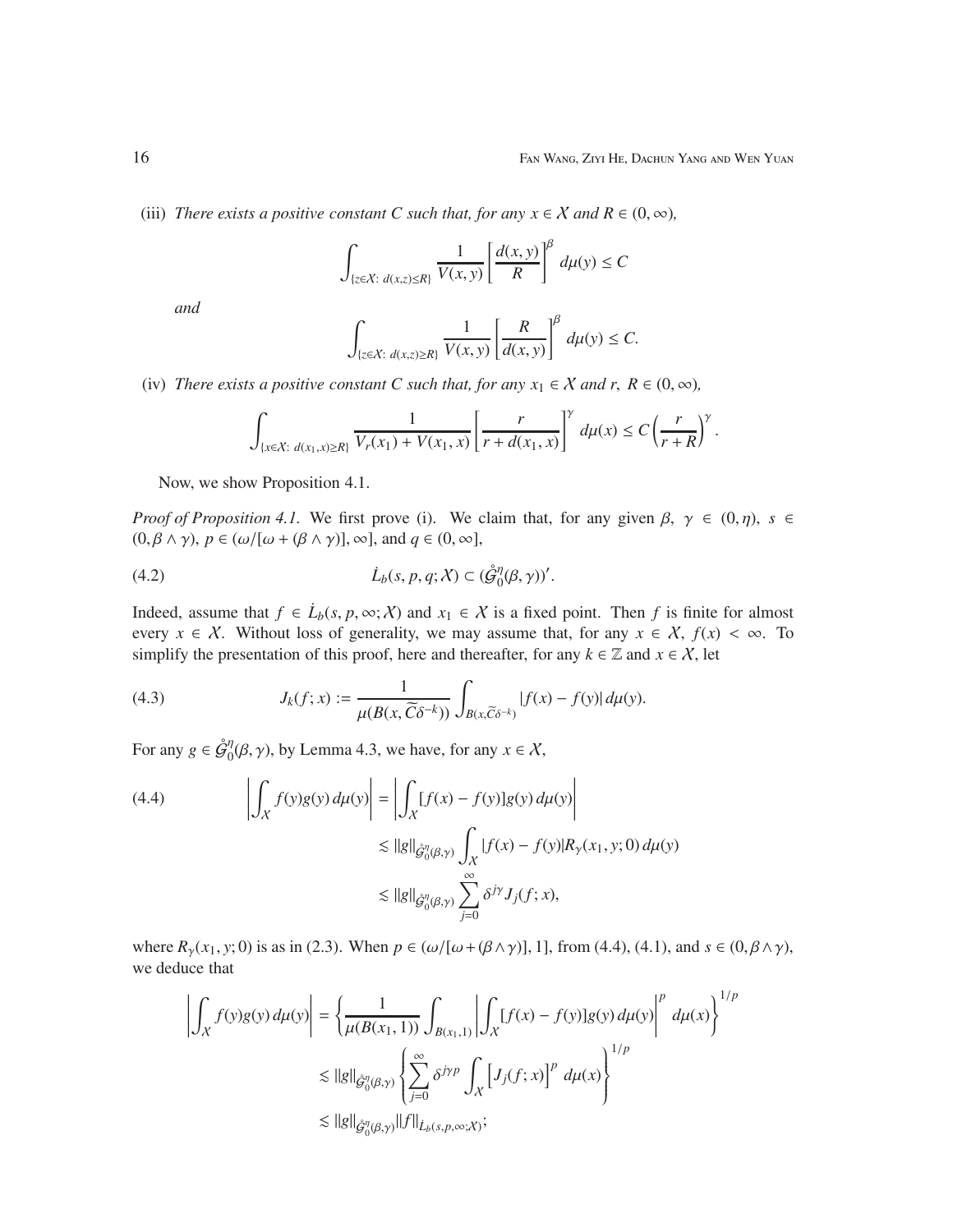(iii) *There exists a positive constant $C$ such that, for any $x \in \mathcal{X}$ and $R \in (0,\infty)$,*

$$\int_{\{z\in\mathcal{X}:\ d(x,z)\le R\}} \frac{1}{V(x,y)}\left[\frac{d(x,y)}{R}\right]^{\beta} d\mu(y) \le C$$

*and*

$$\int_{\{z\in\mathcal{X}:\ d(x,z)\ge R\}} \frac{1}{V(x,y)}\left[\frac{R}{d(x,y)}\right]^{\beta} d\mu(y) \le C.$$

(iv) *There exists a positive constant $C$ such that, for any $x_1 \in \mathcal{X}$ and $r,\ R \in (0,\infty)$,*

$$\int_{\{x\in\mathcal{X}:\ d(x_1,x)\ge R\}} \frac{1}{V_r(x_1)+V(x_1,x)}\left[\frac{r}{r+d(x_1,x)}\right]^{\gamma} d\mu(x) \le C\left(\frac{r}{r+R}\right)^{\gamma}.$$

Now, we show Proposition 4.1.

*Proof of Proposition 4.1.* We first prove (i). We claim that, for any given $\beta,\ \gamma \in (0,\eta)$, $s \in (0,\beta\wedge\gamma)$, $p \in (\omega/[\omega+(\beta\wedge\gamma)],\infty]$, and $q \in (0,\infty]$,

$$\dot{L}_b(s,p,q;\mathcal{X}) \subset (\mathring{\mathcal{G}}_0^{\eta}(\beta,\gamma))'. \tag{4.2}$$

Indeed, assume that $f \in \dot{L}_b(s,p,\infty;\mathcal{X})$ and $x_1 \in \mathcal{X}$ is a fixed point. Then $f$ is finite for almost every $x \in \mathcal{X}$. Without loss of generality, we may assume that, for any $x \in \mathcal{X}$, $f(x) < \infty$. To simplify the presentation of this proof, here and thereafter, for any $k \in \mathbb{Z}$ and $x \in \mathcal{X}$, let

$$J_k(f;x) := \frac{1}{\mu(B(x,\widetilde{C}\delta^{-k}))}\int_{B(x,\widetilde{C}\delta^{-k})} |f(x)-f(y)|\,d\mu(y). \tag{4.3}$$

For any $g \in \mathring{\mathcal{G}}_0^{\eta}(\beta,\gamma)$, by Lemma 4.3, we have, for any $x \in \mathcal{X}$,

$$\begin{aligned}\left|\int_{\mathcal{X}} f(y)g(y)\,d\mu(y)\right| &= \left|\int_{\mathcal{X}} [f(x)-f(y)]g(y)\,d\mu(y)\right| \\ &\lesssim \|g\|_{\mathring{\mathcal{G}}_0^{\eta}(\beta,\gamma)} \int_{\mathcal{X}} |f(x)-f(y)| R_\gamma(x_1,y;0)\,d\mu(y) \\ &\lesssim \|g\|_{\mathring{\mathcal{G}}_0^{\eta}(\beta,\gamma)} \sum_{j=0}^{\infty} \delta^{j\gamma} J_j(f;x),\end{aligned} \tag{4.4}$$

where $R_\gamma(x_1,y;0)$ is as in (2.3). When $p \in (\omega/[\omega+(\beta\wedge\gamma)],1]$, from (4.4), (4.1), and $s \in (0,\beta\wedge\gamma)$, we deduce that

$$\begin{aligned}\left|\int_{\mathcal{X}} f(y)g(y)\,d\mu(y)\right| &= \left\{\frac{1}{\mu(B(x_1,1))}\int_{B(x_1,1)} \left|\int_{\mathcal{X}} [f(x)-f(y)]g(y)\,d\mu(y)\right|^p d\mu(x)\right\}^{1/p} \\ &\lesssim \|g\|_{\mathring{\mathcal{G}}_0^{\eta}(\beta,\gamma)} \left\{\sum_{j=0}^{\infty} \delta^{j\gamma p} \int_{\mathcal{X}} \left[J_j(f;x)\right]^p d\mu(x)\right\}^{1/p} \\ &\lesssim \|g\|_{\mathring{\mathcal{G}}_0^{\eta}(\beta,\gamma)} \|f\|_{\dot{L}_b(s,p,\infty;\mathcal{X})};\end{aligned}$$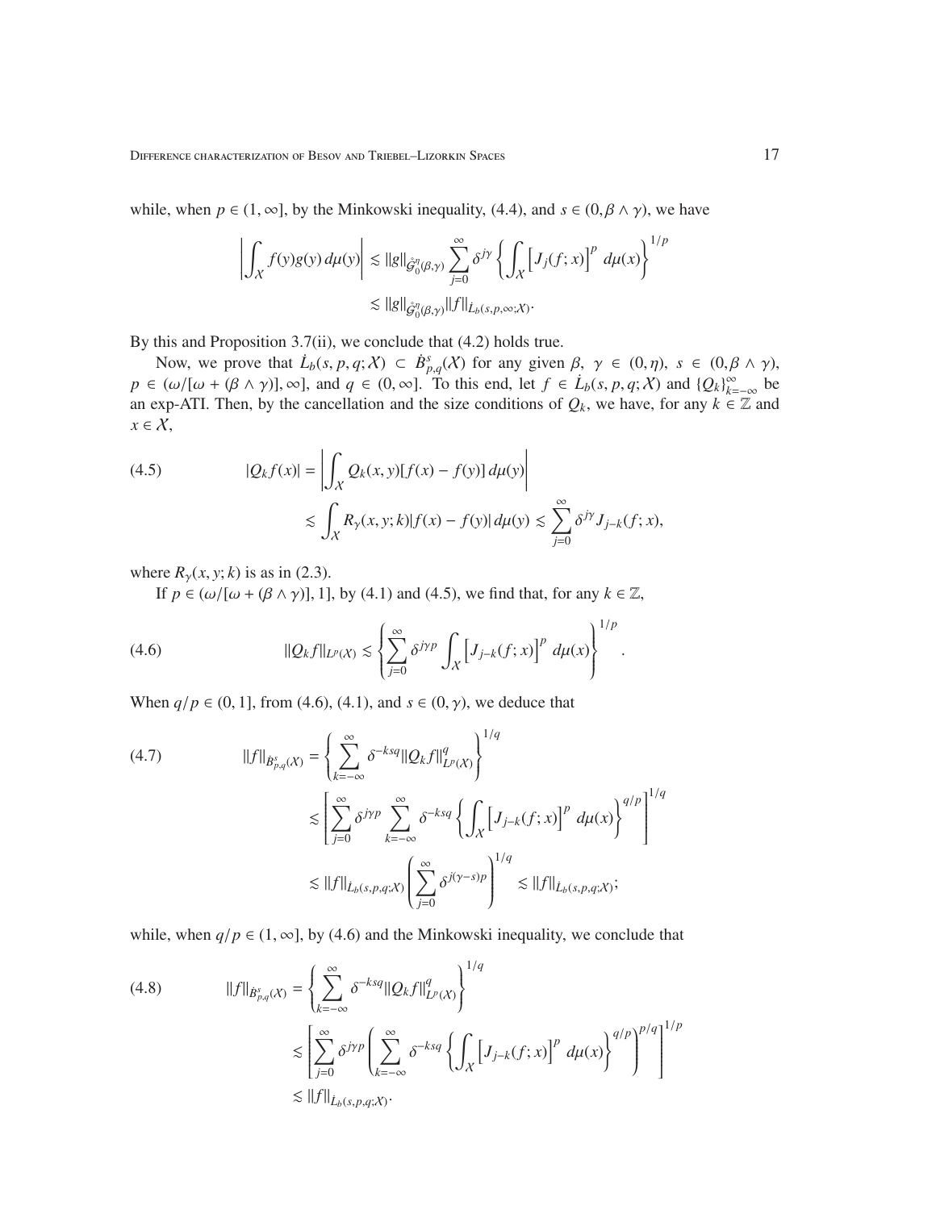while, when $p \in (1, \infty]$, by the Minkowski inequality, (4.4), and $s \in (0, \beta \wedge \gamma)$, we have

$$\left| \int_{\mathcal{X}} f(y)g(y)\, d\mu(y) \right| \lesssim \|g\|_{\mathring{\mathcal{G}}_0^\eta(\beta,\gamma)} \sum_{j=0}^{\infty} \delta^{j\gamma} \left\{ \int_{\mathcal{X}} \left[ J_j(f;x) \right]^p \, d\mu(x) \right\}^{1/p}$$
$$\lesssim \|g\|_{\mathring{\mathcal{G}}_0^\eta(\beta,\gamma)} \|f\|_{\dot{L}_b(s,p,\infty;\mathcal{X})}.$$

By this and Proposition 3.7(ii), we conclude that (4.2) holds true.

Now, we prove that $\dot{L}_b(s, p, q; \mathcal{X}) \subset \dot{B}^s_{p,q}(\mathcal{X})$ for any given $\beta$, $\gamma \in (0, \eta)$, $s \in (0, \beta \wedge \gamma)$, $p \in (\omega/[\omega + (\beta \wedge \gamma)], \infty]$, and $q \in (0, \infty]$. To this end, let $f \in \dot{L}_b(s, p, q; \mathcal{X})$ and $\{Q_k\}_{k=-\infty}^{\infty}$ be an exp-ATI. Then, by the cancellation and the size conditions of $Q_k$, we have, for any $k \in \mathbb{Z}$ and $x \in \mathcal{X}$,

$$\begin{aligned}
(4.5) \qquad |Q_k f(x)| &= \left| \int_{\mathcal{X}} Q_k(x, y)[f(x) - f(y)]\, d\mu(y) \right| \\
&\lesssim \int_{\mathcal{X}} R_\gamma(x, y; k)|f(x) - f(y)|\, d\mu(y) \lesssim \sum_{j=0}^{\infty} \delta^{j\gamma} J_{j-k}(f; x),
\end{aligned}$$

where $R_\gamma(x, y; k)$ is as in (2.3).

If $p \in (\omega/[\omega + (\beta \wedge \gamma)], 1]$, by (4.1) and (4.5), we find that, for any $k \in \mathbb{Z}$,

$$(4.6) \qquad \|Q_k f\|_{L^p(\mathcal{X})} \lesssim \left\{ \sum_{j=0}^{\infty} \delta^{j\gamma p} \int_{\mathcal{X}} \left[ J_{j-k}(f; x) \right]^p \, d\mu(x) \right\}^{1/p}.$$

When $q/p \in (0, 1]$, from (4.6), (4.1), and $s \in (0, \gamma)$, we deduce that

$$\begin{aligned}
(4.7) \qquad \|f\|_{\dot{B}^s_{p,q}(\mathcal{X})} &= \left\{ \sum_{k=-\infty}^{\infty} \delta^{-ksq} \|Q_k f\|^q_{L^p(\mathcal{X})} \right\}^{1/q} \\
&\lesssim \left[ \sum_{j=0}^{\infty} \delta^{j\gamma p} \sum_{k=-\infty}^{\infty} \delta^{-ksq} \left\{ \int_{\mathcal{X}} \left[ J_{j-k}(f; x) \right]^p \, d\mu(x) \right\}^{q/p} \right]^{1/q} \\
&\lesssim \|f\|_{\dot{L}_b(s,p,q;\mathcal{X})} \left( \sum_{j=0}^{\infty} \delta^{j(\gamma - s)p} \right)^{1/q} \lesssim \|f\|_{\dot{L}_b(s,p,q;\mathcal{X})};
\end{aligned}$$

while, when $q/p \in (1, \infty]$, by (4.6) and the Minkowski inequality, we conclude that

$$\begin{aligned}
(4.8) \qquad \|f\|_{\dot{B}^s_{p,q}(\mathcal{X})} &= \left\{ \sum_{k=-\infty}^{\infty} \delta^{-ksq} \|Q_k f\|^q_{L^p(\mathcal{X})} \right\}^{1/q} \\
&\lesssim \left[ \sum_{j=0}^{\infty} \delta^{j\gamma p} \left( \sum_{k=-\infty}^{\infty} \delta^{-ksq} \left\{ \int_{\mathcal{X}} \left[ J_{j-k}(f; x) \right]^p \, d\mu(x) \right\}^{q/p} \right)^{p/q} \right]^{1/p} \\
&\lesssim \|f\|_{\dot{L}_b(s,p,q;\mathcal{X})}.
\end{aligned}$$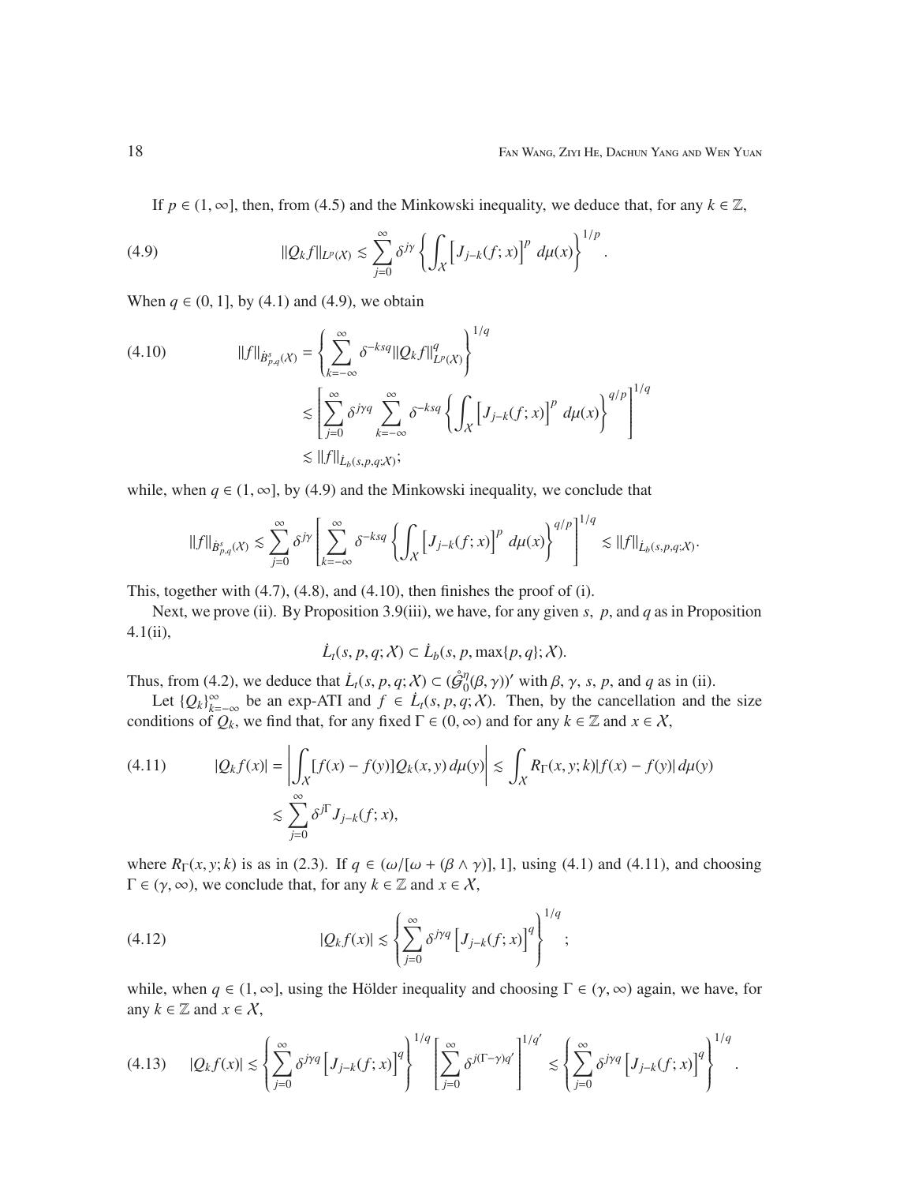If $p \in (1,\infty]$, then, from (4.5) and the Minkowski inequality, we deduce that, for any $k \in \mathbb{Z}$,

$$\|Q_k f\|_{L^p(\mathcal{X})} \lesssim \sum_{j=0}^{\infty} \delta^{j\gamma} \left\{ \int_{\mathcal{X}} \left[ J_{j-k}(f;x) \right]^p \, d\mu(x) \right\}^{1/p}. \tag{4.9}$$

When $q \in (0,1]$, by (4.1) and (4.9), we obtain

$$\begin{aligned}
\|f\|_{\dot{B}^s_{p,q}(\mathcal{X})} &= \left\{ \sum_{k=-\infty}^{\infty} \delta^{-ksq} \|Q_k f\|^q_{L^p(\mathcal{X})} \right\}^{1/q} \\
&\lesssim \left[ \sum_{j=0}^{\infty} \delta^{j\gamma q} \sum_{k=-\infty}^{\infty} \delta^{-ksq} \left\{ \int_{\mathcal{X}} \left[ J_{j-k}(f;x) \right]^p \, d\mu(x) \right\}^{q/p} \right]^{1/q} \\
&\lesssim \|f\|_{\dot{L}_b(s,p,q;\mathcal{X})};
\end{aligned} \tag{4.10}$$

while, when $q \in (1,\infty]$, by (4.9) and the Minkowski inequality, we conclude that

$$\|f\|_{\dot{B}^s_{p,q}(\mathcal{X})} \lesssim \sum_{j=0}^{\infty} \delta^{j\gamma} \left[ \sum_{k=-\infty}^{\infty} \delta^{-ksq} \left\{ \int_{\mathcal{X}} \left[ J_{j-k}(f;x) \right]^p \, d\mu(x) \right\}^{q/p} \right]^{1/q} \lesssim \|f\|_{\dot{L}_b(s,p,q;\mathcal{X})}.$$

This, together with (4.7), (4.8), and (4.10), then finishes the proof of (i).

Next, we prove (ii). By Proposition 3.9(iii), we have, for any given $s$, $p$, and $q$ as in Proposition 4.1(ii),

$$\dot{L}_t(s,p,q;\mathcal{X}) \subset \dot{L}_b(s,p,\max\{p,q\};\mathcal{X}).$$

Thus, from (4.2), we deduce that $\dot{L}_t(s,p,q;\mathcal{X}) \subset (\mathring{\mathcal{G}}^{\eta}_0(\beta,\gamma))'$ with $\beta$, $\gamma$, $s$, $p$, and $q$ as in (ii).

Let $\{Q_k\}_{k=-\infty}^{\infty}$ be an exp-ATI and $f \in \dot{L}_t(s,p,q;\mathcal{X})$. Then, by the cancellation and the size conditions of $Q_k$, we find that, for any fixed $\Gamma \in (0,\infty)$ and for any $k \in \mathbb{Z}$ and $x \in \mathcal{X}$,

$$\begin{aligned}
|Q_k f(x)| &= \left| \int_{\mathcal{X}} [f(x) - f(y)] Q_k(x,y) \, d\mu(y) \right| \lesssim \int_{\mathcal{X}} R_{\Gamma}(x,y;k) |f(x) - f(y)| \, d\mu(y) \\
&\lesssim \sum_{j=0}^{\infty} \delta^{j\Gamma} J_{j-k}(f;x),
\end{aligned} \tag{4.11}$$

where $R_{\Gamma}(x,y;k)$ is as in (2.3). If $q \in (\omega/[\omega + (\beta \wedge \gamma)], 1]$, using (4.1) and (4.11), and choosing $\Gamma \in (\gamma,\infty)$, we conclude that, for any $k \in \mathbb{Z}$ and $x \in \mathcal{X}$,

$$|Q_k f(x)| \lesssim \left\{ \sum_{j=0}^{\infty} \delta^{j\gamma q} \left[ J_{j-k}(f;x) \right]^q \right\}^{1/q}; \tag{4.12}$$

while, when $q \in (1,\infty]$, using the Hölder inequality and choosing $\Gamma \in (\gamma,\infty)$ again, we have, for any $k \in \mathbb{Z}$ and $x \in \mathcal{X}$,

$$|Q_k f(x)| \lesssim \left\{ \sum_{j=0}^{\infty} \delta^{j\gamma q} \left[ J_{j-k}(f;x) \right]^q \right\}^{1/q} \left[ \sum_{j=0}^{\infty} \delta^{j(\Gamma-\gamma)q'} \right]^{1/q'} \lesssim \left\{ \sum_{j=0}^{\infty} \delta^{j\gamma q} \left[ J_{j-k}(f;x) \right]^q \right\}^{1/q}. \tag{4.13}$$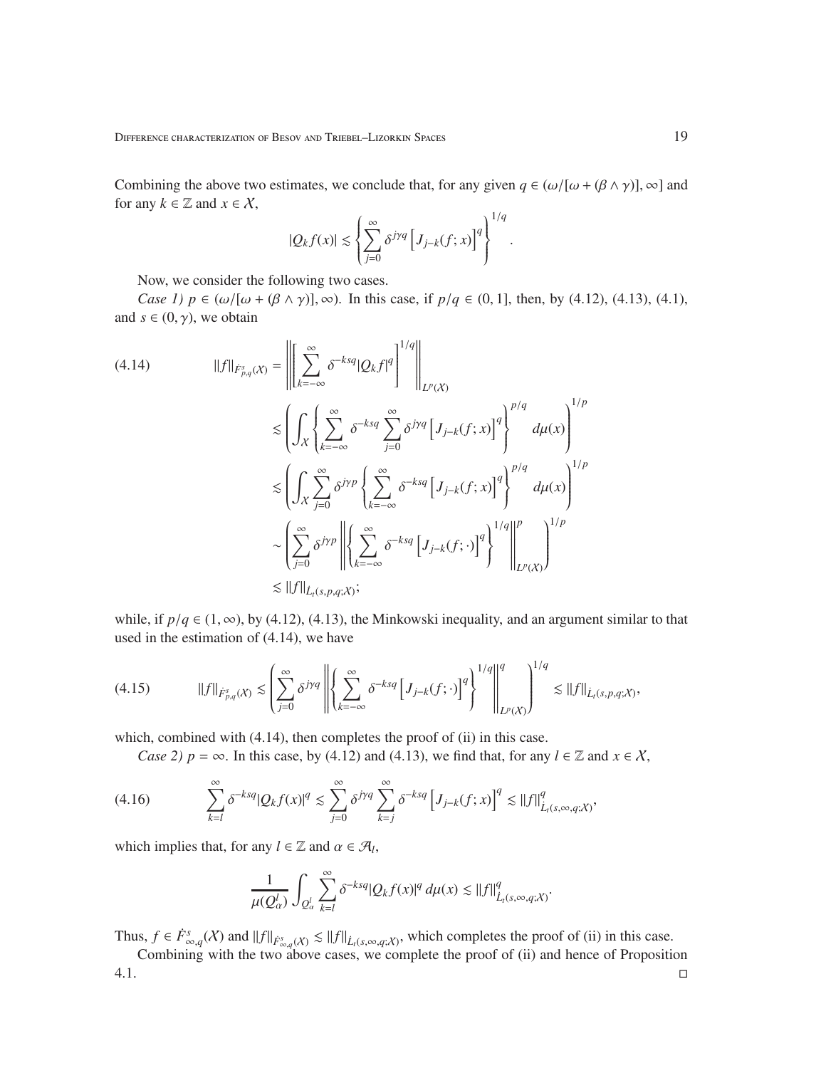Combining the above two estimates, we conclude that, for any given $q \in (\omega/[\omega + (\beta \wedge \gamma)], \infty]$ and for any $k \in \mathbb{Z}$ and $x \in \mathcal{X}$,

$$|Q_k f(x)| \lesssim \left\{ \sum_{j=0}^{\infty} \delta^{j\gamma q} \left[ J_{j-k}(f; x) \right]^q \right\}^{1/q}.$$

Now, we consider the following two cases.

*Case 1)* $p \in (\omega/[\omega + (\beta \wedge \gamma)], \infty)$. In this case, if $p/q \in (0, 1]$, then, by (4.12), (4.13), (4.1), and $s \in (0, \gamma)$, we obtain

$$
\begin{aligned}
\|f\|_{\dot{F}^s_{p,q}(\mathcal{X})} &= \left\| \left[ \sum_{k=-\infty}^{\infty} \delta^{-ksq} |Q_k f|^q \right]^{1/q} \right\|_{L^p(\mathcal{X})} \\
&\lesssim \left( \int_{\mathcal{X}} \left\{ \sum_{k=-\infty}^{\infty} \delta^{-ksq} \sum_{j=0}^{\infty} \delta^{j\gamma q} \left[ J_{j-k}(f; x) \right]^q \right\}^{p/q} d\mu(x) \right)^{1/p} \\
&\lesssim \left( \int_{\mathcal{X}} \sum_{j=0}^{\infty} \delta^{j\gamma p} \left\{ \sum_{k=-\infty}^{\infty} \delta^{-ksq} \left[ J_{j-k}(f; x) \right]^q \right\}^{p/q} d\mu(x) \right)^{1/p} \\
&\sim \left( \sum_{j=0}^{\infty} \delta^{j\gamma p} \left\| \left\{ \sum_{k=-\infty}^{\infty} \delta^{-ksq} \left[ J_{j-k}(f; \cdot) \right]^q \right\}^{1/q} \right\|_{L^p(\mathcal{X})}^p \right)^{1/p} \\
&\lesssim \|f\|_{\dot{L}_t(s,p,q;\mathcal{X})};
\end{aligned}
\tag{4.14}
$$

while, if $p/q \in (1, \infty)$, by (4.12), (4.13), the Minkowski inequality, and an argument similar to that used in the estimation of (4.14), we have

$$\|f\|_{\dot{F}^s_{p,q}(\mathcal{X})} \lesssim \left( \sum_{j=0}^{\infty} \delta^{j\gamma q} \left\| \left\{ \sum_{k=-\infty}^{\infty} \delta^{-ksq} \left[ J_{j-k}(f; \cdot) \right]^q \right\}^{1/q} \right\|_{L^p(\mathcal{X})}^q \right)^{1/q} \lesssim \|f\|_{\dot{L}_t(s,p,q;\mathcal{X})}, \tag{4.15}$$

which, combined with (4.14), then completes the proof of (ii) in this case.

*Case 2)* $p = \infty$. In this case, by (4.12) and (4.13), we find that, for any $l \in \mathbb{Z}$ and $x \in \mathcal{X}$,

$$\sum_{k=l}^{\infty} \delta^{-ksq} |Q_k f(x)|^q \lesssim \sum_{j=0}^{\infty} \delta^{j\gamma q} \sum_{k=j}^{\infty} \delta^{-ksq} \left[ J_{j-k}(f; x) \right]^q \lesssim \|f\|^q_{\dot{L}_t(s,\infty,q;\mathcal{X})}, \tag{4.16}$$

which implies that, for any $l \in \mathbb{Z}$ and $\alpha \in \mathcal{A}_l$,

$$\frac{1}{\mu(Q^l_\alpha)} \int_{Q^l_\alpha} \sum_{k=l}^{\infty} \delta^{-ksq} |Q_k f(x)|^q \, d\mu(x) \lesssim \|f\|^q_{\dot{L}_t(s,\infty,q;\mathcal{X})}.$$

Thus, $f \in \dot{F}^s_{\infty,q}(\mathcal{X})$ and $\|f\|_{\dot{F}^s_{\infty,q}(\mathcal{X})} \lesssim \|f\|_{\dot{L}_t(s,\infty,q;\mathcal{X})}$, which completes the proof of (ii) in this case.

Combining with the two above cases, we complete the proof of (ii) and hence of Proposition 4.1. $\square$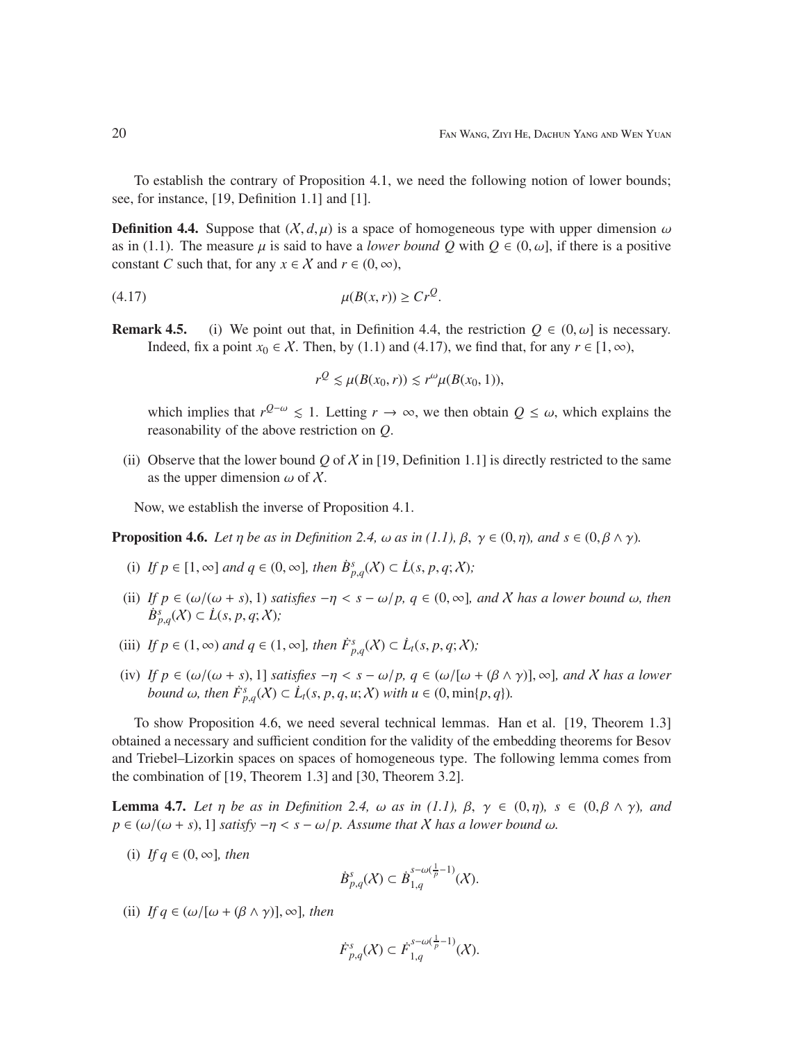To establish the contrary of Proposition 4.1, we need the following notion of lower bounds; see, for instance, [19, Definition 1.1] and [1].

**Definition 4.4.** Suppose that $(\mathcal{X}, d, \mu)$ is a space of homogeneous type with upper dimension $\omega$ as in (1.1). The measure $\mu$ is said to have a *lower bound* $Q$ with $Q \in (0, \omega]$, if there is a positive constant $C$ such that, for any $x \in \mathcal{X}$ and $r \in (0, \infty)$,

$$\mu(B(x, r)) \geq Cr^{Q}. \tag{4.17}$$

**Remark 4.5.** (i) We point out that, in Definition 4.4, the restriction $Q \in (0, \omega]$ is necessary. Indeed, fix a point $x_0 \in \mathcal{X}$. Then, by (1.1) and (4.17), we find that, for any $r \in [1, \infty)$,

$$r^{Q} \lesssim \mu(B(x_0, r)) \lesssim r^{\omega}\mu(B(x_0, 1)),$$

which implies that $r^{Q-\omega} \lesssim 1$. Letting $r \to \infty$, we then obtain $Q \leq \omega$, which explains the reasonability of the above restriction on $Q$.

(ii) Observe that the lower bound $Q$ of $\mathcal{X}$ in [19, Definition 1.1] is directly restricted to the same as the upper dimension $\omega$ of $\mathcal{X}$.

Now, we establish the inverse of Proposition 4.1.

**Proposition 4.6.** *Let $\eta$ be as in Definition 2.4, $\omega$ as in (1.1), $\beta,\ \gamma \in (0, \eta)$, and $s \in (0, \beta \wedge \gamma)$.*

(i) *If $p \in [1, \infty]$ and $q \in (0, \infty]$, then $\dot{B}^s_{p,q}(\mathcal{X}) \subset \dot{L}(s, p, q; \mathcal{X})$;*

(ii) *If $p \in (\omega/(\omega + s), 1)$ satisfies $-\eta < s - \omega/p$, $q \in (0, \infty]$, and $\mathcal{X}$ has a lower bound $\omega$, then $\dot{B}^s_{p,q}(\mathcal{X}) \subset \dot{L}(s, p, q; \mathcal{X})$;*

(iii) *If $p \in (1, \infty)$ and $q \in (1, \infty]$, then $\dot{F}^s_{p,q}(\mathcal{X}) \subset \dot{L}_t(s, p, q; \mathcal{X})$;*

(iv) *If $p \in (\omega/(\omega + s), 1]$ satisfies $-\eta < s - \omega/p$, $q \in (\omega/[\omega + (\beta \wedge \gamma)], \infty]$, and $\mathcal{X}$ has a lower bound $\omega$, then $\dot{F}^s_{p,q}(\mathcal{X}) \subset \dot{L}_t(s, p, q, u; \mathcal{X})$ with $u \in (0, \min\{p, q\})$.*

To show Proposition 4.6, we need several technical lemmas. Han et al. [19, Theorem 1.3] obtained a necessary and sufficient condition for the validity of the embedding theorems for Besov and Triebel–Lizorkin spaces on spaces of homogeneous type. The following lemma comes from the combination of [19, Theorem 1.3] and [30, Theorem 3.2].

**Lemma 4.7.** *Let $\eta$ be as in Definition 2.4, $\omega$ as in (1.1), $\beta,\ \gamma \in (0, \eta)$, $s \in (0, \beta \wedge \gamma)$, and $p \in (\omega/(\omega + s), 1]$ satisfy $-\eta < s - \omega/p$. Assume that $\mathcal{X}$ has a lower bound $\omega$.*

(i) *If $q \in (0, \infty]$, then*

$$\dot{B}^s_{p,q}(\mathcal{X}) \subset \dot{B}^{s-\omega(\frac{1}{p}-1)}_{1,q}(\mathcal{X}).$$

(ii) *If $q \in (\omega/[\omega + (\beta \wedge \gamma)], \infty]$, then*

$$\dot{F}^s_{p,q}(\mathcal{X}) \subset \dot{F}^{s-\omega(\frac{1}{p}-1)}_{1,q}(\mathcal{X}).$$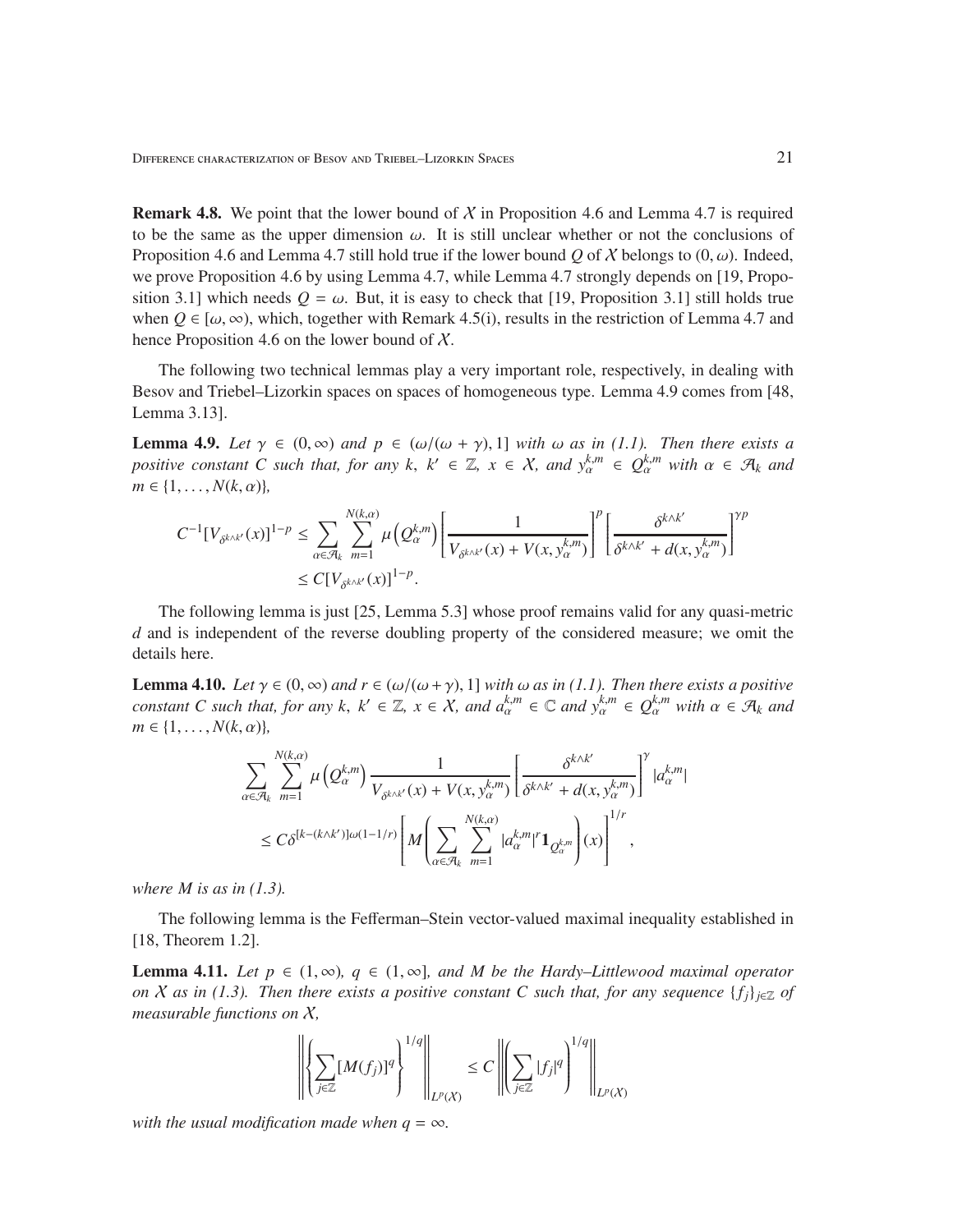**Remark 4.8.** We point that the lower bound of $\mathcal{X}$ in Proposition 4.6 and Lemma 4.7 is required to be the same as the upper dimension $\omega$. It is still unclear whether or not the conclusions of Proposition 4.6 and Lemma 4.7 still hold true if the lower bound $Q$ of $\mathcal{X}$ belongs to $(0, \omega)$. Indeed, we prove Proposition 4.6 by using Lemma 4.7, while Lemma 4.7 strongly depends on [19, Proposition 3.1] which needs $Q = \omega$. But, it is easy to check that [19, Proposition 3.1] still holds true when $Q \in [\omega, \infty)$, which, together with Remark 4.5(i), results in the restriction of Lemma 4.7 and hence Proposition 4.6 on the lower bound of $\mathcal{X}$.

The following two technical lemmas play a very important role, respectively, in dealing with Besov and Triebel–Lizorkin spaces on spaces of homogeneous type. Lemma 4.9 comes from [48, Lemma 3.13].

**Lemma 4.9.** *Let $\gamma \in (0, \infty)$ and $p \in (\omega/(\omega + \gamma), 1]$ with $\omega$ as in (1.1). Then there exists a positive constant $C$ such that, for any $k$, $k' \in \mathbb{Z}$, $x \in \mathcal{X}$, and $y_\alpha^{k,m} \in Q_\alpha^{k,m}$ with $\alpha \in \mathcal{A}_k$ and $m \in \{1, \ldots, N(k, \alpha)\}$,*

$$
\begin{aligned}
C^{-1}[V_{\delta^{k\wedge k'}}(x)]^{1-p} &\leq \sum_{\alpha \in \mathcal{A}_k} \sum_{m=1}^{N(k,\alpha)} \mu\left(Q_\alpha^{k,m}\right) \left[\frac{1}{V_{\delta^{k\wedge k'}}(x) + V(x, y_\alpha^{k,m})}\right]^p \left[\frac{\delta^{k\wedge k'}}{\delta^{k\wedge k'} + d(x, y_\alpha^{k,m})}\right]^{\gamma p} \\
&\leq C[V_{\delta^{k\wedge k'}}(x)]^{1-p}.
\end{aligned}
$$

The following lemma is just [25, Lemma 5.3] whose proof remains valid for any quasi-metric $d$ and is independent of the reverse doubling property of the considered measure; we omit the details here.

**Lemma 4.10.** *Let $\gamma \in (0, \infty)$ and $r \in (\omega/(\omega + \gamma), 1]$ with $\omega$ as in (1.1). Then there exists a positive constant $C$ such that, for any $k$, $k' \in \mathbb{Z}$, $x \in \mathcal{X}$, and $a_\alpha^{k,m} \in \mathbb{C}$ and $y_\alpha^{k,m} \in Q_\alpha^{k,m}$ with $\alpha \in \mathcal{A}_k$ and $m \in \{1, \ldots, N(k, \alpha)\}$,*

$$
\begin{aligned}
&\sum_{\alpha \in \mathcal{A}_k} \sum_{m=1}^{N(k,\alpha)} \mu\left(Q_\alpha^{k,m}\right) \frac{1}{V_{\delta^{k\wedge k'}}(x) + V(x, y_\alpha^{k,m})} \left[\frac{\delta^{k\wedge k'}}{\delta^{k\wedge k'} + d(x, y_\alpha^{k,m})}\right]^{\gamma} |a_\alpha^{k,m}| \\
&\quad \leq C\delta^{[k-(k\wedge k')]\omega(1-1/r)} \left[M\left(\sum_{\alpha \in \mathcal{A}_k} \sum_{m=1}^{N(k,\alpha)} |a_\alpha^{k,m}|^r \mathbf{1}_{Q_\alpha^{k,m}}\right)(x)\right]^{1/r},
\end{aligned}
$$

*where $M$ is as in (1.3).*

The following lemma is the Fefferman–Stein vector-valued maximal inequality established in [18, Theorem 1.2].

**Lemma 4.11.** *Let $p \in (1, \infty)$, $q \in (1, \infty]$, and $M$ be the Hardy–Littlewood maximal operator on $\mathcal{X}$ as in (1.3). Then there exists a positive constant $C$ such that, for any sequence $\{f_j\}_{j\in\mathbb{Z}}$ of measurable functions on $\mathcal{X}$,*

$$
\left\|\left\{\sum_{j\in\mathbb{Z}} [M(f_j)]^q\right\}^{1/q}\right\|_{L^p(\mathcal{X})} \leq C \left\|\left(\sum_{j\in\mathbb{Z}} |f_j|^q\right)^{1/q}\right\|_{L^p(\mathcal{X})}
$$

*with the usual modification made when $q = \infty$.*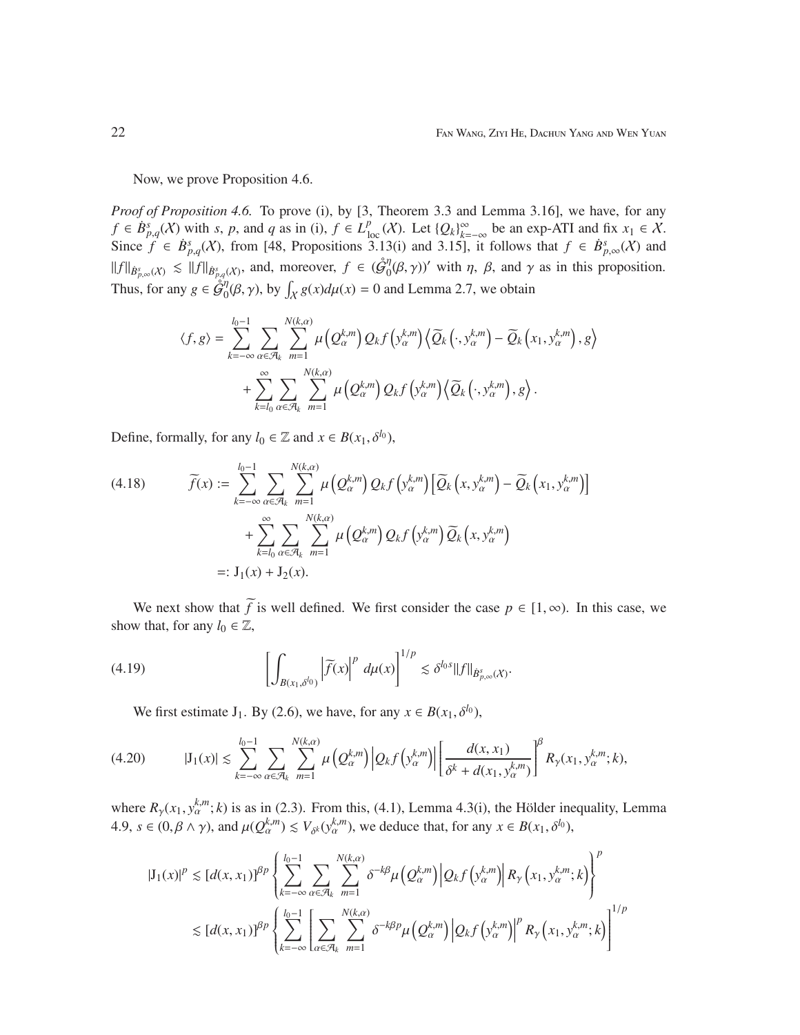Now, we prove Proposition 4.6.

*Proof of Proposition 4.6.* To prove (i), by [3, Theorem 3.3 and Lemma 3.16], we have, for any $f \in \dot{B}^s_{p,q}(\mathcal{X})$ with $s$, $p$, and $q$ as in (i), $f \in L^p_{\rm loc}(\mathcal{X})$. Let $\{Q_k\}_{k=-\infty}^{\infty}$ be an exp-ATI and fix $x_1 \in \mathcal{X}$. Since $f \in \dot{B}^s_{p,q}(\mathcal{X})$, from [48, Propositions 3.13(i) and 3.15], it follows that $f \in \dot{B}^s_{p,\infty}(\mathcal{X})$ and $\|f\|_{\dot{B}^s_{p,\infty}(\mathcal{X})} \lesssim \|f\|_{\dot{B}^s_{p,q}(\mathcal{X})}$, and, moreover, $f \in (\mathring{\mathcal{G}}^{\eta}_0(\beta,\gamma))'$ with $\eta$, $\beta$, and $\gamma$ as in this proposition. Thus, for any $g \in \mathring{\mathcal{G}}^{\eta}_0(\beta,\gamma)$, by $\int_{\mathcal{X}} g(x)d\mu(x) = 0$ and Lemma 2.7, we obtain

$$\langle f, g\rangle = \sum_{k=-\infty}^{l_0-1} \sum_{\alpha\in\mathcal{A}_k} \sum_{m=1}^{N(k,\alpha)} \mu\left(Q^{k,m}_\alpha\right) Q_k f\left(y^{k,m}_\alpha\right) \left\langle \widetilde{Q}_k\left(\cdot, y^{k,m}_\alpha\right) - \widetilde{Q}_k\left(x_1, y^{k,m}_\alpha\right), g\right\rangle$$
$$+ \sum_{k=l_0}^{\infty} \sum_{\alpha\in\mathcal{A}_k} \sum_{m=1}^{N(k,\alpha)} \mu\left(Q^{k,m}_\alpha\right) Q_k f\left(y^{k,m}_\alpha\right) \left\langle \widetilde{Q}_k\left(\cdot, y^{k,m}_\alpha\right), g\right\rangle.$$

Define, formally, for any $l_0 \in \mathbb{Z}$ and $x \in B(x_1, \delta^{l_0})$,

$$\widetilde{f}(x) := \sum_{k=-\infty}^{l_0-1} \sum_{\alpha\in\mathcal{A}_k} \sum_{m=1}^{N(k,\alpha)} \mu\left(Q^{k,m}_\alpha\right) Q_k f\left(y^{k,m}_\alpha\right) \left[\widetilde{Q}_k\left(x, y^{k,m}_\alpha\right) - \widetilde{Q}_k\left(x_1, y^{k,m}_\alpha\right)\right] \tag{4.18}$$
$$+ \sum_{k=l_0}^{\infty} \sum_{\alpha\in\mathcal{A}_k} \sum_{m=1}^{N(k,\alpha)} \mu\left(Q^{k,m}_\alpha\right) Q_k f\left(y^{k,m}_\alpha\right) \widetilde{Q}_k\left(x, y^{k,m}_\alpha\right)$$
$$=: \mathrm{J}_1(x) + \mathrm{J}_2(x).$$

We next show that $\widetilde{f}$ is well defined. We first consider the case $p \in [1,\infty)$. In this case, we show that, for any $l_0 \in \mathbb{Z}$,

$$\left[\int_{B(x_1,\delta^{l_0})} \left|\widetilde{f}(x)\right|^p d\mu(x)\right]^{1/p} \lesssim \delta^{l_0 s} \|f\|_{\dot{B}^s_{p,\infty}(\mathcal{X})}. \tag{4.19}$$

We first estimate $\mathrm{J}_1$. By (2.6), we have, for any $x \in B(x_1, \delta^{l_0})$,

$$|\mathrm{J}_1(x)| \lesssim \sum_{k=-\infty}^{l_0-1} \sum_{\alpha\in\mathcal{A}_k} \sum_{m=1}^{N(k,\alpha)} \mu\left(Q^{k,m}_\alpha\right) \left|Q_k f\left(y^{k,m}_\alpha\right)\right| \left[\frac{d(x,x_1)}{\delta^k + d(x_1, y^{k,m}_\alpha)}\right]^\beta R_\gamma(x_1, y^{k,m}_\alpha; k), \tag{4.20}$$

where $R_\gamma(x_1, y^{k,m}_\alpha; k)$ is as in (2.3). From this, (4.1), Lemma 4.3(i), the Hölder inequality, Lemma 4.9, $s \in (0, \beta\wedge\gamma)$, and $\mu(Q^{k,m}_\alpha) \lesssim V_{\delta^k}(y^{k,m}_\alpha)$, we deduce that, for any $x \in B(x_1, \delta^{l_0})$,

$$|\mathrm{J}_1(x)|^p \lesssim [d(x,x_1)]^{\beta p} \left\{\sum_{k=-\infty}^{l_0-1} \sum_{\alpha\in\mathcal{A}_k} \sum_{m=1}^{N(k,\alpha)} \delta^{-k\beta} \mu\left(Q^{k,m}_\alpha\right) \left|Q_k f\left(y^{k,m}_\alpha\right)\right| R_\gamma\left(x_1, y^{k,m}_\alpha; k\right)\right\}^p$$
$$\lesssim [d(x,x_1)]^{\beta p} \left\{\sum_{k=-\infty}^{l_0-1} \left[\sum_{\alpha\in\mathcal{A}_k} \sum_{m=1}^{N(k,\alpha)} \delta^{-k\beta p} \mu\left(Q^{k,m}_\alpha\right) \left|Q_k f\left(y^{k,m}_\alpha\right)\right|^p R_\gamma\left(x_1, y^{k,m}_\alpha; k\right)\right]^{1/p}\right.$$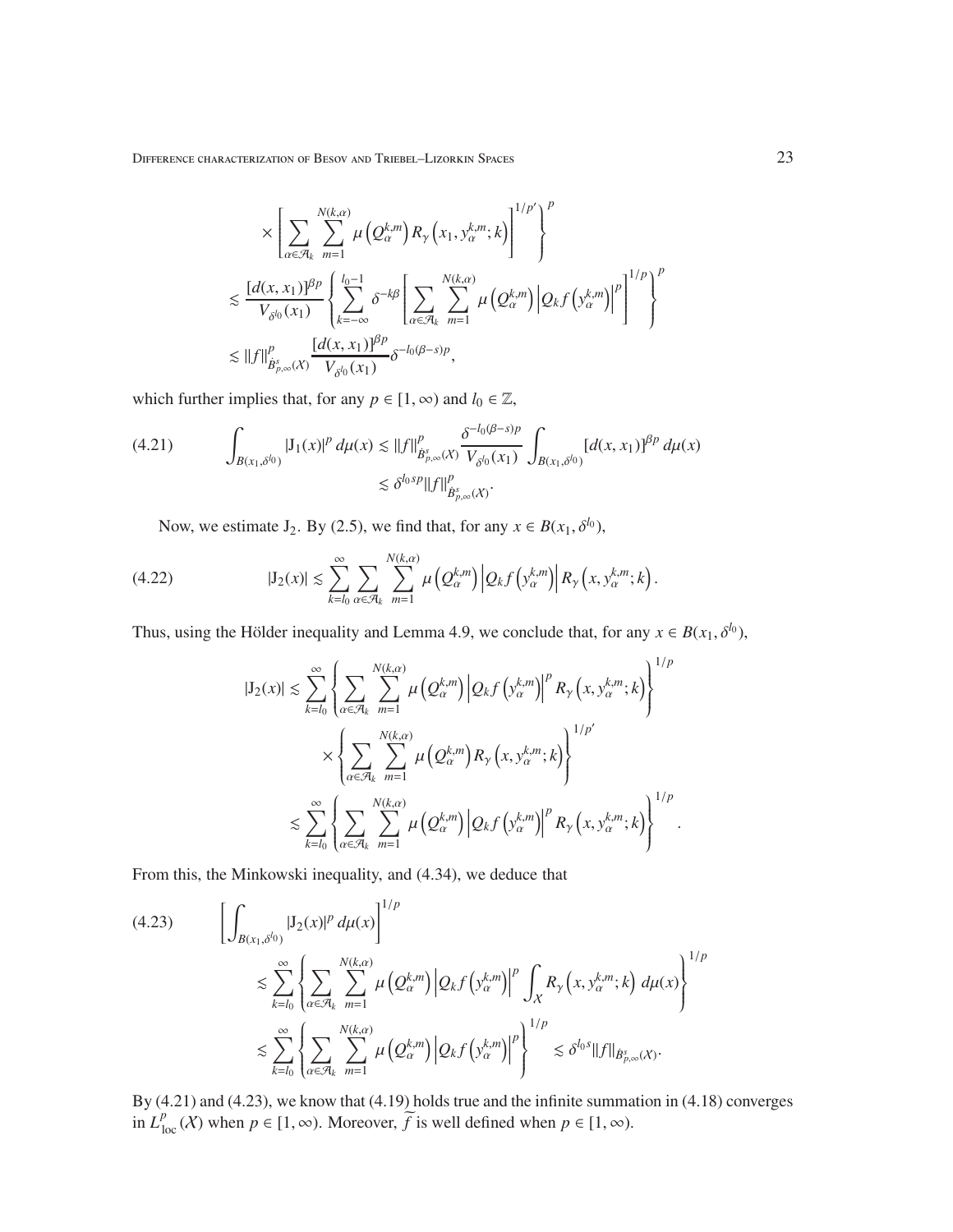$$
\times \left[ \sum_{\alpha\in\mathcal{A}_k} \sum_{m=1}^{N(k,\alpha)} \mu\left(Q_\alpha^{k,m}\right) R_\gamma\left(x_1, y_\alpha^{k,m}; k\right)\right]^{1/p'} \Bigg\}^p
$$

$$
\lesssim \frac{[d(x,x_1)]^{\beta p}}{V_{\delta^{l_0}}(x_1)} \left\{ \sum_{k=-\infty}^{l_0-1} \delta^{-k\beta} \left[ \sum_{\alpha\in\mathcal{A}_k} \sum_{m=1}^{N(k,\alpha)} \mu\left(Q_\alpha^{k,m}\right) \left|Q_k f\left(y_\alpha^{k,m}\right)\right|^p \right]^{1/p} \right\}^p
$$

$$
\lesssim \|f\|^p_{\dot{B}^s_{p,\infty}(\mathcal{X})} \frac{[d(x,x_1)]^{\beta p}}{V_{\delta^{l_0}}(x_1)} \delta^{-l_0(\beta-s)p},
$$

which further implies that, for any $p \in [1,\infty)$ and $l_0 \in \mathbb{Z}$,

$$
\int_{B(x_1,\delta^{l_0})} |\mathrm{J}_1(x)|^p \, d\mu(x) \lesssim \|f\|^p_{\dot{B}^s_{p,\infty}(\mathcal{X})} \frac{\delta^{-l_0(\beta-s)p}}{V_{\delta^{l_0}}(x_1)} \int_{B(x_1,\delta^{l_0})} [d(x,x_1)]^{\beta p} \, d\mu(x)
\lesssim \delta^{l_0 sp} \|f\|^p_{\dot{B}^s_{p,\infty}(\mathcal{X})}. \tag{4.21}
$$

Now, we estimate $\mathrm{J}_2$. By (2.5), we find that, for any $x \in B(x_1,\delta^{l_0})$,

$$
|\mathrm{J}_2(x)| \lesssim \sum_{k=l_0}^{\infty} \sum_{\alpha\in\mathcal{A}_k} \sum_{m=1}^{N(k,\alpha)} \mu\left(Q_\alpha^{k,m}\right) \left|Q_k f\left(y_\alpha^{k,m}\right)\right| R_\gamma\left(x, y_\alpha^{k,m}; k\right). \tag{4.22}
$$

Thus, using the Hölder inequality and Lemma 4.9, we conclude that, for any $x \in B(x_1,\delta^{l_0})$,

$$
|\mathrm{J}_2(x)| \lesssim \sum_{k=l_0}^{\infty} \left\{ \sum_{\alpha\in\mathcal{A}_k} \sum_{m=1}^{N(k,\alpha)} \mu\left(Q_\alpha^{k,m}\right) \left|Q_k f\left(y_\alpha^{k,m}\right)\right|^p R_\gamma\left(x, y_\alpha^{k,m}; k\right) \right\}^{1/p}
$$

$$
\times \left\{ \sum_{\alpha\in\mathcal{A}_k} \sum_{m=1}^{N(k,\alpha)} \mu\left(Q_\alpha^{k,m}\right) R_\gamma\left(x, y_\alpha^{k,m}; k\right) \right\}^{1/p'}
$$

$$
\lesssim \sum_{k=l_0}^{\infty} \left\{ \sum_{\alpha\in\mathcal{A}_k} \sum_{m=1}^{N(k,\alpha)} \mu\left(Q_\alpha^{k,m}\right) \left|Q_k f\left(y_\alpha^{k,m}\right)\right|^p R_\gamma\left(x, y_\alpha^{k,m}; k\right) \right\}^{1/p}.
$$

From this, the Minkowski inequality, and (4.34), we deduce that

$$
\left[ \int_{B(x_1,\delta^{l_0})} |\mathrm{J}_2(x)|^p \, d\mu(x) \right]^{1/p}
\lesssim \sum_{k=l_0}^{\infty} \left\{ \sum_{\alpha\in\mathcal{A}_k} \sum_{m=1}^{N(k,\alpha)} \mu\left(Q_\alpha^{k,m}\right) \left|Q_k f\left(y_\alpha^{k,m}\right)\right|^p \int_{\mathcal{X}} R_\gamma\left(x, y_\alpha^{k,m}; k\right) d\mu(x) \right\}^{1/p}
$$

$$
\lesssim \sum_{k=l_0}^{\infty} \left\{ \sum_{\alpha\in\mathcal{A}_k} \sum_{m=1}^{N(k,\alpha)} \mu\left(Q_\alpha^{k,m}\right) \left|Q_k f\left(y_\alpha^{k,m}\right)\right|^p \right\}^{1/p} \lesssim \delta^{l_0 s} \|f\|_{\dot{B}^s_{p,\infty}(\mathcal{X})}. \tag{4.23}
$$

By (4.21) and (4.23), we know that (4.19) holds true and the infinite summation in (4.18) converges in $L^p_{\mathrm{loc}}(\mathcal{X})$ when $p \in [1,\infty)$. Moreover, $\widetilde{f}$ is well defined when $p \in [1,\infty)$.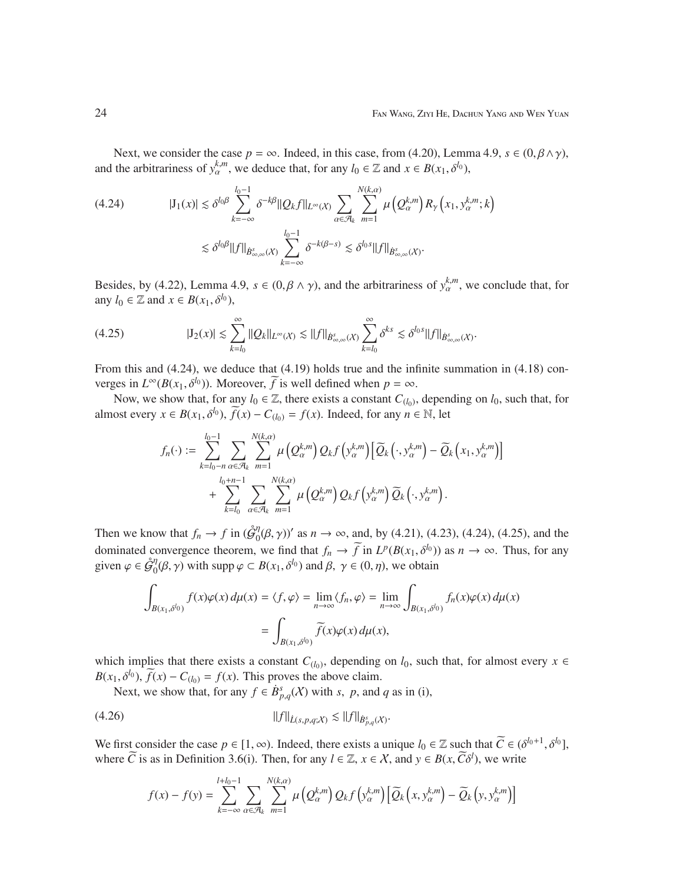Next, we consider the case $p = \infty$. Indeed, in this case, from (4.20), Lemma 4.9, $s \in (0, \beta \wedge \gamma)$, and the arbitrariness of $y_\alpha^{k,m}$, we deduce that, for any $l_0 \in \mathbb{Z}$ and $x \in B(x_1, \delta^{l_0})$,

$$
\begin{aligned}
|\mathrm{J}_1(x)| &\lesssim \delta^{l_0\beta} \sum_{k=-\infty}^{l_0-1} \delta^{-k\beta} \|Q_k f\|_{L^\infty(\mathcal{X})} \sum_{\alpha \in \mathcal{A}_k} \sum_{m=1}^{N(k,\alpha)} \mu\left(Q_\alpha^{k,m}\right) R_\gamma\left(x_1, y_\alpha^{k,m}; k\right) \\
&\lesssim \delta^{l_0\beta} \|f\|_{\dot{B}^s_{\infty,\infty}(\mathcal{X})} \sum_{k=-\infty}^{l_0-1} \delta^{-k(\beta - s)} \lesssim \delta^{l_0 s} \|f\|_{\dot{B}^s_{\infty,\infty}(\mathcal{X})}.
\end{aligned}
\tag{4.24}
$$

Besides, by (4.22), Lemma 4.9, $s \in (0, \beta \wedge \gamma)$, and the arbitrariness of $y_\alpha^{k,m}$, we conclude that, for any $l_0 \in \mathbb{Z}$ and $x \in B(x_1, \delta^{l_0})$,

$$
|\mathrm{J}_2(x)| \lesssim \sum_{k=l_0}^{\infty} \|Q_k\|_{L^\infty(\mathcal{X})} \lesssim \|f\|_{\dot{B}^s_{\infty,\infty}(\mathcal{X})} \sum_{k=l_0}^{\infty} \delta^{ks} \lesssim \delta^{l_0 s} \|f\|_{\dot{B}^s_{\infty,\infty}(\mathcal{X})}.
\tag{4.25}
$$

From this and (4.24), we deduce that (4.19) holds true and the infinite summation in (4.18) converges in $L^\infty(B(x_1, \delta^{l_0}))$. Moreover, $\widetilde{f}$ is well defined when $p = \infty$.

Now, we show that, for any $l_0 \in \mathbb{Z}$, there exists a constant $C_{(l_0)}$, depending on $l_0$, such that, for almost every $x \in B(x_1, \delta^{l_0})$, $\widetilde{f}(x) - C_{(l_0)} = f(x)$. Indeed, for any $n \in \mathbb{N}$, let

$$
\begin{aligned}
f_n(\cdot) := &\sum_{k=l_0-n}^{l_0-1} \sum_{\alpha \in \mathcal{A}_k} \sum_{m=1}^{N(k,\alpha)} \mu\left(Q_\alpha^{k,m}\right) Q_k f\left(y_\alpha^{k,m}\right) \left[\widetilde{Q}_k\left(\cdot, y_\alpha^{k,m}\right) - \widetilde{Q}_k\left(x_1, y_\alpha^{k,m}\right)\right] \\
&+ \sum_{k=l_0}^{l_0+n-1} \sum_{\alpha \in \mathcal{A}_k} \sum_{m=1}^{N(k,\alpha)} \mu\left(Q_\alpha^{k,m}\right) Q_k f\left(y_\alpha^{k,m}\right) \widetilde{Q}_k\left(\cdot, y_\alpha^{k,m}\right).
\end{aligned}
$$

Then we know that $f_n \to f$ in $(\mathring{\mathcal{G}}_0^\eta(\beta, \gamma))'$ as $n \to \infty$, and, by (4.21), (4.23), (4.24), (4.25), and the dominated convergence theorem, we find that $f_n \to \widetilde{f}$ in $L^p(B(x_1, \delta^{l_0}))$ as $n \to \infty$. Thus, for any given $\varphi \in \mathring{\mathcal{G}}_0^\eta(\beta, \gamma)$ with $\operatorname{supp} \varphi \subset B(x_1, \delta^{l_0})$ and $\beta,\ \gamma \in (0, \eta)$, we obtain

$$
\begin{aligned}
\int_{B(x_1, \delta^{l_0})} f(x)\varphi(x)\, d\mu(x) &= \langle f, \varphi \rangle = \lim_{n\to\infty} \langle f_n, \varphi \rangle = \lim_{n\to\infty} \int_{B(x_1, \delta^{l_0})} f_n(x)\varphi(x)\, d\mu(x) \\
&= \int_{B(x_1, \delta^{l_0})} \widetilde{f}(x)\varphi(x)\, d\mu(x),
\end{aligned}
$$

which implies that there exists a constant $C_{(l_0)}$, depending on $l_0$, such that, for almost every $x \in B(x_1, \delta^{l_0})$, $\widetilde{f}(x) - C_{(l_0)} = f(x)$. This proves the above claim.

Next, we show that, for any $f \in \dot{B}^s_{p,q}(\mathcal{X})$ with $s,\ p$, and $q$ as in (i),

$$
\|f\|_{\dot{L}(s,p,q;\mathcal{X})} \lesssim \|f\|_{\dot{B}^s_{p,q}(\mathcal{X})}.
\tag{4.26}
$$

We first consider the case $p \in [1, \infty)$. Indeed, there exists a unique $l_0 \in \mathbb{Z}$ such that $\widetilde{C} \in (\delta^{l_0+1}, \delta^{l_0}]$, where $\widetilde{C}$ is as in Definition 3.6(i). Then, for any $l \in \mathbb{Z}$, $x \in \mathcal{X}$, and $y \in B(x, \widetilde{C}\delta^l)$, we write

$$
f(x) - f(y) = \sum_{k=-\infty}^{l+l_0-1} \sum_{\alpha \in \mathcal{A}_k} \sum_{m=1}^{N(k,\alpha)} \mu\left(Q_\alpha^{k,m}\right) Q_k f\left(y_\alpha^{k,m}\right) \left[\widetilde{Q}_k\left(x, y_\alpha^{k,m}\right) - \widetilde{Q}_k\left(y, y_\alpha^{k,m}\right)\right]
$$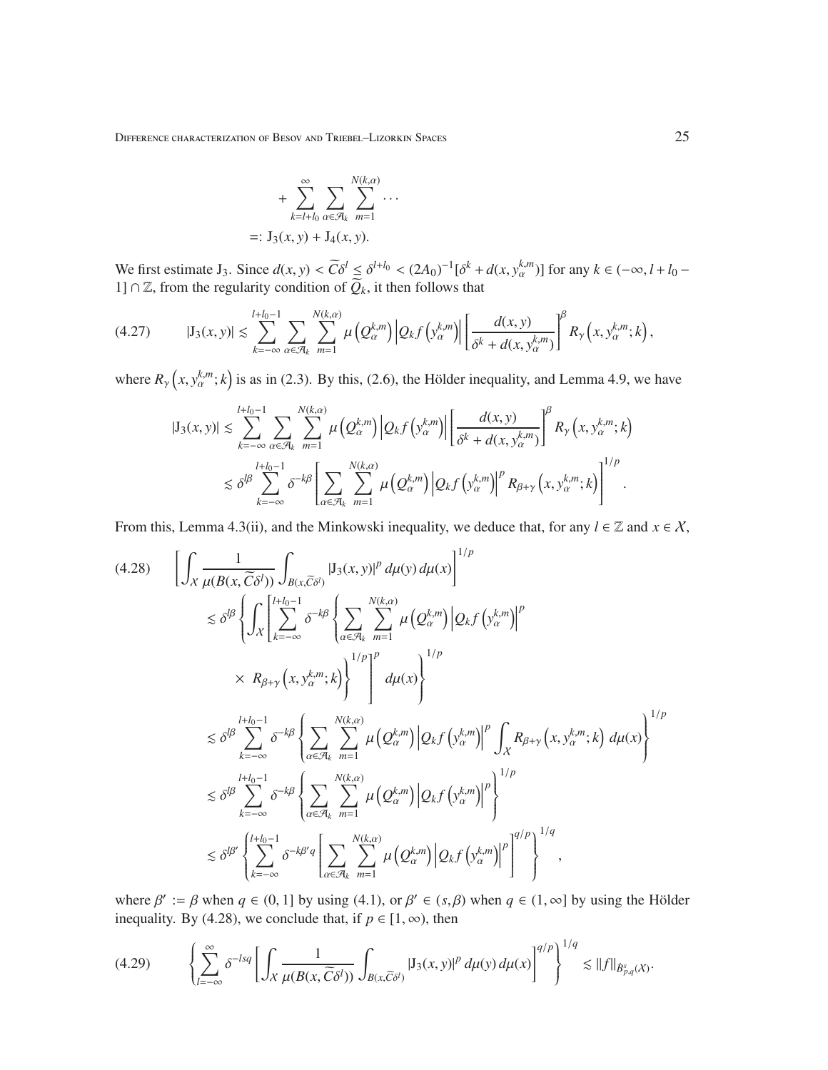$$
\begin{aligned}
&+\sum_{k=l+l_0}^{\infty}\sum_{\alpha\in\mathcal{A}_k}\sum_{m=1}^{N(k,\alpha)}\cdots \\
&=: \mathrm{J}_3(x,y)+\mathrm{J}_4(x,y).
\end{aligned}
$$

We first estimate $\mathrm{J}_3$. Since $d(x,y)<\widetilde{C}\delta^l\leq\delta^{l+l_0}<(2A_0)^{-1}[\delta^k+d(x,y_\alpha^{k,m})]$ for any $k\in(-\infty,l+l_0-1]\cap\mathbb{Z}$, from the regularity condition of $\widetilde{Q}_k$, it then follows that

$$
(4.27)\qquad |\mathrm{J}_3(x,y)|\lesssim\sum_{k=-\infty}^{l+l_0-1}\sum_{\alpha\in\mathcal{A}_k}\sum_{m=1}^{N(k,\alpha)}\mu\left(Q_\alpha^{k,m}\right)\left|Q_kf\left(y_\alpha^{k,m}\right)\right|\left[\frac{d(x,y)}{\delta^k+d(x,y_\alpha^{k,m})}\right]^\beta R_\gamma\left(x,y_\alpha^{k,m};k\right),
$$

where $R_\gamma\left(x,y_\alpha^{k,m};k\right)$ is as in (2.3). By this, (2.6), the Hölder inequality, and Lemma 4.9, we have

$$
\begin{aligned}
|\mathrm{J}_3(x,y)|&\lesssim\sum_{k=-\infty}^{l+l_0-1}\sum_{\alpha\in\mathcal{A}_k}\sum_{m=1}^{N(k,\alpha)}\mu\left(Q_\alpha^{k,m}\right)\left|Q_kf\left(y_\alpha^{k,m}\right)\right|\left[\frac{d(x,y)}{\delta^k+d(x,y_\alpha^{k,m})}\right]^\beta R_\gamma\left(x,y_\alpha^{k,m};k\right)\\
&\lesssim\delta^{l\beta}\sum_{k=-\infty}^{l+l_0-1}\delta^{-k\beta}\left[\sum_{\alpha\in\mathcal{A}_k}\sum_{m=1}^{N(k,\alpha)}\mu\left(Q_\alpha^{k,m}\right)\left|Q_kf\left(y_\alpha^{k,m}\right)\right|^pR_{\beta+\gamma}\left(x,y_\alpha^{k,m};k\right)\right]^{1/p}.
\end{aligned}
$$

From this, Lemma 4.3(ii), and the Minkowski inequality, we deduce that, for any $l\in\mathbb{Z}$ and $x\in\mathcal{X}$,

$$
\begin{aligned}
(4.28)\qquad&\left[\int_{\mathcal{X}}\frac{1}{\mu(B(x,\widetilde{C}\delta^l))}\int_{B(x,\widetilde{C}\delta^l)}|\mathrm{J}_3(x,y)|^p\,d\mu(y)\,d\mu(x)\right]^{1/p}\\
&\lesssim\delta^{l\beta}\left\{\int_{\mathcal{X}}\left[\sum_{k=-\infty}^{l+l_0-1}\delta^{-k\beta}\left\{\sum_{\alpha\in\mathcal{A}_k}\sum_{m=1}^{N(k,\alpha)}\mu\left(Q_\alpha^{k,m}\right)\left|Q_kf\left(y_\alpha^{k,m}\right)\right|^p\right.\right.\right.\\
&\qquad\left.\left.\left.\times\ R_{\beta+\gamma}\left(x,y_\alpha^{k,m};k\right)\right\}^{1/p}\right]^p\,d\mu(x)\right\}^{1/p}\\
&\lesssim\delta^{l\beta}\sum_{k=-\infty}^{l+l_0-1}\delta^{-k\beta}\left\{\sum_{\alpha\in\mathcal{A}_k}\sum_{m=1}^{N(k,\alpha)}\mu\left(Q_\alpha^{k,m}\right)\left|Q_kf\left(y_\alpha^{k,m}\right)\right|^p\int_{\mathcal{X}}R_{\beta+\gamma}\left(x,y_\alpha^{k,m};k\right)\,d\mu(x)\right\}^{1/p}\\
&\lesssim\delta^{l\beta}\sum_{k=-\infty}^{l+l_0-1}\delta^{-k\beta}\left\{\sum_{\alpha\in\mathcal{A}_k}\sum_{m=1}^{N(k,\alpha)}\mu\left(Q_\alpha^{k,m}\right)\left|Q_kf\left(y_\alpha^{k,m}\right)\right|^p\right\}^{1/p}\\
&\lesssim\delta^{l\beta'}\left\{\sum_{k=-\infty}^{l+l_0-1}\delta^{-k\beta'q}\left[\sum_{\alpha\in\mathcal{A}_k}\sum_{m=1}^{N(k,\alpha)}\mu\left(Q_\alpha^{k,m}\right)\left|Q_kf\left(y_\alpha^{k,m}\right)\right|^p\right]^{q/p}\right\}^{1/q},
\end{aligned}
$$

where $\beta':=\beta$ when $q\in(0,1]$ by using (4.1), or $\beta'\in(s,\beta)$ when $q\in(1,\infty]$ by using the Hölder inequality. By (4.28), we conclude that, if $p\in[1,\infty)$, then

$$
(4.29)\qquad\left\{\sum_{l=-\infty}^{\infty}\delta^{-lsq}\left[\int_{\mathcal{X}}\frac{1}{\mu(B(x,\widetilde{C}\delta^l))}\int_{B(x,\widetilde{C}\delta^l)}|\mathrm{J}_3(x,y)|^p\,d\mu(y)\,d\mu(x)\right]^{q/p}\right\}^{1/q}\lesssim\|f\|_{\dot{B}^s_{p,q}(\mathcal{X})}.
$$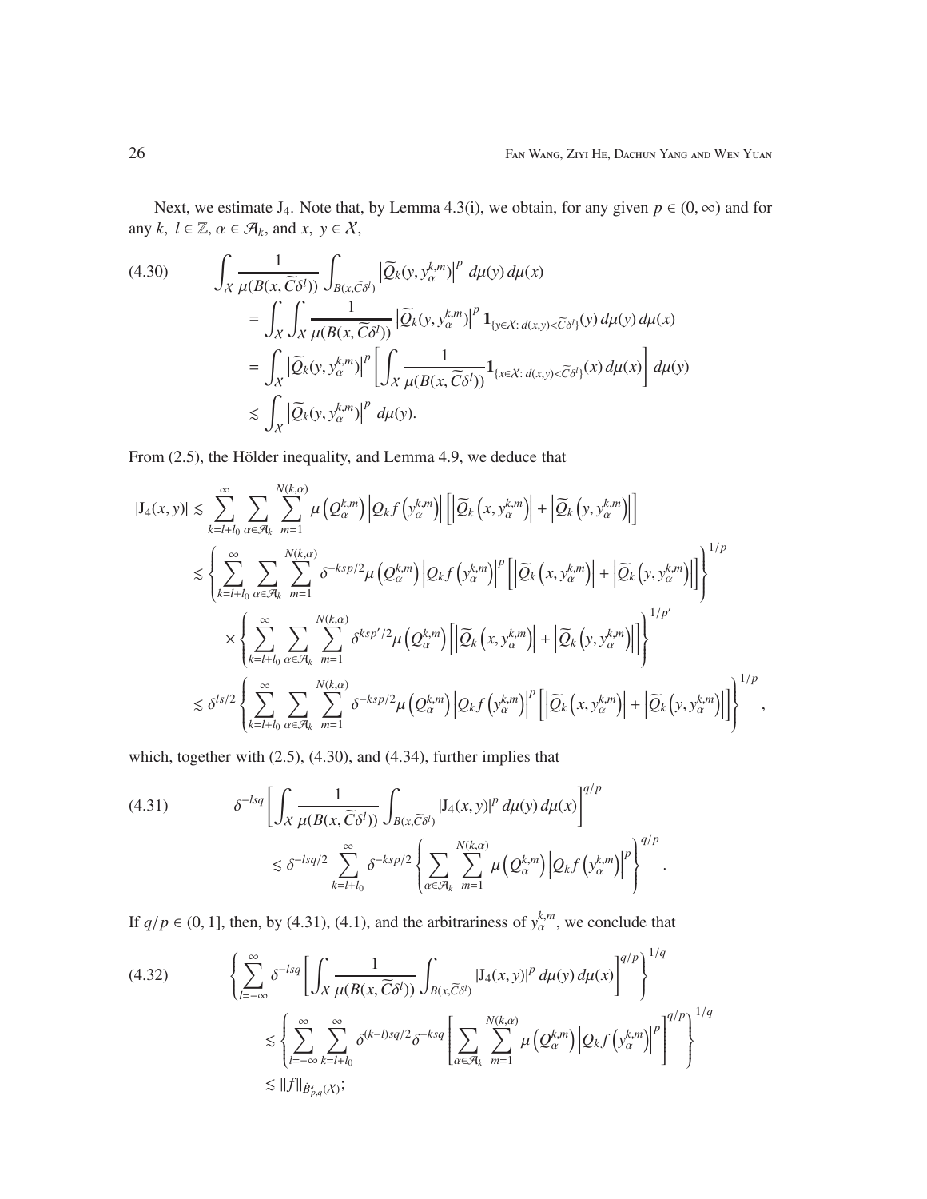Next, we estimate $\mathrm{J}_4$. Note that, by Lemma 4.3(i), we obtain, for any given $p\in(0,\infty)$ and for any $k,\ l\in\mathbb{Z}$, $\alpha\in\mathcal{A}_k$, and $x,\ y\in\mathcal{X}$,

$$
\begin{aligned}
(4.30)\qquad &\int_{\mathcal{X}}\frac{1}{\mu(B(x,\widetilde{C}\delta^l))}\int_{B(x,\widetilde{C}\delta^l)}\left|\widetilde{Q}_k(y,y_\alpha^{k,m})\right|^p\,d\mu(y)\,d\mu(x)\\
&\quad=\int_{\mathcal{X}}\int_{\mathcal{X}}\frac{1}{\mu(B(x,\widetilde{C}\delta^l))}\left|\widetilde{Q}_k(y,y_\alpha^{k,m})\right|^p\mathbf{1}_{\{y\in\mathcal{X}:\,d(x,y)<\widetilde{C}\delta^l\}}(y)\,d\mu(y)\,d\mu(x)\\
&\quad=\int_{\mathcal{X}}\left|\widetilde{Q}_k(y,y_\alpha^{k,m})\right|^p\left[\int_{\mathcal{X}}\frac{1}{\mu(B(x,\widetilde{C}\delta^l))}\mathbf{1}_{\{x\in\mathcal{X}:\,d(x,y)<\widetilde{C}\delta^l\}}(x)\,d\mu(x)\right]d\mu(y)\\
&\quad\lesssim\int_{\mathcal{X}}\left|\widetilde{Q}_k(y,y_\alpha^{k,m})\right|^p\,d\mu(y).
\end{aligned}
$$

From (2.5), the Hölder inequality, and Lemma 4.9, we deduce that

$$
\begin{aligned}
|\mathrm{J}_4(x,y)|&\lesssim\sum_{k=l+l_0}^{\infty}\sum_{\alpha\in\mathcal{A}_k}\sum_{m=1}^{N(k,\alpha)}\mu\left(Q_\alpha^{k,m}\right)\left|Q_kf\left(y_\alpha^{k,m}\right)\right|\left[\left|\widetilde{Q}_k\left(x,y_\alpha^{k,m}\right)\right|+\left|\widetilde{Q}_k\left(y,y_\alpha^{k,m}\right)\right|\right]\\
&\lesssim\left\{\sum_{k=l+l_0}^{\infty}\sum_{\alpha\in\mathcal{A}_k}\sum_{m=1}^{N(k,\alpha)}\delta^{-ksp/2}\mu\left(Q_\alpha^{k,m}\right)\left|Q_kf\left(y_\alpha^{k,m}\right)\right|^p\left[\left|\widetilde{Q}_k\left(x,y_\alpha^{k,m}\right)\right|+\left|\widetilde{Q}_k\left(y,y_\alpha^{k,m}\right)\right|\right]\right\}^{1/p}\\
&\quad\times\left\{\sum_{k=l+l_0}^{\infty}\sum_{\alpha\in\mathcal{A}_k}\sum_{m=1}^{N(k,\alpha)}\delta^{ksp'/2}\mu\left(Q_\alpha^{k,m}\right)\left[\left|\widetilde{Q}_k\left(x,y_\alpha^{k,m}\right)\right|+\left|\widetilde{Q}_k\left(y,y_\alpha^{k,m}\right)\right|\right]\right\}^{1/p'}\\
&\lesssim\delta^{ls/2}\left\{\sum_{k=l+l_0}^{\infty}\sum_{\alpha\in\mathcal{A}_k}\sum_{m=1}^{N(k,\alpha)}\delta^{-ksp/2}\mu\left(Q_\alpha^{k,m}\right)\left|Q_kf\left(y_\alpha^{k,m}\right)\right|^p\left[\left|\widetilde{Q}_k\left(x,y_\alpha^{k,m}\right)\right|+\left|\widetilde{Q}_k\left(y,y_\alpha^{k,m}\right)\right|\right]\right\}^{1/p},
\end{aligned}
$$

which, together with (2.5), (4.30), and (4.34), further implies that

$$
\begin{aligned}
(4.31)\qquad &\delta^{-lsq}\left[\int_{\mathcal{X}}\frac{1}{\mu(B(x,\widetilde{C}\delta^l))}\int_{B(x,\widetilde{C}\delta^l)}|\mathrm{J}_4(x,y)|^p\,d\mu(y)\,d\mu(x)\right]^{q/p}\\
&\quad\lesssim\delta^{-lsq/2}\sum_{k=l+l_0}^{\infty}\delta^{-ksp/2}\left\{\sum_{\alpha\in\mathcal{A}_k}\sum_{m=1}^{N(k,\alpha)}\mu\left(Q_\alpha^{k,m}\right)\left|Q_kf\left(y_\alpha^{k,m}\right)\right|^p\right\}^{q/p}.
\end{aligned}
$$

If $q/p\in(0,1]$, then, by (4.31), (4.1), and the arbitrariness of $y_\alpha^{k,m}$, we conclude that

$$
\begin{aligned}
(4.32)\qquad &\left\{\sum_{l=-\infty}^{\infty}\delta^{-lsq}\left[\int_{\mathcal{X}}\frac{1}{\mu(B(x,\widetilde{C}\delta^l))}\int_{B(x,\widetilde{C}\delta^l)}|\mathrm{J}_4(x,y)|^p\,d\mu(y)\,d\mu(x)\right]^{q/p}\right\}^{1/q}\\
&\quad\lesssim\left\{\sum_{l=-\infty}^{\infty}\sum_{k=l+l_0}^{\infty}\delta^{(k-l)sq/2}\delta^{-ksq}\left[\sum_{\alpha\in\mathcal{A}_k}\sum_{m=1}^{N(k,\alpha)}\mu\left(Q_\alpha^{k,m}\right)\left|Q_kf\left(y_\alpha^{k,m}\right)\right|^p\right]^{q/p}\right\}^{1/q}\\
&\quad\lesssim\|f\|_{\dot{B}^s_{p,q}(\mathcal{X})};
\end{aligned}
$$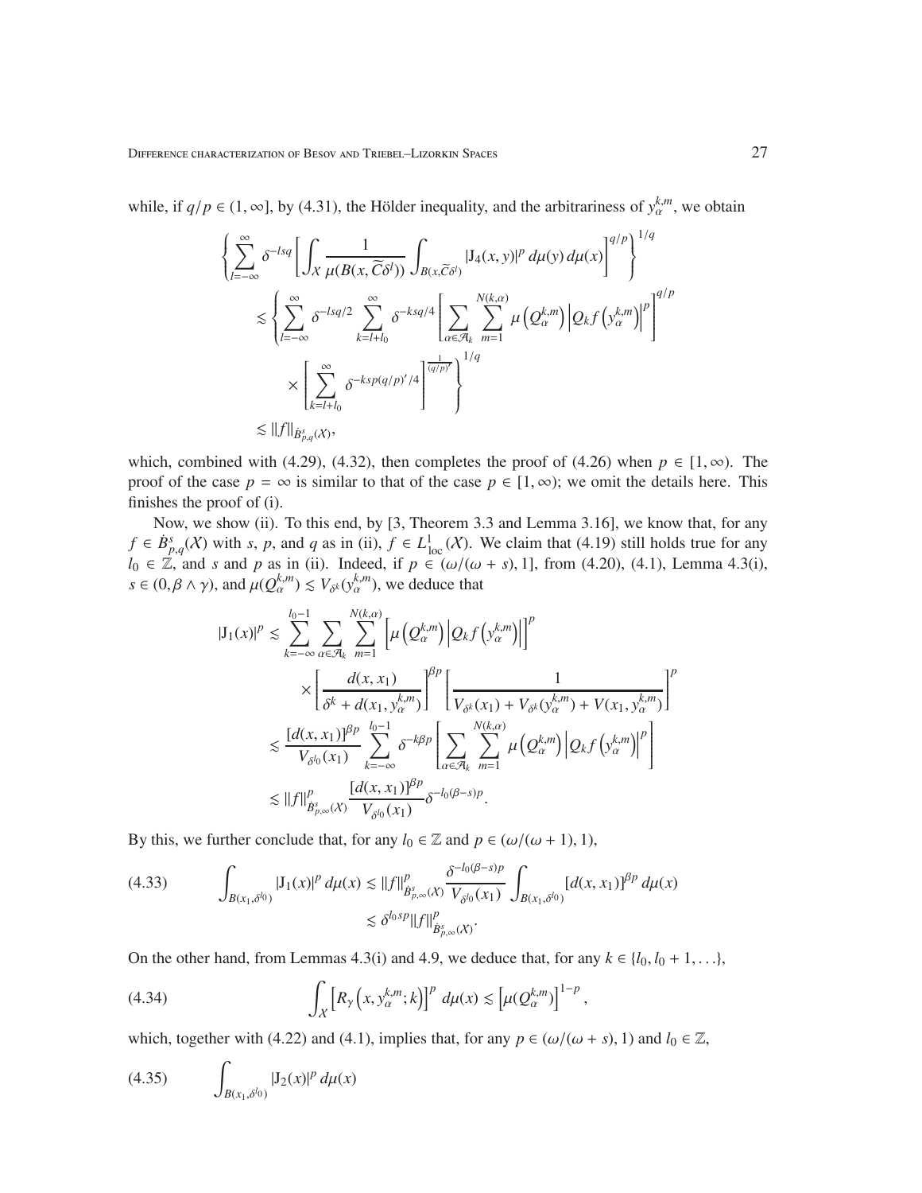while, if $q/p \in (1, \infty]$, by (4.31), the Hölder inequality, and the arbitrariness of $y_\alpha^{k,m}$, we obtain

$$\left\{ \sum_{l=-\infty}^{\infty} \delta^{-lsq} \left[ \int_{\mathcal{X}} \frac{1}{\mu(B(x, \widetilde{C}\delta^l))} \int_{B(x,\widetilde{C}\delta^l)} |J_4(x,y)|^p \, d\mu(y) \, d\mu(x) \right]^{q/p} \right\}^{1/q}$$
$$\lesssim \left\{ \sum_{l=-\infty}^{\infty} \delta^{-lsq/2} \sum_{k=l+l_0}^{\infty} \delta^{-ksq/4} \left[ \sum_{\alpha \in \mathcal{A}_k} \sum_{m=1}^{N(k,\alpha)} \mu\left(Q_\alpha^{k,m}\right) \left| Q_k f\left(y_\alpha^{k,m}\right) \right|^p \right]^{q/p} \right.$$
$$\left. \times \left[ \sum_{k=l+l_0}^{\infty} \delta^{-ksp(q/p)'/4} \right]^{\frac{1}{(q/p)'}} \right\}^{1/q}$$
$$\lesssim \|f\|_{\dot{B}^s_{p,q}(\mathcal{X})},$$

which, combined with (4.29), (4.32), then completes the proof of (4.26) when $p \in [1, \infty)$. The proof of the case $p = \infty$ is similar to that of the case $p \in [1, \infty)$; we omit the details here. This finishes the proof of (i).

Now, we show (ii). To this end, by [3, Theorem 3.3 and Lemma 3.16], we know that, for any $f \in \dot{B}^s_{p,q}(\mathcal{X})$ with $s$, $p$, and $q$ as in (ii), $f \in L^1_{\mathrm{loc}}(\mathcal{X})$. We claim that (4.19) still holds true for any $l_0 \in \mathbb{Z}$, and $s$ and $p$ as in (ii). Indeed, if $p \in (\omega/(\omega + s), 1]$, from (4.20), (4.1), Lemma 4.3(i), $s \in (0, \beta \wedge \gamma)$, and $\mu(Q_\alpha^{k,m}) \lesssim V_{\delta^k}(y_\alpha^{k,m})$, we deduce that

$$|J_1(x)|^p \lesssim \sum_{k=-\infty}^{l_0-1} \sum_{\alpha \in \mathcal{A}_k} \sum_{m=1}^{N(k,\alpha)} \left[ \mu\left(Q_\alpha^{k,m}\right) \left| Q_k f\left(y_\alpha^{k,m}\right) \right| \right]^p$$
$$\times \left[ \frac{d(x, x_1)}{\delta^k + d(x_1, y_\alpha^{k,m})} \right]^{\beta p} \left[ \frac{1}{V_{\delta^k}(x_1) + V_{\delta^k}(y_\alpha^{k,m}) + V(x_1, y_\alpha^{k,m})} \right]^p$$
$$\lesssim \frac{[d(x, x_1)]^{\beta p}}{V_{\delta^{l_0}}(x_1)} \sum_{k=-\infty}^{l_0-1} \delta^{-k\beta p} \left[ \sum_{\alpha \in \mathcal{A}_k} \sum_{m=1}^{N(k,\alpha)} \mu\left(Q_\alpha^{k,m}\right) \left| Q_k f\left(y_\alpha^{k,m}\right) \right|^p \right]$$
$$\lesssim \|f\|^p_{\dot{B}^s_{p,\infty}(\mathcal{X})} \frac{[d(x, x_1)]^{\beta p}}{V_{\delta^{l_0}}(x_1)} \delta^{-l_0(\beta - s)p}.$$

By this, we further conclude that, for any $l_0 \in \mathbb{Z}$ and $p \in (\omega/(\omega + 1), 1)$,

$$\tag{4.33} \int_{B(x_1,\delta^{l_0})} |J_1(x)|^p \, d\mu(x) \lesssim \|f\|^p_{\dot{B}^s_{p,\infty}(\mathcal{X})} \frac{\delta^{-l_0(\beta-s)p}}{V_{\delta^{l_0}}(x_1)} \int_{B(x_1,\delta^{l_0})} [d(x, x_1)]^{\beta p} \, d\mu(x)$$
$$\lesssim \delta^{l_0 sp} \|f\|^p_{\dot{B}^s_{p,\infty}(\mathcal{X})}.$$

On the other hand, from Lemmas 4.3(i) and 4.9, we deduce that, for any $k \in \{l_0, l_0 + 1, \ldots\}$,

$$\tag{4.34} \int_{\mathcal{X}} \left[ R_\gamma\left(x, y_\alpha^{k,m}; k\right) \right]^p \, d\mu(x) \lesssim \left[ \mu(Q_\alpha^{k,m}) \right]^{1-p},$$

which, together with (4.22) and (4.1), implies that, for any $p \in (\omega/(\omega + s), 1)$ and $l_0 \in \mathbb{Z}$,

$$\tag{4.35} \int_{B(x_1,\delta^{l_0})} |J_2(x)|^p \, d\mu(x)$$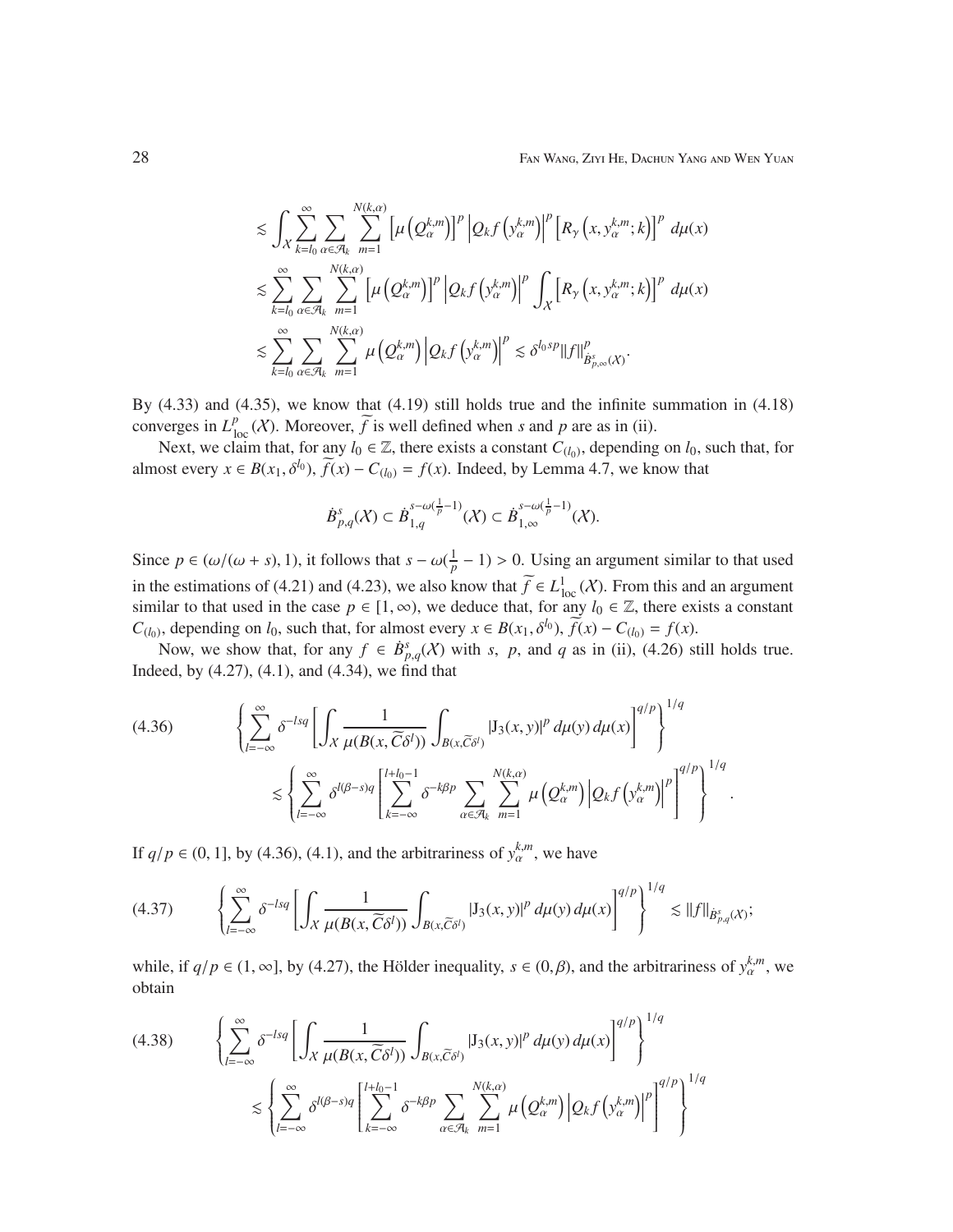$$
\begin{aligned}
&\lesssim \int_{\mathcal{X}} \sum_{k=l_0}^{\infty} \sum_{\alpha\in\mathcal{A}_k} \sum_{m=1}^{N(k,\alpha)} \left[\mu\left(Q_\alpha^{k,m}\right)\right]^p \left|Q_k f\left(y_\alpha^{k,m}\right)\right|^p \left[R_\gamma\left(x, y_\alpha^{k,m}; k\right)\right]^p \, d\mu(x) \\
&\lesssim \sum_{k=l_0}^{\infty} \sum_{\alpha\in\mathcal{A}_k} \sum_{m=1}^{N(k,\alpha)} \left[\mu\left(Q_\alpha^{k,m}\right)\right]^p \left|Q_k f\left(y_\alpha^{k,m}\right)\right|^p \int_{\mathcal{X}} \left[R_\gamma\left(x, y_\alpha^{k,m}; k\right)\right]^p \, d\mu(x) \\
&\lesssim \sum_{k=l_0}^{\infty} \sum_{\alpha\in\mathcal{A}_k} \sum_{m=1}^{N(k,\alpha)} \mu\left(Q_\alpha^{k,m}\right) \left|Q_k f\left(y_\alpha^{k,m}\right)\right|^p \lesssim \delta^{l_0 sp} \|f\|_{\dot{B}^s_{p,\infty}(\mathcal{X})}^p.
\end{aligned}
$$

By (4.33) and (4.35), we know that (4.19) still holds true and the infinite summation in (4.18) converges in $L^p_{\rm loc}(\mathcal{X})$. Moreover, $\widetilde{f}$ is well defined when $s$ and $p$ are as in (ii).

Next, we claim that, for any $l_0 \in \mathbb{Z}$, there exists a constant $C_{(l_0)}$, depending on $l_0$, such that, for almost every $x \in B(x_1, \delta^{l_0})$, $\widetilde{f}(x) - C_{(l_0)} = f(x)$. Indeed, by Lemma 4.7, we know that

$$
\dot{B}^s_{p,q}(\mathcal{X}) \subset \dot{B}^{s-\omega(\frac{1}{p}-1)}_{1,q}(\mathcal{X}) \subset \dot{B}^{s-\omega(\frac{1}{p}-1)}_{1,\infty}(\mathcal{X}).
$$

Since $p \in (\omega/(\omega+s), 1)$, it follows that $s - \omega(\frac{1}{p} - 1) > 0$. Using an argument similar to that used in the estimations of (4.21) and (4.23), we also know that $\widetilde{f} \in L^1_{\rm loc}(\mathcal{X})$. From this and an argument similar to that used in the case $p \in [1, \infty)$, we deduce that, for any $l_0 \in \mathbb{Z}$, there exists a constant $C_{(l_0)}$, depending on $l_0$, such that, for almost every $x \in B(x_1, \delta^{l_0})$, $\widetilde{f}(x) - C_{(l_0)} = f(x)$.

Now, we show that, for any $f \in \dot{B}^s_{p,q}(\mathcal{X})$ with $s$, $p$, and $q$ as in (ii), (4.26) still holds true. Indeed, by (4.27), (4.1), and (4.34), we find that

$$
\begin{aligned}
(4.36) \qquad &\left\{\sum_{l=-\infty}^{\infty} \delta^{-lsq} \left[\int_{\mathcal{X}} \frac{1}{\mu(B(x, \widetilde{C}\delta^l))} \int_{B(x,\widetilde{C}\delta^l)} |\mathrm{J}_3(x,y)|^p \, d\mu(y)\, d\mu(x)\right]^{q/p}\right\}^{1/q} \\
&\quad \lesssim \left\{\sum_{l=-\infty}^{\infty} \delta^{l(\beta-s)q} \left[\sum_{k=-\infty}^{l+l_0-1} \delta^{-k\beta p} \sum_{\alpha\in\mathcal{A}_k} \sum_{m=1}^{N(k,\alpha)} \mu\left(Q_\alpha^{k,m}\right) \left|Q_k f\left(y_\alpha^{k,m}\right)\right|^p\right]^{q/p}\right\}^{1/q}.
\end{aligned}
$$

If $q/p \in (0, 1]$, by (4.36), (4.1), and the arbitrariness of $y_\alpha^{k,m}$, we have

$$
(4.37) \qquad \left\{\sum_{l=-\infty}^{\infty} \delta^{-lsq} \left[\int_{\mathcal{X}} \frac{1}{\mu(B(x, \widetilde{C}\delta^l))} \int_{B(x,\widetilde{C}\delta^l)} |\mathrm{J}_3(x,y)|^p \, d\mu(y)\, d\mu(x)\right]^{q/p}\right\}^{1/q} \lesssim \|f\|_{\dot{B}^s_{p,q}(\mathcal{X})};
$$

while, if $q/p \in (1, \infty]$, by (4.27), the Hölder inequality, $s \in (0, \beta)$, and the arbitrariness of $y_\alpha^{k,m}$, we obtain

$$
\begin{aligned}
(4.38) \qquad &\left\{\sum_{l=-\infty}^{\infty} \delta^{-lsq} \left[\int_{\mathcal{X}} \frac{1}{\mu(B(x, \widetilde{C}\delta^l))} \int_{B(x,\widetilde{C}\delta^l)} |\mathrm{J}_3(x,y)|^p \, d\mu(y)\, d\mu(x)\right]^{q/p}\right\}^{1/q} \\
&\quad \lesssim \left\{\sum_{l=-\infty}^{\infty} \delta^{l(\beta-s)q} \left[\sum_{k=-\infty}^{l+l_0-1} \delta^{-k\beta p} \sum_{\alpha\in\mathcal{A}_k} \sum_{m=1}^{N(k,\alpha)} \mu\left(Q_\alpha^{k,m}\right) \left|Q_k f\left(y_\alpha^{k,m}\right)\right|^p\right]^{q/p}\right\}^{1/q}
\end{aligned}
$$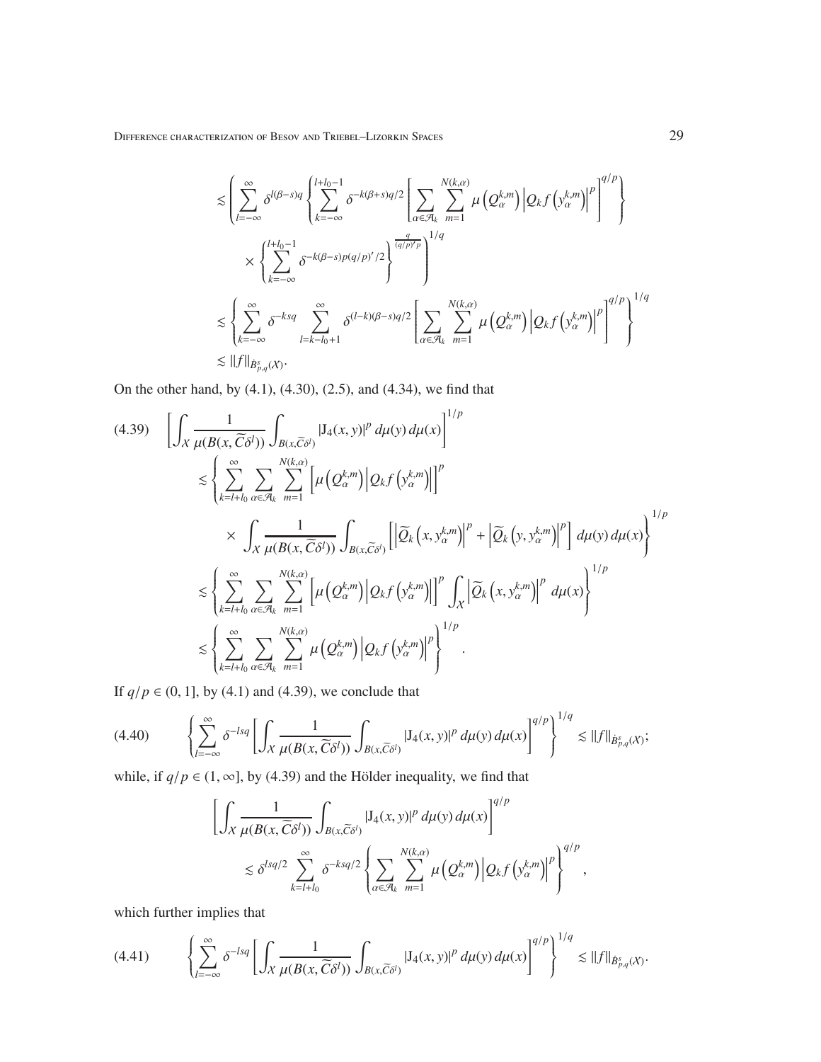$$
\begin{aligned}
&\lesssim \left( \sum_{l=-\infty}^{\infty} \delta^{l(\beta-s)q} \left\{ \sum_{k=-\infty}^{l+l_0-1} \delta^{-k(\beta+s)q/2} \left[ \sum_{\alpha\in\mathcal{A}_k} \sum_{m=1}^{N(k,\alpha)} \mu\left(Q_\alpha^{k,m}\right) \left|Q_k f\left(y_\alpha^{k,m}\right)\right|^p \right]^{q/p} \right\} \right. \\
&\qquad \left. \times \left\{ \sum_{k=-\infty}^{l+l_0-1} \delta^{-k(\beta-s)p(q/p)'/2} \right\}^{\frac{q}{(q/p)'p}} \right)^{1/q} \\
&\lesssim \left\{ \sum_{k=-\infty}^{\infty} \delta^{-ksq} \sum_{l=k-l_0+1}^{\infty} \delta^{(l-k)(\beta-s)q/2} \left[ \sum_{\alpha\in\mathcal{A}_k} \sum_{m=1}^{N(k,\alpha)} \mu\left(Q_\alpha^{k,m}\right) \left|Q_k f\left(y_\alpha^{k,m}\right)\right|^p \right]^{q/p} \right\}^{1/q} \\
&\lesssim \|f\|_{\dot{B}^s_{p,q}(\mathcal{X})}.
\end{aligned}
$$

On the other hand, by (4.1), (4.30), (2.5), and (4.34), we find that

$$
\begin{aligned}
(4.39)\quad &\left[ \int_{\mathcal{X}} \frac{1}{\mu(B(x,\widetilde{C}\delta^l))} \int_{B(x,\widetilde{C}\delta^l)} |\mathrm{J}_4(x,y)|^p \, d\mu(y)\, d\mu(x) \right]^{1/p} \\
&\lesssim \left\{ \sum_{k=l+l_0}^{\infty} \sum_{\alpha\in\mathcal{A}_k} \sum_{m=1}^{N(k,\alpha)} \left[ \mu\left(Q_\alpha^{k,m}\right) \left|Q_k f\left(y_\alpha^{k,m}\right)\right| \right]^p \right. \\
&\qquad \left. \times \int_{\mathcal{X}} \frac{1}{\mu(B(x,\widetilde{C}\delta^l))} \int_{B(x,\widetilde{C}\delta^l)} \left[ \left|\widetilde{Q}_k\left(x, y_\alpha^{k,m}\right)\right|^p + \left|\widetilde{Q}_k\left(y, y_\alpha^{k,m}\right)\right|^p \right] d\mu(y)\, d\mu(x) \right\}^{1/p} \\
&\lesssim \left\{ \sum_{k=l+l_0}^{\infty} \sum_{\alpha\in\mathcal{A}_k} \sum_{m=1}^{N(k,\alpha)} \left[ \mu\left(Q_\alpha^{k,m}\right) \left|Q_k f\left(y_\alpha^{k,m}\right)\right| \right]^p \int_{\mathcal{X}} \left|\widetilde{Q}_k\left(x, y_\alpha^{k,m}\right)\right|^p d\mu(x) \right\}^{1/p} \\
&\lesssim \left\{ \sum_{k=l+l_0}^{\infty} \sum_{\alpha\in\mathcal{A}_k} \sum_{m=1}^{N(k,\alpha)} \mu\left(Q_\alpha^{k,m}\right) \left|Q_k f\left(y_\alpha^{k,m}\right)\right|^p \right\}^{1/p}.
\end{aligned}
$$

If $q/p \in (0,1]$, by (4.1) and (4.39), we conclude that

$$
(4.40)\qquad \left\{ \sum_{l=-\infty}^{\infty} \delta^{-lsq} \left[ \int_{\mathcal{X}} \frac{1}{\mu(B(x,\widetilde{C}\delta^l))} \int_{B(x,\widetilde{C}\delta^l)} |\mathrm{J}_4(x,y)|^p \, d\mu(y)\, d\mu(x) \right]^{q/p} \right\}^{1/q} \lesssim \|f\|_{\dot{B}^s_{p,q}(\mathcal{X})};
$$

while, if $q/p \in (1,\infty]$, by (4.39) and the Hölder inequality, we find that

$$
\begin{aligned}
&\left[ \int_{\mathcal{X}} \frac{1}{\mu(B(x,\widetilde{C}\delta^l))} \int_{B(x,\widetilde{C}\delta^l)} |\mathrm{J}_4(x,y)|^p \, d\mu(y)\, d\mu(x) \right]^{q/p} \\
&\qquad \lesssim \delta^{lsq/2} \sum_{k=l+l_0}^{\infty} \delta^{-ksq/2} \left\{ \sum_{\alpha\in\mathcal{A}_k} \sum_{m=1}^{N(k,\alpha)} \mu\left(Q_\alpha^{k,m}\right) \left|Q_k f\left(y_\alpha^{k,m}\right)\right|^p \right\}^{q/p},
\end{aligned}
$$

which further implies that

$$
(4.41)\qquad \left\{ \sum_{l=-\infty}^{\infty} \delta^{-lsq} \left[ \int_{\mathcal{X}} \frac{1}{\mu(B(x,\widetilde{C}\delta^l))} \int_{B(x,\widetilde{C}\delta^l)} |\mathrm{J}_4(x,y)|^p \, d\mu(y)\, d\mu(x) \right]^{q/p} \right\}^{1/q} \lesssim \|f\|_{\dot{B}^s_{p,q}(\mathcal{X})}.
$$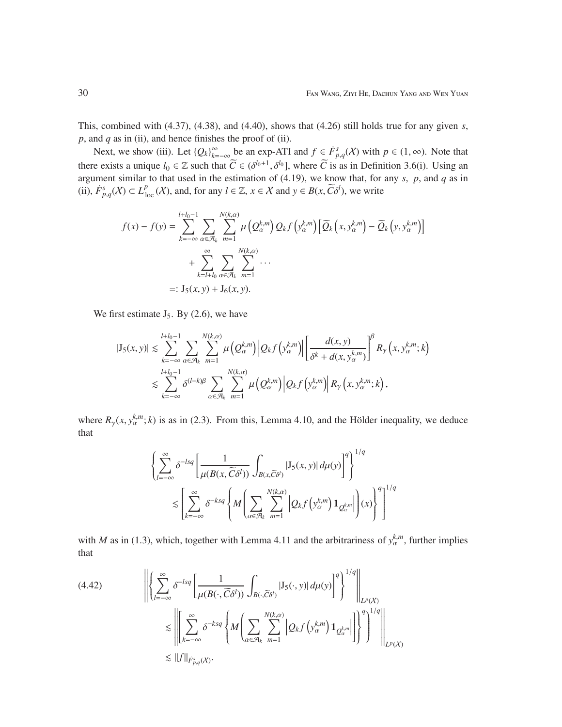This, combined with (4.37), (4.38), and (4.40), shows that (4.26) still holds true for any given $s$, $p$, and $q$ as in (ii), and hence finishes the proof of (ii).

Next, we show (iii). Let $\{Q_k\}_{k=-\infty}^{\infty}$ be an exp-ATI and $f \in \dot{F}^s_{p,q}(\mathcal{X})$ with $p \in (1, \infty)$. Note that there exists a unique $l_0 \in \mathbb{Z}$ such that $\widetilde{C} \in (\delta^{l_0+1}, \delta^{l_0}]$, where $\widetilde{C}$ is as in Definition 3.6(i). Using an argument similar to that used in the estimation of (4.19), we know that, for any $s$, $p$, and $q$ as in (ii), $\dot{F}^s_{p,q}(\mathcal{X}) \subset L^p_{\mathrm{loc}}(\mathcal{X})$, and, for any $l \in \mathbb{Z}$, $x \in \mathcal{X}$ and $y \in B(x, \widetilde{C}\delta^l)$, we write

$$
\begin{aligned}
f(x) - f(y) &= \sum_{k=-\infty}^{l+l_0-1} \sum_{\alpha \in \mathcal{A}_k} \sum_{m=1}^{N(k,\alpha)} \mu\left(Q_\alpha^{k,m}\right) Q_k f\left(y_\alpha^{k,m}\right) \left[\widetilde{Q}_k\left(x, y_\alpha^{k,m}\right) - \widetilde{Q}_k\left(y, y_\alpha^{k,m}\right)\right] \\
&\quad + \sum_{k=l+l_0}^{\infty} \sum_{\alpha \in \mathcal{A}_k} \sum_{m=1}^{N(k,\alpha)} \cdots \\
&=: \mathrm{J}_5(x, y) + \mathrm{J}_6(x, y).
\end{aligned}
$$

We first estimate $\mathrm{J}_5$. By (2.6), we have

$$
\begin{aligned}
|\mathrm{J}_5(x, y)| &\lesssim \sum_{k=-\infty}^{l+l_0-1} \sum_{\alpha \in \mathcal{A}_k} \sum_{m=1}^{N(k,\alpha)} \mu\left(Q_\alpha^{k,m}\right) \left|Q_k f\left(y_\alpha^{k,m}\right)\right| \left[\frac{d(x, y)}{\delta^k + d(x, y_\alpha^{k,m})}\right]^\beta R_\gamma\left(x, y_\alpha^{k,m}; k\right) \\
&\lesssim \sum_{k=-\infty}^{l+l_0-1} \delta^{(l-k)\beta} \sum_{\alpha \in \mathcal{A}_k} \sum_{m=1}^{N(k,\alpha)} \mu\left(Q_\alpha^{k,m}\right) \left|Q_k f\left(y_\alpha^{k,m}\right)\right| R_\gamma\left(x, y_\alpha^{k,m}; k\right),
\end{aligned}
$$

where $R_\gamma(x, y_\alpha^{k,m}; k)$ is as in (2.3). From this, Lemma 4.10, and the Hölder inequality, we deduce that

$$
\begin{aligned}
&\left\{\sum_{l=-\infty}^{\infty} \delta^{-lsq} \left[\frac{1}{\mu(B(x, \widetilde{C}\delta^l))} \int_{B(x, \widetilde{C}\delta^l)} |\mathrm{J}_5(x, y)| \, d\mu(y)\right]^q\right\}^{1/q} \\
&\quad \lesssim \left[\sum_{k=-\infty}^{\infty} \delta^{-ksq} \left\{M\left(\sum_{\alpha \in \mathcal{A}_k} \sum_{m=1}^{N(k,\alpha)} \left|Q_k f\left(y_\alpha^{k,m}\right) \mathbf{1}_{Q_\alpha^{k,m}}\right|\right)(x)\right\}^q\right]^{1/q}
\end{aligned}
$$

with $M$ as in (1.3), which, together with Lemma 4.11 and the arbitrariness of $y_\alpha^{k,m}$, further implies that

$$
\begin{aligned}
(4.42) \qquad &\left\|\left\{\sum_{l=-\infty}^{\infty} \delta^{-lsq} \left[\frac{1}{\mu(B(\cdot, \widetilde{C}\delta^l))} \int_{B(\cdot, \widetilde{C}\delta^l)} |\mathrm{J}_5(\cdot, y)| \, d\mu(y)\right]^q\right\}^{1/q}\right\|_{L^p(\mathcal{X})} \\
&\quad \lesssim \left\|\left[\sum_{k=-\infty}^{\infty} \delta^{-ksq} \left\{M\left(\sum_{\alpha \in \mathcal{A}_k} \sum_{m=1}^{N(k,\alpha)} \left|Q_k f\left(y_\alpha^{k,m}\right) \mathbf{1}_{Q_\alpha^{k,m}}\right|\right)\right\}^q\right]^{1/q}\right\|_{L^p(\mathcal{X})} \\
&\quad \lesssim \|f\|_{\dot{F}^s_{p,q}(\mathcal{X})}.
\end{aligned}
$$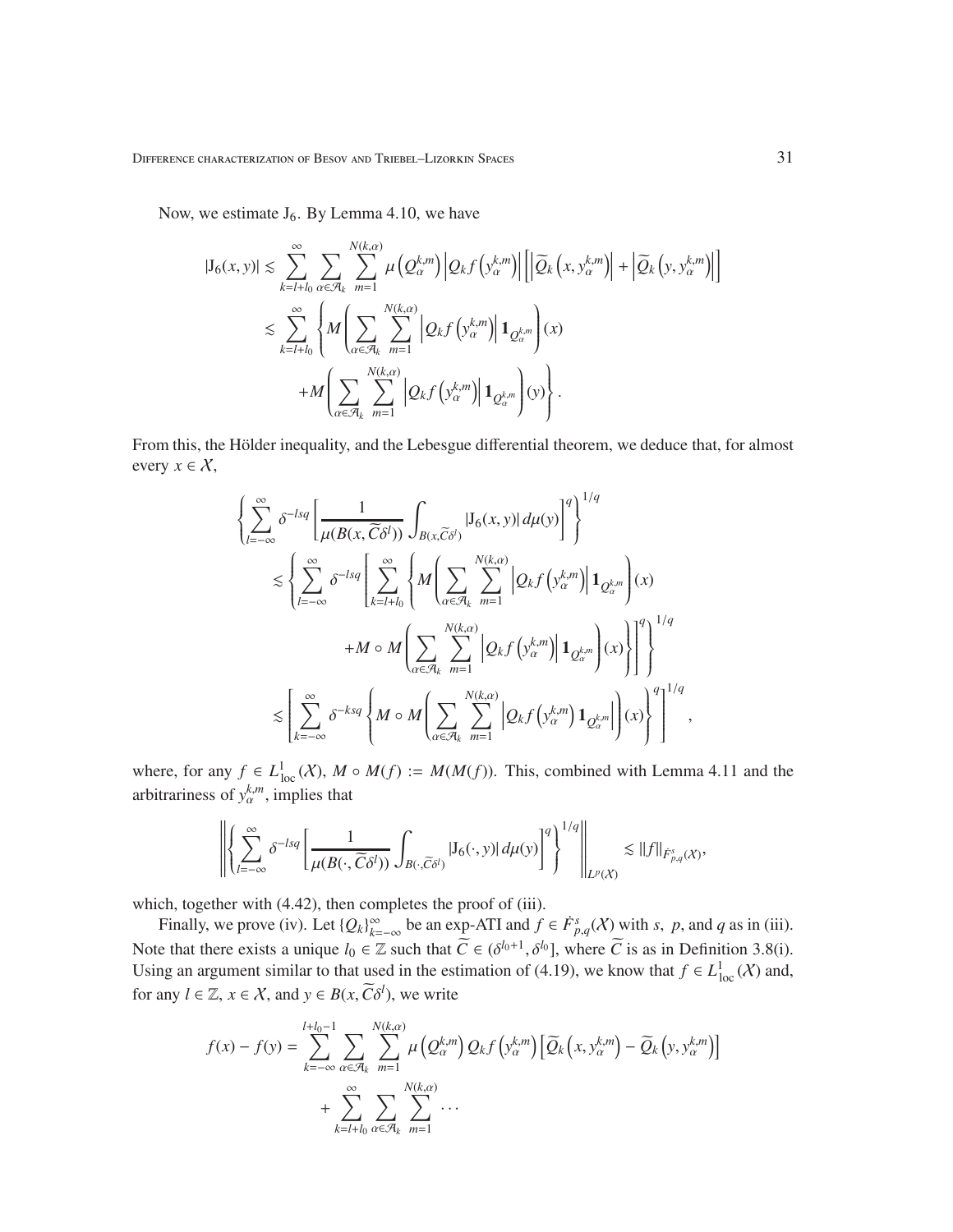Now, we estimate $\mathrm{J}_6$. By Lemma 4.10, we have

$$
\begin{aligned}
|\mathrm{J}_6(x,y)| &\lesssim \sum_{k=l+l_0}^{\infty} \sum_{\alpha\in\mathcal{A}_k} \sum_{m=1}^{N(k,\alpha)} \mu\left(Q_\alpha^{k,m}\right) \left|Q_k f\left(y_\alpha^{k,m}\right)\right| \left[\left|\widetilde{Q}_k\left(x, y_\alpha^{k,m}\right)\right| + \left|\widetilde{Q}_k\left(y, y_\alpha^{k,m}\right)\right|\right] \\
&\lesssim \sum_{k=l+l_0}^{\infty} \left\{ M\left(\sum_{\alpha\in\mathcal{A}_k} \sum_{m=1}^{N(k,\alpha)} \left|Q_k f\left(y_\alpha^{k,m}\right)\right| \mathbf{1}_{Q_\alpha^{k,m}}\right)(x) \right. \\
&\qquad \left. + M\left(\sum_{\alpha\in\mathcal{A}_k} \sum_{m=1}^{N(k,\alpha)} \left|Q_k f\left(y_\alpha^{k,m}\right)\right| \mathbf{1}_{Q_\alpha^{k,m}}\right)(y) \right\}.
\end{aligned}
$$

From this, the Hölder inequality, and the Lebesgue differential theorem, we deduce that, for almost every $x \in \mathcal{X}$,

$$
\begin{aligned}
&\left\{ \sum_{l=-\infty}^{\infty} \delta^{-lsq} \left[ \frac{1}{\mu(B(x,\widetilde{C}\delta^l))} \int_{B(x,\widetilde{C}\delta^l)} |\mathrm{J}_6(x,y)|\, d\mu(y) \right]^q \right\}^{1/q} \\
&\quad \lesssim \left\{ \sum_{l=-\infty}^{\infty} \delta^{-lsq} \left[ \sum_{k=l+l_0}^{\infty} \left\{ M\left(\sum_{\alpha\in\mathcal{A}_k} \sum_{m=1}^{N(k,\alpha)} \left|Q_k f\left(y_\alpha^{k,m}\right)\right| \mathbf{1}_{Q_\alpha^{k,m}}\right)(x) \right.\right.\right. \\
&\qquad \left.\left.\left. + M\circ M\left(\sum_{\alpha\in\mathcal{A}_k} \sum_{m=1}^{N(k,\alpha)} \left|Q_k f\left(y_\alpha^{k,m}\right)\right| \mathbf{1}_{Q_\alpha^{k,m}}\right)(x) \right\} \right]^q \right\}^{1/q} \\
&\quad \lesssim \left[ \sum_{k=-\infty}^{\infty} \delta^{-ksq} \left\{ M\circ M\left(\sum_{\alpha\in\mathcal{A}_k} \sum_{m=1}^{N(k,\alpha)} \left|Q_k f\left(y_\alpha^{k,m}\right) \mathbf{1}_{Q_\alpha^{k,m}}\right|\right)(x) \right\}^q \right]^{1/q},
\end{aligned}
$$

where, for any $f \in L^1_{\mathrm{loc}}(\mathcal{X})$, $M \circ M(f) := M(M(f))$. This, combined with Lemma 4.11 and the arbitrariness of $y_\alpha^{k,m}$, implies that

$$
\left\| \left\{ \sum_{l=-\infty}^{\infty} \delta^{-lsq} \left[ \frac{1}{\mu(B(\cdot,\widetilde{C}\delta^l))} \int_{B(\cdot,\widetilde{C}\delta^l)} |\mathrm{J}_6(\cdot,y)|\, d\mu(y) \right]^q \right\}^{1/q} \right\|_{L^p(\mathcal{X})} \lesssim \|f\|_{\dot{F}^s_{p,q}(\mathcal{X})},
$$

which, together with (4.42), then completes the proof of (iii).

Finally, we prove (iv). Let $\{Q_k\}_{k=-\infty}^{\infty}$ be an exp-ATI and $f \in \dot{F}^s_{p,q}(\mathcal{X})$ with $s$, $p$, and $q$ as in (iii). Note that there exists a unique $l_0 \in \mathbb{Z}$ such that $\widetilde{C} \in (\delta^{l_0+1}, \delta^{l_0}]$, where $\widetilde{C}$ is as in Definition 3.8(i). Using an argument similar to that used in the estimation of (4.19), we know that $f \in L^1_{\mathrm{loc}}(\mathcal{X})$ and, for any $l \in \mathbb{Z}$, $x \in \mathcal{X}$, and $y \in B(x, \widetilde{C}\delta^l)$, we write

$$
\begin{aligned}
f(x) - f(y) &= \sum_{k=-\infty}^{l+l_0-1} \sum_{\alpha\in\mathcal{A}_k} \sum_{m=1}^{N(k,\alpha)} \mu\left(Q_\alpha^{k,m}\right) Q_k f\left(y_\alpha^{k,m}\right) \left[\widetilde{Q}_k\left(x, y_\alpha^{k,m}\right) - \widetilde{Q}_k\left(y, y_\alpha^{k,m}\right)\right] \\
&\quad + \sum_{k=l+l_0}^{\infty} \sum_{\alpha\in\mathcal{A}_k} \sum_{m=1}^{N(k,\alpha)} \cdots
\end{aligned}
$$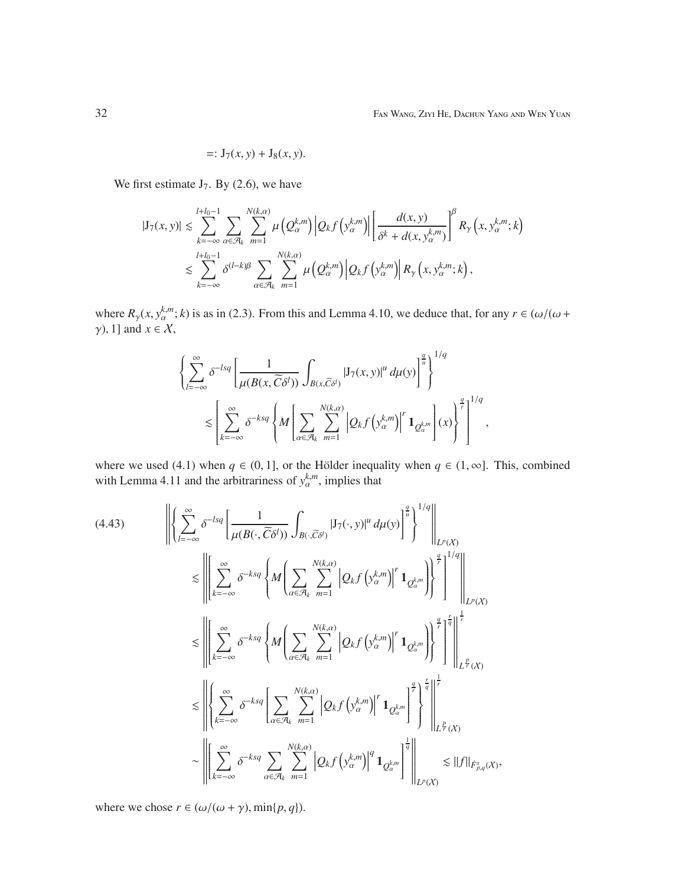$$=: \mathrm{J}_7(x,y) + \mathrm{J}_8(x,y).$$

We first estimate $\mathrm{J}_7$. By (2.6), we have

$$
\begin{aligned}
|\mathrm{J}_7(x,y)| &\lesssim \sum_{k=-\infty}^{l+l_0-1} \sum_{\alpha\in\mathcal{A}_k} \sum_{m=1}^{N(k,\alpha)} \mu\left(Q_\alpha^{k,m}\right)\left|Q_k f\left(y_\alpha^{k,m}\right)\right| \left[\frac{d(x,y)}{\delta^k + d(x,y_\alpha^{k,m})}\right]^\beta R_\gamma\left(x, y_\alpha^{k,m}; k\right) \\
&\lesssim \sum_{k=-\infty}^{l+l_0-1} \delta^{(l-k)\beta} \sum_{\alpha\in\mathcal{A}_k} \sum_{m=1}^{N(k,\alpha)} \mu\left(Q_\alpha^{k,m}\right)\left|Q_k f\left(y_\alpha^{k,m}\right)\right| R_\gamma\left(x, y_\alpha^{k,m}; k\right),
\end{aligned}
$$

where $R_\gamma(x, y_\alpha^{k,m}; k)$ is as in (2.3). From this and Lemma 4.10, we deduce that, for any $r \in (\omega/(\omega+\gamma), 1]$ and $x \in \mathcal{X}$,

$$
\begin{aligned}
&\left\{\sum_{l=-\infty}^{\infty} \delta^{-lsq}\left[\frac{1}{\mu(B(x,\widetilde{C}\delta^l))}\int_{B(x,\widetilde{C}\delta^l)} |\mathrm{J}_7(x,y)|^u\,d\mu(y)\right]^{\frac{q}{u}}\right\}^{1/q} \\
&\qquad\lesssim \left[\sum_{k=-\infty}^{\infty} \delta^{-ksq}\left\{M\left[\sum_{\alpha\in\mathcal{A}_k}\sum_{m=1}^{N(k,\alpha)}\left|Q_k f\left(y_\alpha^{k,m}\right)\right|^r \mathbf{1}_{Q_\alpha^{k,m}}\right](x)\right\}^{\frac{q}{r}}\right]^{1/q},
\end{aligned}
$$

where we used (4.1) when $q \in (0,1]$, or the Hölder inequality when $q \in (1,\infty]$. This, combined with Lemma 4.11 and the arbitrariness of $y_\alpha^{k,m}$, implies that

$$
\begin{aligned}
(4.43)\qquad &\left\|\left\{\sum_{l=-\infty}^{\infty} \delta^{-lsq}\left[\frac{1}{\mu(B(\cdot,\widetilde{C}\delta^l))}\int_{B(\cdot,\widetilde{C}\delta^l)} |\mathrm{J}_7(\cdot,y)|^u\,d\mu(y)\right]^{\frac{q}{u}}\right\}^{1/q}\right\|_{L^p(\mathcal{X})} \\
&\quad\lesssim \left\|\left[\sum_{k=-\infty}^{\infty} \delta^{-ksq}\left\{M\left(\sum_{\alpha\in\mathcal{A}_k}\sum_{m=1}^{N(k,\alpha)}\left|Q_k f\left(y_\alpha^{k,m}\right)\right|^r \mathbf{1}_{Q_\alpha^{k,m}}\right)\right\}^{\frac{q}{r}}\right]^{1/q}\right\|_{L^p(\mathcal{X})} \\
&\quad\lesssim \left\|\left[\sum_{k=-\infty}^{\infty} \delta^{-ksq}\left\{M\left(\sum_{\alpha\in\mathcal{A}_k}\sum_{m=1}^{N(k,\alpha)}\left|Q_k f\left(y_\alpha^{k,m}\right)\right|^r \mathbf{1}_{Q_\alpha^{k,m}}\right)\right\}^{\frac{q}{r}}\right]^{\frac{r}{q}}\right\|_{L^{\frac{p}{r}}(\mathcal{X})}^{\frac{1}{r}} \\
&\quad\lesssim \left\|\left\{\sum_{k=-\infty}^{\infty} \delta^{-ksq}\left[\sum_{\alpha\in\mathcal{A}_k}\sum_{m=1}^{N(k,\alpha)}\left|Q_k f\left(y_\alpha^{k,m}\right)\right|^r \mathbf{1}_{Q_\alpha^{k,m}}\right]^{\frac{q}{r}}\right\}^{\frac{r}{q}}\right\|_{L^{\frac{p}{r}}(\mathcal{X})}^{\frac{1}{r}} \\
&\quad\sim \left\|\left[\sum_{k=-\infty}^{\infty} \delta^{-ksq}\sum_{\alpha\in\mathcal{A}_k}\sum_{m=1}^{N(k,\alpha)}\left|Q_k f\left(y_\alpha^{k,m}\right)\right|^q \mathbf{1}_{Q_\alpha^{k,m}}\right]^{\frac{1}{q}}\right\|_{L^p(\mathcal{X})} \lesssim \|f\|_{\dot{F}^s_{p,q}(\mathcal{X})},
\end{aligned}
$$

where we chose $r \in (\omega/(\omega+\gamma), \min\{p,q\})$.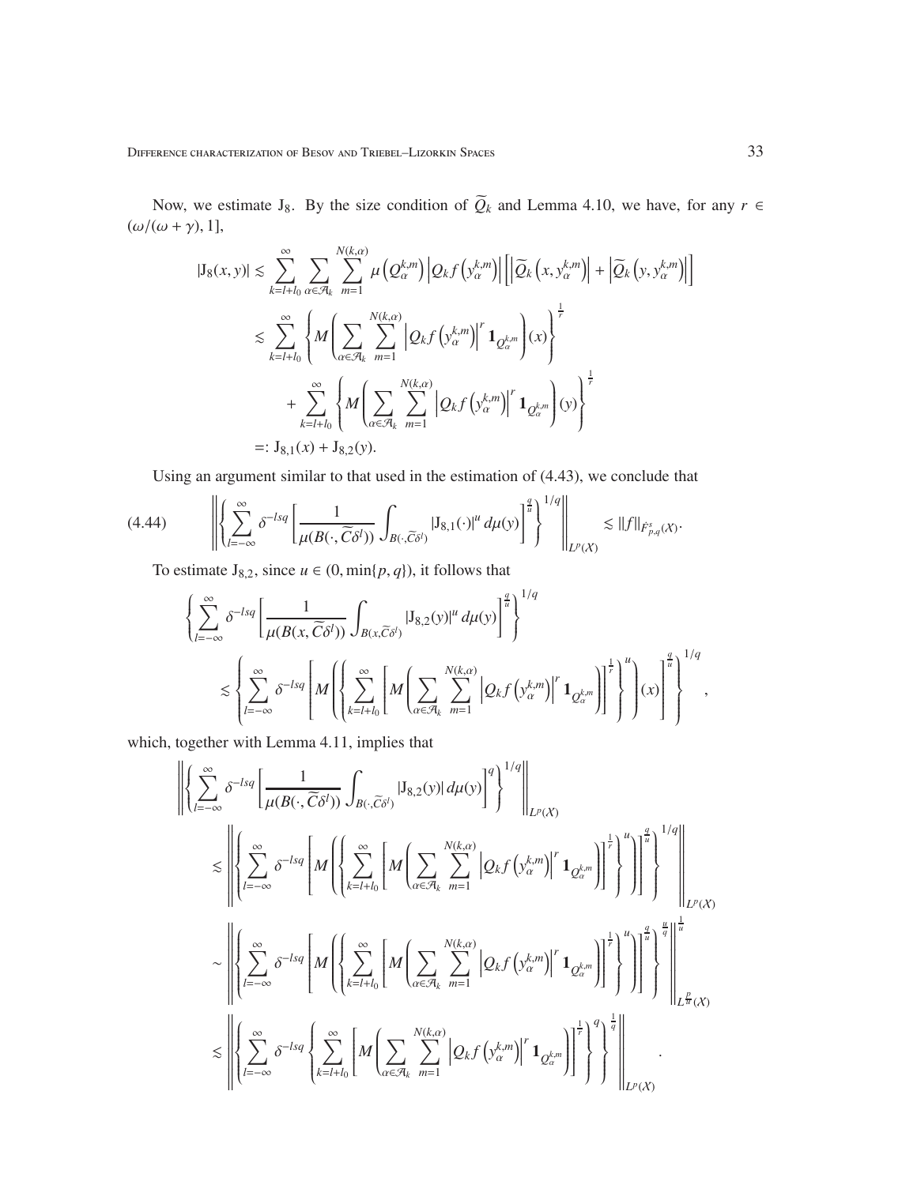Now, we estimate $\mathrm{J}_8$. By the size condition of $\widetilde{Q}_k$ and Lemma 4.10, we have, for any $r \in (\omega/(\omega+\gamma), 1]$,

$$
\begin{aligned}
|\mathrm{J}_8(x,y)| &\lesssim \sum_{k=l+l_0}^{\infty} \sum_{\alpha\in\mathcal{A}_k} \sum_{m=1}^{N(k,\alpha)} \mu\left(Q_\alpha^{k,m}\right) \left|Q_k f\left(y_\alpha^{k,m}\right)\right| \left[\left|\widetilde{Q}_k\left(x, y_\alpha^{k,m}\right)\right| + \left|\widetilde{Q}_k\left(y, y_\alpha^{k,m}\right)\right|\right] \\
&\lesssim \sum_{k=l+l_0}^{\infty} \left\{ M\left( \sum_{\alpha\in\mathcal{A}_k} \sum_{m=1}^{N(k,\alpha)} \left|Q_k f\left(y_\alpha^{k,m}\right)\right|^r \mathbf{1}_{Q_\alpha^{k,m}} \right)(x) \right\}^{\frac{1}{r}} \\
&\quad + \sum_{k=l+l_0}^{\infty} \left\{ M\left( \sum_{\alpha\in\mathcal{A}_k} \sum_{m=1}^{N(k,\alpha)} \left|Q_k f\left(y_\alpha^{k,m}\right)\right|^r \mathbf{1}_{Q_\alpha^{k,m}} \right)(y) \right\}^{\frac{1}{r}} \\
&=: \mathrm{J}_{8,1}(x) + \mathrm{J}_{8,2}(y).
\end{aligned}
$$

Using an argument similar to that used in the estimation of (4.43), we conclude that

$$
\left\| \left\{ \sum_{l=-\infty}^{\infty} \delta^{-lsq} \left[ \frac{1}{\mu(B(\cdot, \widetilde{C}\delta^l))} \int_{B(\cdot,\widetilde{C}\delta^l)} |\mathrm{J}_{8,1}(\cdot)|^u \, d\mu(y) \right]^{\frac{q}{u}} \right\}^{1/q} \right\|_{L^p(\mathcal{X})} \lesssim \|f\|_{\dot{F}^s_{p,q}(\mathcal{X})}. \tag{4.44}
$$

To estimate $\mathrm{J}_{8,2}$, since $u \in (0, \min\{p,q\})$, it follows that

$$
\begin{aligned}
&\left\{ \sum_{l=-\infty}^{\infty} \delta^{-lsq} \left[ \frac{1}{\mu(B(x, \widetilde{C}\delta^l))} \int_{B(x,\widetilde{C}\delta^l)} |\mathrm{J}_{8,2}(y)|^u \, d\mu(y) \right]^{\frac{q}{u}} \right\}^{1/q} \\
&\quad \lesssim \left\{ \sum_{l=-\infty}^{\infty} \delta^{-lsq} \left[ M\left( \left\{ \sum_{k=l+l_0}^{\infty} \left[ M\left( \sum_{\alpha\in\mathcal{A}_k} \sum_{m=1}^{N(k,\alpha)} \left|Q_k f\left(y_\alpha^{k,m}\right)\right|^r \mathbf{1}_{Q_\alpha^{k,m}} \right) \right]^{\frac{1}{r}} \right\}^u \right)(x) \right]^{\frac{q}{u}} \right\}^{1/q},
\end{aligned}
$$

which, together with Lemma 4.11, implies that

$$
\begin{aligned}
&\left\| \left\{ \sum_{l=-\infty}^{\infty} \delta^{-lsq} \left[ \frac{1}{\mu(B(\cdot, \widetilde{C}\delta^l))} \int_{B(\cdot,\widetilde{C}\delta^l)} |\mathrm{J}_{8,2}(y)| \, d\mu(y) \right]^{q} \right\}^{1/q} \right\|_{L^p(\mathcal{X})} \\
&\quad \lesssim \left\| \left\{ \sum_{l=-\infty}^{\infty} \delta^{-lsq} \left[ M\left( \left\{ \sum_{k=l+l_0}^{\infty} \left[ M\left( \sum_{\alpha\in\mathcal{A}_k} \sum_{m=1}^{N(k,\alpha)} \left|Q_k f\left(y_\alpha^{k,m}\right)\right|^r \mathbf{1}_{Q_\alpha^{k,m}} \right) \right]^{\frac{1}{r}} \right\}^u \right) \right]^{\frac{q}{u}} \right\}^{1/q} \right\|_{L^p(\mathcal{X})} \\
&\quad \sim \left\| \left\{ \sum_{l=-\infty}^{\infty} \delta^{-lsq} \left[ M\left( \left\{ \sum_{k=l+l_0}^{\infty} \left[ M\left( \sum_{\alpha\in\mathcal{A}_k} \sum_{m=1}^{N(k,\alpha)} \left|Q_k f\left(y_\alpha^{k,m}\right)\right|^r \mathbf{1}_{Q_\alpha^{k,m}} \right) \right]^{\frac{1}{r}} \right\}^u \right) \right]^{\frac{q}{u}} \right\}^{\frac{u}{q}} \right\|_{L^{\frac{p}{u}}(\mathcal{X})}^{\frac{1}{u}} \\
&\quad \lesssim \left\| \left\{ \sum_{l=-\infty}^{\infty} \delta^{-lsq} \left\{ \sum_{k=l+l_0}^{\infty} \left[ M\left( \sum_{\alpha\in\mathcal{A}_k} \sum_{m=1}^{N(k,\alpha)} \left|Q_k f\left(y_\alpha^{k,m}\right)\right|^r \mathbf{1}_{Q_\alpha^{k,m}} \right) \right]^{\frac{1}{r}} \right\}^q \right\}^{\frac{1}{q}} \right\|_{L^p(\mathcal{X})}.
\end{aligned}
$$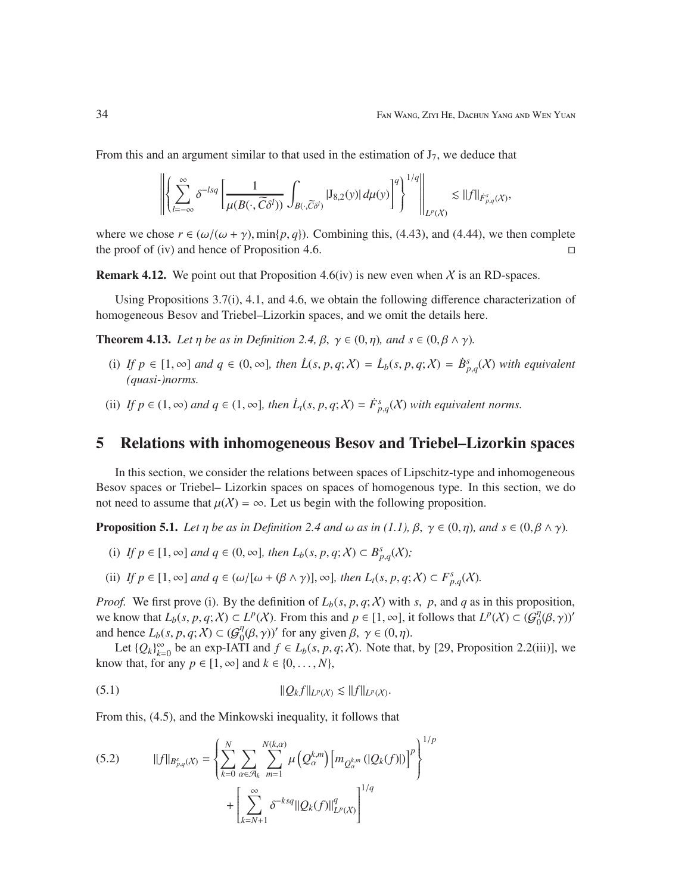From this and an argument similar to that used in the estimation of $\mathrm{J}_7$, we deduce that

$$\left\| \left\{ \sum_{l=-\infty}^{\infty} \delta^{-lsq} \left[ \frac{1}{\mu(B(\cdot, \widetilde{C}\delta^l))} \int_{B(\cdot,\widetilde{C}\delta^l)} |\mathrm{J}_{8,2}(y)|\, d\mu(y) \right]^q \right\}^{1/q} \right\|_{L^p(\mathcal{X})} \lesssim \|f\|_{\dot{F}^s_{p,q}(\mathcal{X})},$$

where we chose $r \in (\omega/(\omega+\gamma), \min\{p, q\})$. Combining this, (4.43), and (4.44), we then complete the proof of (iv) and hence of Proposition 4.6. $\square$

**Remark 4.12.** We point out that Proposition 4.6(iv) is new even when $\mathcal{X}$ is an RD-spaces.

Using Propositions 3.7(i), 4.1, and 4.6, we obtain the following difference characterization of homogeneous Besov and Triebel–Lizorkin spaces, and we omit the details here.

**Theorem 4.13.** *Let $\eta$ be as in Definition 2.4, $\beta,\ \gamma \in (0, \eta)$, and $s \in (0, \beta \wedge \gamma)$.*

(i) *If $p \in [1, \infty]$ and $q \in (0, \infty]$, then $\dot{L}(s, p, q; \mathcal{X}) = \dot{L}_b(s, p, q; \mathcal{X}) = \dot{B}^s_{p,q}(\mathcal{X})$ with equivalent (quasi-)norms.*

(ii) *If $p \in (1, \infty)$ and $q \in (1, \infty]$, then $\dot{L}_t(s, p, q; \mathcal{X}) = \dot{F}^s_{p,q}(\mathcal{X})$ with equivalent norms.*

# 5 Relations with inhomogeneous Besov and Triebel–Lizorkin spaces

In this section, we consider the relations between spaces of Lipschitz-type and inhomogeneous Besov spaces or Triebel– Lizorkin spaces on spaces of homogenous type. In this section, we do not need to assume that $\mu(\mathcal{X}) = \infty$. Let us begin with the following proposition.

**Proposition 5.1.** *Let $\eta$ be as in Definition 2.4 and $\omega$ as in (1.1), $\beta,\ \gamma \in (0, \eta)$, and $s \in (0, \beta \wedge \gamma)$.*

(i) *If $p \in [1, \infty]$ and $q \in (0, \infty]$, then $L_b(s, p, q; \mathcal{X}) \subset B^s_{p,q}(\mathcal{X})$;*

(ii) *If $p \in [1, \infty]$ and $q \in (\omega/[\omega + (\beta \wedge \gamma)], \infty]$, then $L_t(s, p, q; \mathcal{X}) \subset F^s_{p,q}(\mathcal{X})$.*

*Proof.* We first prove (i). By the definition of $L_b(s, p, q; \mathcal{X})$ with $s,\ p$, and $q$ as in this proposition, we know that $L_b(s, p, q; \mathcal{X}) \subset L^p(\mathcal{X})$. From this and $p \in [1, \infty]$, it follows that $L^p(\mathcal{X}) \subset (\mathcal{G}^\eta_0(\beta, \gamma))'$ and hence $L_b(s, p, q; \mathcal{X}) \subset (\mathcal{G}^\eta_0(\beta, \gamma))'$ for any given $\beta,\ \gamma \in (0, \eta)$.

Let $\{Q_k\}_{k=0}^\infty$ be an exp-IATI and $f \in L_b(s, p, q; \mathcal{X})$. Note that, by [29, Proposition 2.2(iii)], we know that, for any $p \in [1, \infty]$ and $k \in \{0, \ldots, N\}$,

$$\|Q_k f\|_{L^p(\mathcal{X})} \lesssim \|f\|_{L^p(\mathcal{X})}. \tag{5.1}$$

From this, (4.5), and the Minkowski inequality, it follows that

$$\|f\|_{B^s_{p,q}(\mathcal{X})} = \left\{ \sum_{k=0}^{N} \sum_{\alpha \in \mathcal{A}_k} \sum_{m=1}^{N(k,\alpha)} \mu\left(Q^{k,m}_\alpha\right) \left[ m_{Q^{k,m}_\alpha}(|Q_k(f)|) \right]^p \right\}^{1/p} + \left[ \sum_{k=N+1}^{\infty} \delta^{-ksq} \|Q_k(f)\|^q_{L^p(\mathcal{X})} \right]^{1/q} \tag{5.2}$$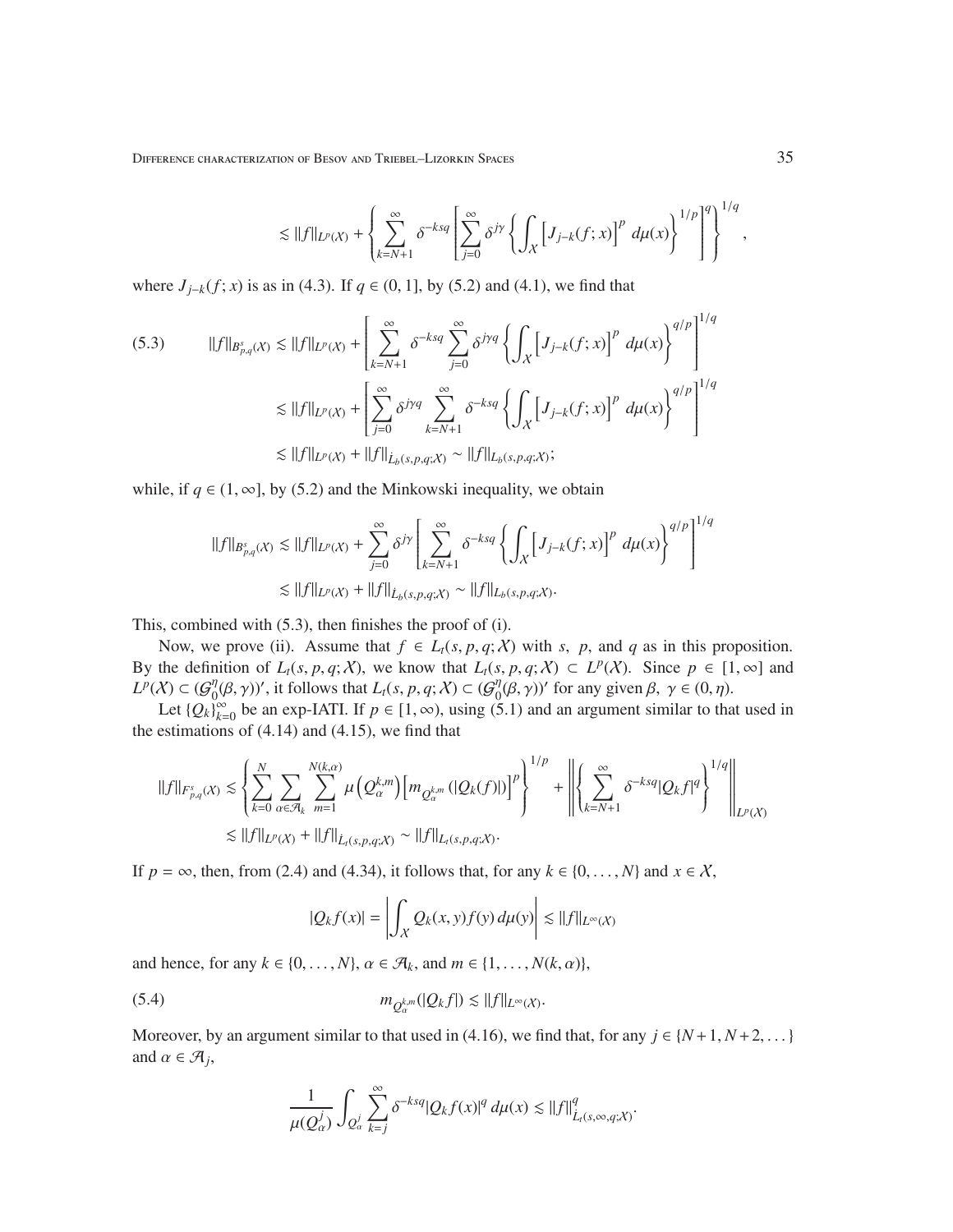$$\lesssim \|f\|_{L^p(\mathcal{X})} + \left\{ \sum_{k=N+1}^{\infty} \delta^{-ksq} \left[ \sum_{j=0}^{\infty} \delta^{j\gamma} \left\{ \int_{\mathcal{X}} \left[ J_{j-k}(f;x) \right]^p \, d\mu(x) \right\}^{1/p} \right]^q \right\}^{1/q},$$

where $J_{j-k}(f;x)$ is as in (4.3). If $q \in (0,1]$, by (5.2) and (4.1), we find that

$$\text{(5.3)} \qquad \|f\|_{B^s_{p,q}(\mathcal{X})} \lesssim \|f\|_{L^p(\mathcal{X})} + \left[ \sum_{k=N+1}^{\infty} \delta^{-ksq} \sum_{j=0}^{\infty} \delta^{j\gamma q} \left\{ \int_{\mathcal{X}} \left[ J_{j-k}(f;x) \right]^p \, d\mu(x) \right\}^{q/p} \right]^{1/q}$$

$$\lesssim \|f\|_{L^p(\mathcal{X})} + \left[ \sum_{j=0}^{\infty} \delta^{j\gamma q} \sum_{k=N+1}^{\infty} \delta^{-ksq} \left\{ \int_{\mathcal{X}} \left[ J_{j-k}(f;x) \right]^p \, d\mu(x) \right\}^{q/p} \right]^{1/q}$$

$$\lesssim \|f\|_{L^p(\mathcal{X})} + \|f\|_{\dot{L}_b(s,p,q;\mathcal{X})} \sim \|f\|_{L_b(s,p,q;\mathcal{X})};$$

while, if $q \in (1,\infty]$, by (5.2) and the Minkowski inequality, we obtain

$$\|f\|_{B^s_{p,q}(\mathcal{X})} \lesssim \|f\|_{L^p(\mathcal{X})} + \sum_{j=0}^{\infty} \delta^{j\gamma} \left[ \sum_{k=N+1}^{\infty} \delta^{-ksq} \left\{ \int_{\mathcal{X}} \left[ J_{j-k}(f;x) \right]^p \, d\mu(x) \right\}^{q/p} \right]^{1/q}$$

$$\lesssim \|f\|_{L^p(\mathcal{X})} + \|f\|_{\dot{L}_b(s,p,q;\mathcal{X})} \sim \|f\|_{L_b(s,p,q;\mathcal{X})}.$$

This, combined with (5.3), then finishes the proof of (i).

Now, we prove (ii). Assume that $f \in L_t(s,p,q;\mathcal{X})$ with $s$, $p$, and $q$ as in this proposition. By the definition of $L_t(s,p,q;\mathcal{X})$, we know that $L_t(s,p,q;\mathcal{X}) \subset L^p(\mathcal{X})$. Since $p \in [1,\infty]$ and $L^p(\mathcal{X}) \subset (\mathcal{G}^\eta_0(\beta,\gamma))'$, it follows that $L_t(s,p,q;\mathcal{X}) \subset (\mathcal{G}^\eta_0(\beta,\gamma))'$ for any given $\beta,\ \gamma \in (0,\eta)$.

Let $\{Q_k\}_{k=0}^\infty$ be an exp-IATI. If $p \in [1,\infty)$, using (5.1) and an argument similar to that used in the estimations of (4.14) and (4.15), we find that

$$\|f\|_{F^s_{p,q}(\mathcal{X})} \lesssim \left\{ \sum_{k=0}^{N} \sum_{\alpha \in \mathcal{A}_k} \sum_{m=1}^{N(k,\alpha)} \mu\left(Q^{k,m}_\alpha\right) \left[ m_{Q^{k,m}_\alpha}(|Q_k(f)|) \right]^p \right\}^{1/p} + \left\| \left\{ \sum_{k=N+1}^{\infty} \delta^{-ksq} |Q_k f|^q \right\}^{1/q} \right\|_{L^p(\mathcal{X})}$$

$$\lesssim \|f\|_{L^p(\mathcal{X})} + \|f\|_{\dot{L}_t(s,p,q;\mathcal{X})} \sim \|f\|_{L_t(s,p,q;\mathcal{X})}.$$

If $p = \infty$, then, from (2.4) and (4.34), it follows that, for any $k \in \{0,\ldots,N\}$ and $x \in \mathcal{X}$,

$$|Q_k f(x)| = \left| \int_{\mathcal{X}} Q_k(x,y) f(y) \, d\mu(y) \right| \lesssim \|f\|_{L^\infty(\mathcal{X})}$$

and hence, for any $k \in \{0,\ldots,N\}$, $\alpha \in \mathcal{A}_k$, and $m \in \{1,\ldots,N(k,\alpha)\}$,

$$\text{(5.4)} \qquad m_{Q^{k,m}_\alpha}(|Q_k f|) \lesssim \|f\|_{L^\infty(\mathcal{X})}.$$

Moreover, by an argument similar to that used in (4.16), we find that, for any $j \in \{N+1, N+2, \ldots\}$ and $\alpha \in \mathcal{A}_j$,

$$\frac{1}{\mu(Q^j_\alpha)} \int_{Q^j_\alpha} \sum_{k=j}^{\infty} \delta^{-ksq} |Q_k f(x)|^q \, d\mu(x) \lesssim \|f\|^q_{\dot{L}_t(s,\infty,q;\mathcal{X})}.$$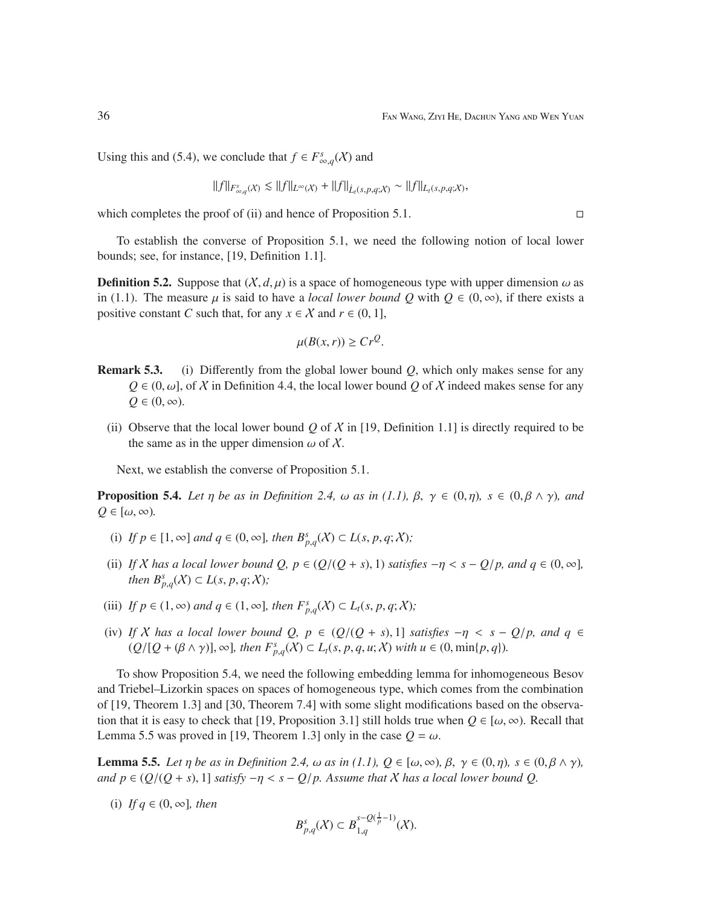Using this and (5.4), we conclude that $f \in F^s_{\infty,q}(\mathcal{X})$ and

$$\|f\|_{F^s_{\infty,q}(\mathcal{X})} \lesssim \|f\|_{L^\infty(\mathcal{X})} + \|f\|_{\dot{L}_t(s,p,q;\mathcal{X})} \sim \|f\|_{L_t(s,p,q;\mathcal{X})},$$

which completes the proof of (ii) and hence of Proposition 5.1. □

To establish the converse of Proposition 5.1, we need the following notion of local lower bounds; see, for instance, [19, Definition 1.1].

**Definition 5.2.** Suppose that $(\mathcal{X}, d, \mu)$ is a space of homogeneous type with upper dimension $\omega$ as in (1.1). The measure $\mu$ is said to have a *local lower bound* $Q$ with $Q \in (0,\infty)$, if there exists a positive constant $C$ such that, for any $x \in \mathcal{X}$ and $r \in (0, 1]$,

$$\mu(B(x,r)) \geq C r^Q.$$

**Remark 5.3.**

(i) Differently from the global lower bound $Q$, which only makes sense for any $Q \in (0,\omega]$, of $\mathcal{X}$ in Definition 4.4, the local lower bound $Q$ of $\mathcal{X}$ indeed makes sense for any $Q \in (0,\infty)$.

(ii) Observe that the local lower bound $Q$ of $\mathcal{X}$ in [19, Definition 1.1] is directly required to be the same as in the upper dimension $\omega$ of $\mathcal{X}$.

Next, we establish the converse of Proposition 5.1.

**Proposition 5.4.** *Let $\eta$ be as in Definition 2.4, $\omega$ as in (1.1), $\beta$, $\gamma \in (0,\eta)$, $s \in (0, \beta \wedge \gamma)$, and $Q \in [\omega,\infty)$.*

(i) *If $p \in [1,\infty]$ and $q \in (0,\infty]$, then $B^s_{p,q}(\mathcal{X}) \subset L(s,p,q;\mathcal{X})$;*

(ii) *If $\mathcal{X}$ has a local lower bound $Q$, $p \in (Q/(Q+s), 1)$ satisfies $-\eta < s - Q/p$, and $q \in (0,\infty]$, then $B^s_{p,q}(\mathcal{X}) \subset L(s,p,q;\mathcal{X})$;*

(iii) *If $p \in (1,\infty)$ and $q \in (1,\infty]$, then $F^s_{p,q}(\mathcal{X}) \subset L_t(s,p,q;\mathcal{X})$;*

(iv) *If $\mathcal{X}$ has a local lower bound $Q$, $p \in (Q/(Q+s), 1]$ satisfies $-\eta < s - Q/p$, and $q \in (Q/[Q + (\beta \wedge \gamma)], \infty]$, then $F^s_{p,q}(\mathcal{X}) \subset L_t(s,p,q,u;\mathcal{X})$ with $u \in (0, \min\{p,q\})$.*

To show Proposition 5.4, we need the following embedding lemma for inhomogeneous Besov and Triebel–Lizorkin spaces on spaces of homogeneous type, which comes from the combination of [19, Theorem 1.3] and [30, Theorem 7.4] with some slight modifications based on the observation that it is easy to check that [19, Proposition 3.1] still holds true when $Q \in [\omega,\infty)$. Recall that Lemma 5.5 was proved in [19, Theorem 1.3] only in the case $Q = \omega$.

**Lemma 5.5.** *Let $\eta$ be as in Definition 2.4, $\omega$ as in (1.1), $Q \in [\omega,\infty)$, $\beta$, $\gamma \in (0,\eta)$, $s \in (0,\beta \wedge \gamma)$, and $p \in (Q/(Q+s), 1]$ satisfy $-\eta < s - Q/p$. Assume that $\mathcal{X}$ has a local lower bound $Q$.*

(i) *If $q \in (0,\infty]$, then*

$$B^s_{p,q}(\mathcal{X}) \subset B^{s-Q(\frac{1}{p}-1)}_{1,q}(\mathcal{X}).$$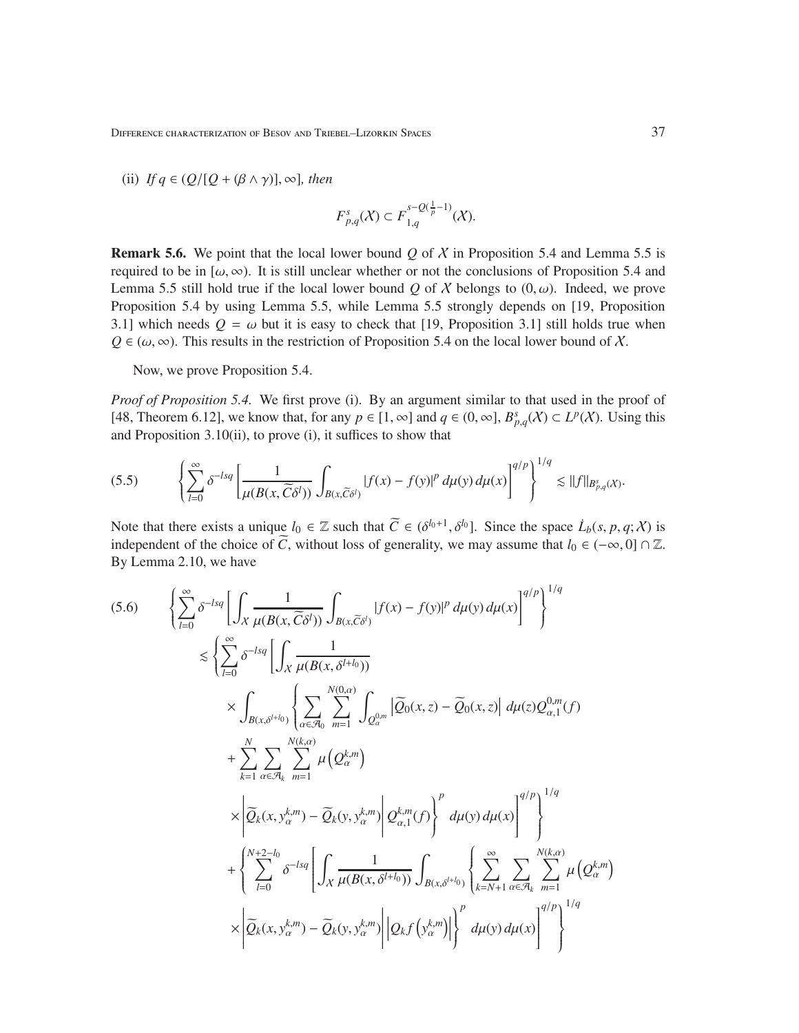(ii) *If* $q \in (Q/[Q + (\beta \wedge \gamma)], \infty]$*, then*

$$F^s_{p,q}(\mathcal{X}) \subset F^{s-Q(\frac{1}{p}-1)}_{1,q}(\mathcal{X}).$$

**Remark 5.6.** We point that the local lower bound $Q$ of $\mathcal{X}$ in Proposition 5.4 and Lemma 5.5 is required to be in $[\omega, \infty)$. It is still unclear whether or not the conclusions of Proposition 5.4 and Lemma 5.5 still hold true if the local lower bound $Q$ of $\mathcal{X}$ belongs to $(0, \omega)$. Indeed, we prove Proposition 5.4 by using Lemma 5.5, while Lemma 5.5 strongly depends on [19, Proposition 3.1] which needs $Q = \omega$ but it is easy to check that [19, Proposition 3.1] still holds true when $Q \in (\omega, \infty)$. This results in the restriction of Proposition 5.4 on the local lower bound of $\mathcal{X}$.

Now, we prove Proposition 5.4.

*Proof of Proposition 5.4.* We first prove (i). By an argument similar to that used in the proof of [48, Theorem 6.12], we know that, for any $p \in [1, \infty]$ and $q \in (0, \infty]$, $B^s_{p,q}(\mathcal{X}) \subset L^p(\mathcal{X})$. Using this and Proposition 3.10(ii), to prove (i), it suffices to show that

$$\left\{\sum_{l=0}^{\infty} \delta^{-lsq} \left[\frac{1}{\mu(B(x, \widetilde{C}\delta^l))} \int_{B(x,\widetilde{C}\delta^l)} |f(x) - f(y)|^p \, d\mu(y) \, d\mu(x)\right]^{q/p}\right\}^{1/q} \lesssim \|f\|_{B^s_{p,q}(\mathcal{X})}. \tag{5.5}$$

Note that there exists a unique $l_0 \in \mathbb{Z}$ such that $\widetilde{C} \in (\delta^{l_0+1}, \delta^{l_0}]$. Since the space $\dot{L}_b(s, p, q; \mathcal{X})$ is independent of the choice of $\widetilde{C}$, without loss of generality, we may assume that $l_0 \in (-\infty, 0] \cap \mathbb{Z}$. By Lemma 2.10, we have

$$\begin{aligned}
&\left\{\sum_{l=0}^{\infty} \delta^{-lsq} \left[\int_{\mathcal{X}} \frac{1}{\mu(B(x, \widetilde{C}\delta^l))} \int_{B(x,\widetilde{C}\delta^l)} |f(x) - f(y)|^p \, d\mu(y) \, d\mu(x)\right]^{q/p}\right\}^{1/q} \\
&\quad \lesssim \left\{\sum_{l=0}^{\infty} \delta^{-lsq} \left[\int_{\mathcal{X}} \frac{1}{\mu(B(x, \delta^{l+l_0}))}\right.\right. \\
&\qquad \times \int_{B(x,\delta^{l+l_0})} \left\{\sum_{\alpha \in \mathcal{A}_0} \sum_{m=1}^{N(0,\alpha)} \int_{Q^{0,m}_\alpha} \left|\widetilde{Q}_0(x, z) - \widetilde{Q}_0(x, z)\right| d\mu(z) Q^{0,m}_{\alpha,1}(f)\right. \\
&\qquad + \sum_{k=1}^{N} \sum_{\alpha \in \mathcal{A}_k} \sum_{m=1}^{N(k,\alpha)} \mu\left(Q^{k,m}_\alpha\right) \\
&\qquad \left.\left.\left. \times \left|\widetilde{Q}_k(x, y^{k,m}_\alpha) - \widetilde{Q}_k(y, y^{k,m}_\alpha)\right| Q^{k,m}_{\alpha,1}(f)\right\}^p \, d\mu(y) \, d\mu(x)\right]^{q/p}\right\}^{1/q} \\
&\qquad + \left\{\sum_{l=0}^{N+2-l_0} \delta^{-lsq} \left[\int_{\mathcal{X}} \frac{1}{\mu(B(x, \delta^{l+l_0}))} \int_{B(x,\delta^{l+l_0})} \left\{\sum_{k=N+1}^{\infty} \sum_{\alpha \in \mathcal{A}_k} \sum_{m=1}^{N(k,\alpha)} \mu\left(Q^{k,m}_\alpha\right)\right.\right.\right. \\
&\qquad \left.\left.\left. \times \left|\widetilde{Q}_k(x, y^{k,m}_\alpha) - \widetilde{Q}_k(y, y^{k,m}_\alpha)\right| \left|Q_k f\left(y^{k,m}_\alpha\right)\right|\right\}^p \, d\mu(y) \, d\mu(x)\right]^{q/p}\right\}^{1/q}
\end{aligned} \tag{5.6}$$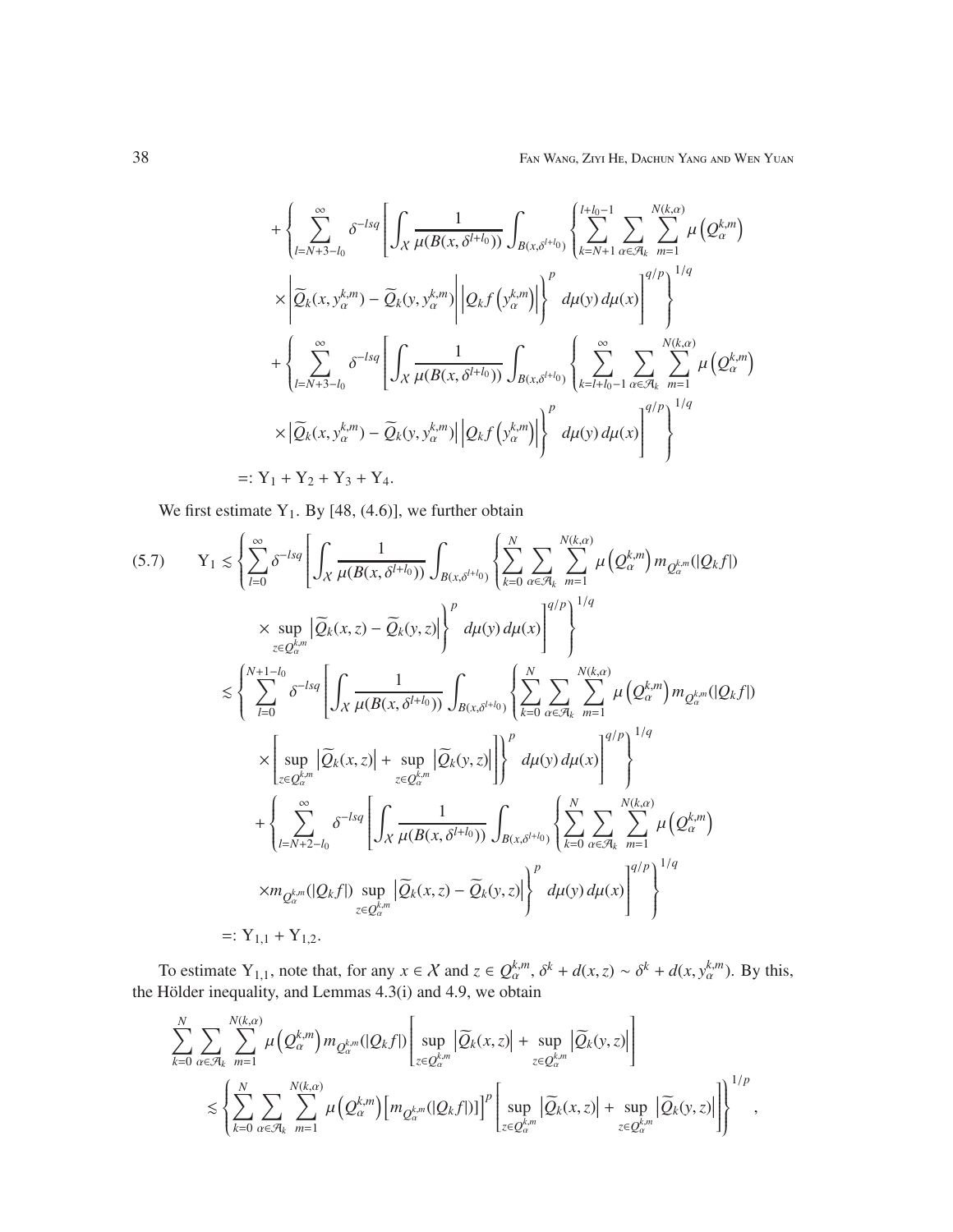$$
\begin{aligned}
&+\left\{\sum_{l=N+3-l_0}^{\infty}\delta^{-lsq}\left[\int_{\mathcal{X}}\frac{1}{\mu(B(x,\delta^{l+l_0}))}\int_{B(x,\delta^{l+l_0})}\left\{\sum_{k=N+1}^{l+l_0-1}\sum_{\alpha\in\mathcal{A}_k}\sum_{m=1}^{N(k,\alpha)}\mu\left(Q_\alpha^{k,m}\right)\right.\right.\right.\\
&\left.\left.\left.\times\left|\widetilde{Q}_k(x,y_\alpha^{k,m})-\widetilde{Q}_k(y,y_\alpha^{k,m})\right|\left|Q_kf\left(y_\alpha^{k,m}\right)\right|\right\}^p\,d\mu(y)\,d\mu(x)\right]^{q/p}\right\}^{1/q}\\
&+\left\{\sum_{l=N+3-l_0}^{\infty}\delta^{-lsq}\left[\int_{\mathcal{X}}\frac{1}{\mu(B(x,\delta^{l+l_0}))}\int_{B(x,\delta^{l+l_0})}\left\{\sum_{k=l+l_0-1}^{\infty}\sum_{\alpha\in\mathcal{A}_k}\sum_{m=1}^{N(k,\alpha)}\mu\left(Q_\alpha^{k,m}\right)\right.\right.\right.\\
&\left.\left.\left.\times\left|\widetilde{Q}_k(x,y_\alpha^{k,m})-\widetilde{Q}_k(y,y_\alpha^{k,m})\right|\left|Q_kf\left(y_\alpha^{k,m}\right)\right|\right\}^p\,d\mu(y)\,d\mu(x)\right]^{q/p}\right\}^{1/q}\\
&=:\mathrm{Y}_1+\mathrm{Y}_2+\mathrm{Y}_3+\mathrm{Y}_4.
\end{aligned}
$$

We first estimate $\mathrm{Y}_1$. By [48, (4.6)], we further obtain

$$
\begin{aligned}
\mathrm{Y}_1&\lesssim\left\{\sum_{l=0}^{\infty}\delta^{-lsq}\left[\int_{\mathcal{X}}\frac{1}{\mu(B(x,\delta^{l+l_0}))}\int_{B(x,\delta^{l+l_0})}\left\{\sum_{k=0}^{N}\sum_{\alpha\in\mathcal{A}_k}\sum_{m=1}^{N(k,\alpha)}\mu\left(Q_\alpha^{k,m}\right)m_{Q_\alpha^{k,m}}(|Q_kf|)\right.\right.\right.\\
&\qquad\left.\left.\left.\times\sup_{z\in Q_\alpha^{k,m}}\left|\widetilde{Q}_k(x,z)-\widetilde{Q}_k(y,z)\right|\right\}^p\,d\mu(y)\,d\mu(x)\right]^{q/p}\right\}^{1/q}\\
&\lesssim\left\{\sum_{l=0}^{N+1-l_0}\delta^{-lsq}\left[\int_{\mathcal{X}}\frac{1}{\mu(B(x,\delta^{l+l_0}))}\int_{B(x,\delta^{l+l_0})}\left\{\sum_{k=0}^{N}\sum_{\alpha\in\mathcal{A}_k}\sum_{m=1}^{N(k,\alpha)}\mu\left(Q_\alpha^{k,m}\right)m_{Q_\alpha^{k,m}}(|Q_kf|)\right.\right.\right.\\
&\qquad\left.\left.\left.\times\left[\sup_{z\in Q_\alpha^{k,m}}\left|\widetilde{Q}_k(x,z)\right|+\sup_{z\in Q_\alpha^{k,m}}\left|\widetilde{Q}_k(y,z)\right|\right]\right\}^p\,d\mu(y)\,d\mu(x)\right]^{q/p}\right\}^{1/q}\\
&\quad+\left\{\sum_{l=N+2-l_0}^{\infty}\delta^{-lsq}\left[\int_{\mathcal{X}}\frac{1}{\mu(B(x,\delta^{l+l_0}))}\int_{B(x,\delta^{l+l_0})}\left\{\sum_{k=0}^{N}\sum_{\alpha\in\mathcal{A}_k}\sum_{m=1}^{N(k,\alpha)}\mu\left(Q_\alpha^{k,m}\right)\right.\right.\right.\\
&\qquad\left.\left.\left.\times m_{Q_\alpha^{k,m}}(|Q_kf|)\sup_{z\in Q_\alpha^{k,m}}\left|\widetilde{Q}_k(x,z)-\widetilde{Q}_k(y,z)\right|\right\}^p\,d\mu(y)\,d\mu(x)\right]^{q/p}\right\}^{1/q}\\
&=:\mathrm{Y}_{1,1}+\mathrm{Y}_{1,2}.
\end{aligned}
\tag{5.7}
$$

To estimate $\mathrm{Y}_{1,1}$, note that, for any $x\in\mathcal{X}$ and $z\in Q_\alpha^{k,m}$, $\delta^k+d(x,z)\sim\delta^k+d(x,y_\alpha^{k,m})$. By this, the Hölder inequality, and Lemmas 4.3(i) and 4.9, we obtain

$$
\begin{aligned}
&\sum_{k=0}^{N}\sum_{\alpha\in\mathcal{A}_k}\sum_{m=1}^{N(k,\alpha)}\mu\left(Q_\alpha^{k,m}\right)m_{Q_\alpha^{k,m}}(|Q_kf|)\left[\sup_{z\in Q_\alpha^{k,m}}\left|\widetilde{Q}_k(x,z)\right|+\sup_{z\in Q_\alpha^{k,m}}\left|\widetilde{Q}_k(y,z)\right|\right]\\
&\quad\lesssim\left\{\sum_{k=0}^{N}\sum_{\alpha\in\mathcal{A}_k}\sum_{m=1}^{N(k,\alpha)}\mu\left(Q_\alpha^{k,m}\right)\left[m_{Q_\alpha^{k,m}}(|Q_kf|)\right]^p\left[\sup_{z\in Q_\alpha^{k,m}}\left|\widetilde{Q}_k(x,z)\right|+\sup_{z\in Q_\alpha^{k,m}}\left|\widetilde{Q}_k(y,z)\right|\right]\right\}^{1/p},
\end{aligned}
$$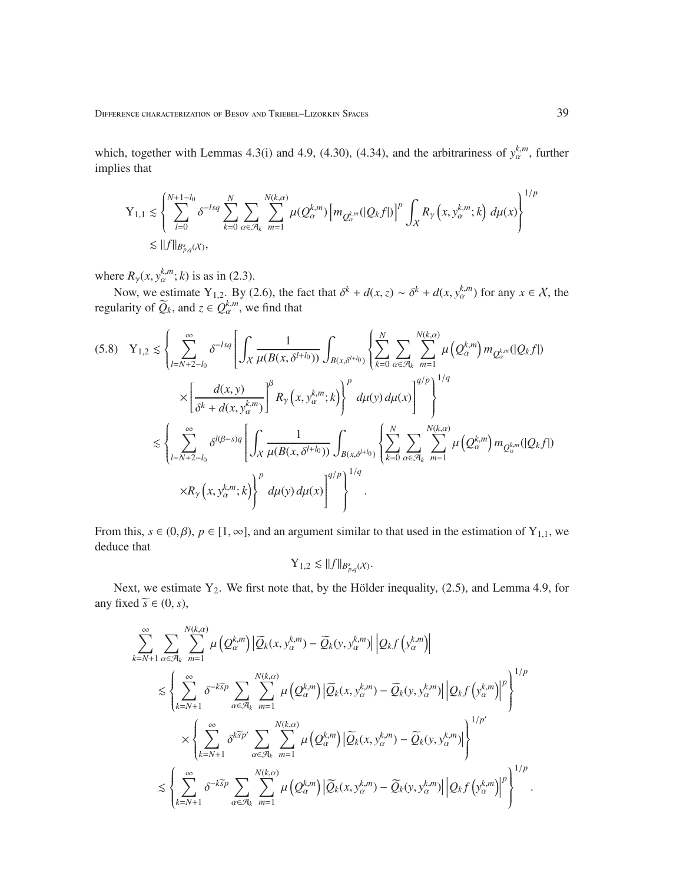which, together with Lemmas 4.3(i) and 4.9, (4.30), (4.34), and the arbitrariness of $y_\alpha^{k,m}$, further implies that

$$
\begin{aligned}
\mathrm{Y}_{1,1} &\lesssim \left\{ \sum_{l=0}^{N+1-l_0} \delta^{-lsq} \sum_{k=0}^{N} \sum_{\alpha\in\mathcal{A}_k} \sum_{m=1}^{N(k,\alpha)} \mu(Q_\alpha^{k,m}) \left[ m_{Q_\alpha^{k,m}}(|Q_k f|)\right]^p \int_{\mathcal{X}} R_\gamma\left(x, y_\alpha^{k,m}; k\right)\, d\mu(x) \right\}^{1/p} \\
&\lesssim \|f\|_{B^s_{p,q}(\mathcal{X})},
\end{aligned}
$$

where $R_\gamma(x, y_\alpha^{k,m}; k)$ is as in (2.3).

Now, we estimate $\mathrm{Y}_{1,2}$. By (2.6), the fact that $\delta^k + d(x,z) \sim \delta^k + d(x, y_\alpha^{k,m})$ for any $x \in \mathcal{X}$, the regularity of $\widetilde{Q}_k$, and $z \in Q_\alpha^{k,m}$, we find that

$$
\begin{aligned}
(5.8)\quad \mathrm{Y}_{1,2} &\lesssim \left\{ \sum_{l=N+2-l_0}^{\infty} \delta^{-lsq} \left[ \int_{\mathcal{X}} \frac{1}{\mu(B(x,\delta^{l+l_0}))} \int_{B(x,\delta^{l+l_0})} \left\{ \sum_{k=0}^{N} \sum_{\alpha\in\mathcal{A}_k} \sum_{m=1}^{N(k,\alpha)} \mu\left(Q_\alpha^{k,m}\right) m_{Q_\alpha^{k,m}}(|Q_k f|) \right.\right.\right. \\
&\qquad \left.\left.\left. \times \left[ \frac{d(x,y)}{\delta^k + d(x, y_\alpha^{k,m})} \right]^\beta R_\gamma\left(x, y_\alpha^{k,m}; k\right) \right\}^p d\mu(y)\, d\mu(x) \right]^{q/p} \right\}^{1/q} \\
&\lesssim \left\{ \sum_{l=N+2-l_0}^{\infty} \delta^{l(\beta-s)q} \left[ \int_{\mathcal{X}} \frac{1}{\mu(B(x,\delta^{l+l_0}))} \int_{B(x,\delta^{l+l_0})} \left\{ \sum_{k=0}^{N} \sum_{\alpha\in\mathcal{A}_k} \sum_{m=1}^{N(k,\alpha)} \mu\left(Q_\alpha^{k,m}\right) m_{Q_\alpha^{k,m}}(|Q_k f|) \right.\right.\right. \\
&\qquad \left.\left.\left. \times R_\gamma\left(x, y_\alpha^{k,m}; k\right) \right\}^p d\mu(y)\, d\mu(x) \right]^{q/p} \right\}^{1/q}.
\end{aligned}
$$

From this, $s \in (0, \beta)$, $p \in [1, \infty]$, and an argument similar to that used in the estimation of $\mathrm{Y}_{1,1}$, we deduce that

$$
\mathrm{Y}_{1,2} \lesssim \|f\|_{B^s_{p,q}(\mathcal{X})}.
$$

Next, we estimate $\mathrm{Y}_2$. We first note that, by the Hölder inequality, (2.5), and Lemma 4.9, for any fixed $\widetilde{s} \in (0, s)$,

$$
\begin{aligned}
&\sum_{k=N+1}^{\infty} \sum_{\alpha\in\mathcal{A}_k} \sum_{m=1}^{N(k,\alpha)} \mu\left(Q_\alpha^{k,m}\right) \left|\widetilde{Q}_k(x, y_\alpha^{k,m}) - \widetilde{Q}_k(y, y_\alpha^{k,m})\right| \left|Q_k f\left(y_\alpha^{k,m}\right)\right| \\
&\quad \lesssim \left\{ \sum_{k=N+1}^{\infty} \delta^{-k\widetilde{s}p} \sum_{\alpha\in\mathcal{A}_k} \sum_{m=1}^{N(k,\alpha)} \mu\left(Q_\alpha^{k,m}\right) \left|\widetilde{Q}_k(x, y_\alpha^{k,m}) - \widetilde{Q}_k(y, y_\alpha^{k,m})\right| \left|Q_k f\left(y_\alpha^{k,m}\right)\right|^p \right\}^{1/p} \\
&\qquad \times \left\{ \sum_{k=N+1}^{\infty} \delta^{k\widetilde{s}p'} \sum_{\alpha\in\mathcal{A}_k} \sum_{m=1}^{N(k,\alpha)} \mu\left(Q_\alpha^{k,m}\right) \left|\widetilde{Q}_k(x, y_\alpha^{k,m}) - \widetilde{Q}_k(y, y_\alpha^{k,m})\right| \right\}^{1/p'} \\
&\quad \lesssim \left\{ \sum_{k=N+1}^{\infty} \delta^{-k\widetilde{s}p} \sum_{\alpha\in\mathcal{A}_k} \sum_{m=1}^{N(k,\alpha)} \mu\left(Q_\alpha^{k,m}\right) \left|\widetilde{Q}_k(x, y_\alpha^{k,m}) - \widetilde{Q}_k(y, y_\alpha^{k,m})\right| \left|Q_k f\left(y_\alpha^{k,m}\right)\right|^p \right\}^{1/p}.
\end{aligned}
$$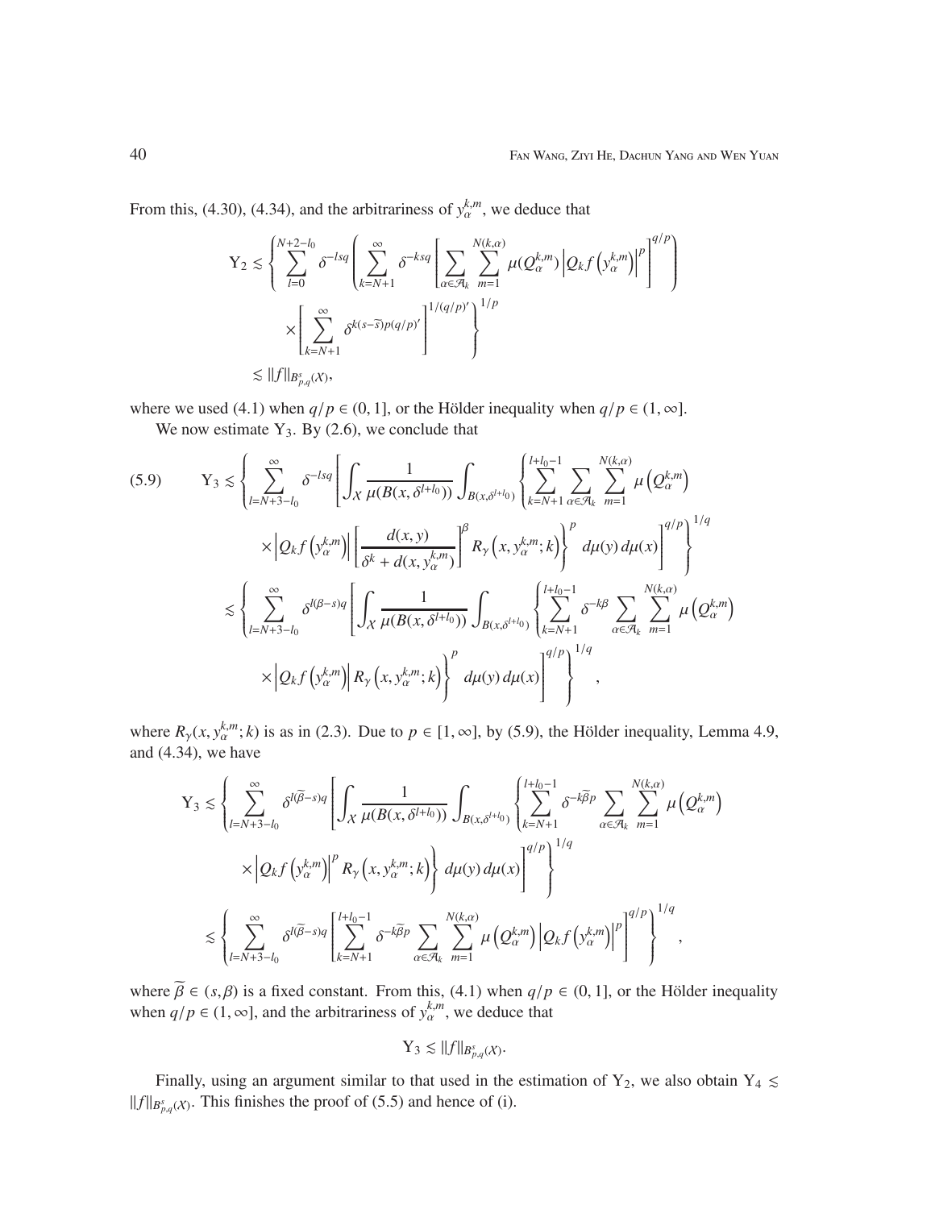From this, (4.30), (4.34), and the arbitrariness of $y_\alpha^{k,m}$, we deduce that

$$
\begin{aligned}
\mathrm{Y}_2 &\lesssim \left\{ \sum_{l=0}^{N+2-l_0} \delta^{-lsq} \left( \sum_{k=N+1}^{\infty} \delta^{-ksq} \left[ \sum_{\alpha\in\mathcal{A}_k} \sum_{m=1}^{N(k,\alpha)} \mu(Q_\alpha^{k,m}) \left| Q_k f\left(y_\alpha^{k,m}\right)\right|^p \right]^{q/p} \right) \right. \\
&\qquad \left. \times \left[ \sum_{k=N+1}^{\infty} \delta^{k(s-\widetilde{s})p(q/p)'} \right]^{1/(q/p)'} \right\}^{1/p} \\
&\lesssim \|f\|_{B^s_{p,q}(\mathcal{X})},
\end{aligned}
$$

where we used (4.1) when $q/p\in(0,1]$, or the Hölder inequality when $q/p\in(1,\infty]$.

We now estimate $\mathrm{Y}_3$. By (2.6), we conclude that

$$
\begin{aligned}
\mathrm{Y}_3 &\lesssim \left\{ \sum_{l=N+3-l_0}^{\infty} \delta^{-lsq} \left[ \int_{\mathcal{X}} \frac{1}{\mu(B(x,\delta^{l+l_0}))} \int_{B(x,\delta^{l+l_0})} \left\{ \sum_{k=N+1}^{l+l_0-1} \sum_{\alpha\in\mathcal{A}_k} \sum_{m=1}^{N(k,\alpha)} \mu\left(Q_\alpha^{k,m}\right) \right.\right.\right. \\
&\qquad \left.\left.\left. \times \left|Q_k f\left(y_\alpha^{k,m}\right)\right| \left[\frac{d(x,y)}{\delta^k + d(x,y_\alpha^{k,m})}\right]^\beta R_\gamma\left(x,y_\alpha^{k,m};k\right) \right\}^p d\mu(y)\,d\mu(x) \right]^{q/p} \right\}^{1/q} \\
&\lesssim \left\{ \sum_{l=N+3-l_0}^{\infty} \delta^{l(\beta-s)q} \left[ \int_{\mathcal{X}} \frac{1}{\mu(B(x,\delta^{l+l_0}))} \int_{B(x,\delta^{l+l_0})} \left\{ \sum_{k=N+1}^{l+l_0-1} \delta^{-k\beta} \sum_{\alpha\in\mathcal{A}_k} \sum_{m=1}^{N(k,\alpha)} \mu\left(Q_\alpha^{k,m}\right) \right.\right.\right. \\
&\qquad \left.\left.\left. \times \left|Q_k f\left(y_\alpha^{k,m}\right)\right| R_\gamma\left(x,y_\alpha^{k,m};k\right) \right\}^p d\mu(y)\,d\mu(x) \right]^{q/p} \right\}^{1/q},
\end{aligned}
\tag{5.9}
$$

where $R_\gamma(x,y_\alpha^{k,m};k)$ is as in (2.3). Due to $p\in[1,\infty]$, by (5.9), the Hölder inequality, Lemma 4.9, and (4.34), we have

$$
\begin{aligned}
\mathrm{Y}_3 &\lesssim \left\{ \sum_{l=N+3-l_0}^{\infty} \delta^{l(\widetilde{\beta}-s)q} \left[ \int_{\mathcal{X}} \frac{1}{\mu(B(x,\delta^{l+l_0}))} \int_{B(x,\delta^{l+l_0})} \left\{ \sum_{k=N+1}^{l+l_0-1} \delta^{-k\widetilde{\beta}p} \sum_{\alpha\in\mathcal{A}_k} \sum_{m=1}^{N(k,\alpha)} \mu\left(Q_\alpha^{k,m}\right) \right.\right.\right. \\
&\qquad \left.\left.\left. \times \left|Q_k f\left(y_\alpha^{k,m}\right)\right|^p R_\gamma\left(x,y_\alpha^{k,m};k\right) \right\} d\mu(y)\,d\mu(x) \right]^{q/p} \right\}^{1/q} \\
&\lesssim \left\{ \sum_{l=N+3-l_0}^{\infty} \delta^{l(\widetilde{\beta}-s)q} \left[ \sum_{k=N+1}^{l+l_0-1} \delta^{-k\widetilde{\beta}p} \sum_{\alpha\in\mathcal{A}_k} \sum_{m=1}^{N(k,\alpha)} \mu\left(Q_\alpha^{k,m}\right) \left|Q_k f\left(y_\alpha^{k,m}\right)\right|^p \right]^{q/p} \right\}^{1/q},
\end{aligned}
$$

where $\widetilde{\beta}\in(s,\beta)$ is a fixed constant. From this, (4.1) when $q/p\in(0,1]$, or the Hölder inequality when $q/p\in(1,\infty]$, and the arbitrariness of $y_\alpha^{k,m}$, we deduce that

$$
\mathrm{Y}_3 \lesssim \|f\|_{B^s_{p,q}(\mathcal{X})}.
$$

Finally, using an argument similar to that used in the estimation of $\mathrm{Y}_2$, we also obtain $\mathrm{Y}_4 \lesssim \|f\|_{B^s_{p,q}(\mathcal{X})}$. This finishes the proof of (5.5) and hence of (i).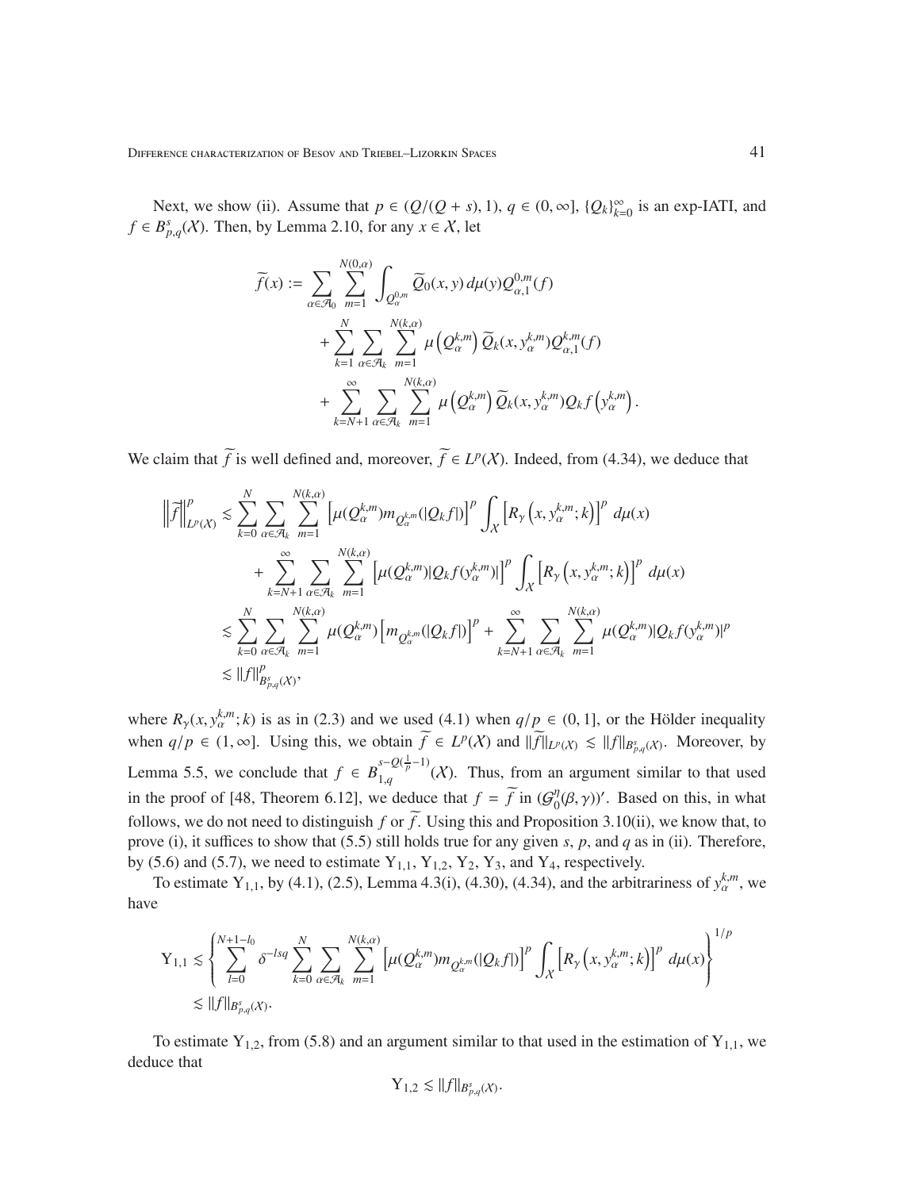Next, we show (ii). Assume that $p \in (Q/(Q+s), 1)$, $q \in (0, \infty]$, $\{Q_k\}_{k=0}^{\infty}$ is an exp-IATI, and $f \in B^s_{p,q}(\mathcal{X})$. Then, by Lemma 2.10, for any $x \in \mathcal{X}$, let

$$
\begin{aligned}
\widetilde{f}(x) := & \sum_{\alpha \in \mathcal{A}_0} \sum_{m=1}^{N(0,\alpha)} \int_{Q_\alpha^{0,m}} \widetilde{Q}_0(x,y)\, d\mu(y) Q_{\alpha,1}^{0,m}(f) \\
& + \sum_{k=1}^{N} \sum_{\alpha \in \mathcal{A}_k} \sum_{m=1}^{N(k,\alpha)} \mu\left(Q_\alpha^{k,m}\right) \widetilde{Q}_k(x, y_\alpha^{k,m}) Q_{\alpha,1}^{k,m}(f) \\
& + \sum_{k=N+1}^{\infty} \sum_{\alpha \in \mathcal{A}_k} \sum_{m=1}^{N(k,\alpha)} \mu\left(Q_\alpha^{k,m}\right) \widetilde{Q}_k(x, y_\alpha^{k,m}) Q_k f\left(y_\alpha^{k,m}\right).
\end{aligned}
$$

We claim that $\widetilde{f}$ is well defined and, moreover, $\widetilde{f} \in L^p(\mathcal{X})$. Indeed, from (4.34), we deduce that

$$
\begin{aligned}
\left\|\widetilde{f}\right\|_{L^p(\mathcal{X})}^p \lesssim & \sum_{k=0}^{N} \sum_{\alpha \in \mathcal{A}_k} \sum_{m=1}^{N(k,\alpha)} \left[\mu(Q_\alpha^{k,m}) m_{Q_\alpha^{k,m}}(|Q_k f|)\right]^p \int_{\mathcal{X}} \left[R_\gamma\left(x, y_\alpha^{k,m}; k\right)\right]^p \, d\mu(x) \\
& + \sum_{k=N+1}^{\infty} \sum_{\alpha \in \mathcal{A}_k} \sum_{m=1}^{N(k,\alpha)} \left[\mu(Q_\alpha^{k,m}) |Q_k f(y_\alpha^{k,m})|\right]^p \int_{\mathcal{X}} \left[R_\gamma\left(x, y_\alpha^{k,m}; k\right)\right]^p \, d\mu(x) \\
\lesssim & \sum_{k=0}^{N} \sum_{\alpha \in \mathcal{A}_k} \sum_{m=1}^{N(k,\alpha)} \mu(Q_\alpha^{k,m}) \left[m_{Q_\alpha^{k,m}}(|Q_k f|)\right]^p + \sum_{k=N+1}^{\infty} \sum_{\alpha \in \mathcal{A}_k} \sum_{m=1}^{N(k,\alpha)} \mu(Q_\alpha^{k,m}) |Q_k f(y_\alpha^{k,m})|^p \\
\lesssim & \|f\|_{B^s_{p,q}(\mathcal{X})}^p,
\end{aligned}
$$

where $R_\gamma(x, y_\alpha^{k,m}; k)$ is as in (2.3) and we used (4.1) when $q/p \in (0,1]$, or the Hölder inequality when $q/p \in (1, \infty]$. Using this, we obtain $\widetilde{f} \in L^p(\mathcal{X})$ and $\|\widetilde{f}\|_{L^p(\mathcal{X})} \lesssim \|f\|_{B^s_{p,q}(\mathcal{X})}$. Moreover, by Lemma 5.5, we conclude that $f \in B_{1,q}^{s-Q(\frac{1}{p}-1)}(\mathcal{X})$. Thus, from an argument similar to that used in the proof of [48, Theorem 6.12], we deduce that $f = \widetilde{f}$ in $(\mathcal{G}_0^\eta(\beta, \gamma))'$. Based on this, in what follows, we do not need to distinguish $f$ or $\widetilde{f}$. Using this and Proposition 3.10(ii), we know that, to prove (i), it suffices to show that (5.5) still holds true for any given $s$, $p$, and $q$ as in (ii). Therefore, by (5.6) and (5.7), we need to estimate $\mathrm{Y}_{1,1}$, $\mathrm{Y}_{1,2}$, $\mathrm{Y}_2$, $\mathrm{Y}_3$, and $\mathrm{Y}_4$, respectively.

To estimate $\mathrm{Y}_{1,1}$, by (4.1), (2.5), Lemma 4.3(i), (4.30), (4.34), and the arbitrariness of $y_\alpha^{k,m}$, we have

$$
\begin{aligned}
\mathrm{Y}_{1,1} \lesssim & \left\{ \sum_{l=0}^{N+1-l_0} \delta^{-lsq} \sum_{k=0}^{N} \sum_{\alpha \in \mathcal{A}_k} \sum_{m=1}^{N(k,\alpha)} \left[\mu(Q_\alpha^{k,m}) m_{Q_\alpha^{k,m}}(|Q_k f|)\right]^p \int_{\mathcal{X}} \left[R_\gamma\left(x, y_\alpha^{k,m}; k\right)\right]^p \, d\mu(x) \right\}^{1/p} \\
\lesssim & \|f\|_{B^s_{p,q}(\mathcal{X})}.
\end{aligned}
$$

To estimate $\mathrm{Y}_{1,2}$, from (5.8) and an argument similar to that used in the estimation of $\mathrm{Y}_{1,1}$, we deduce that

$$
\mathrm{Y}_{1,2} \lesssim \|f\|_{B^s_{p,q}(\mathcal{X})}.
$$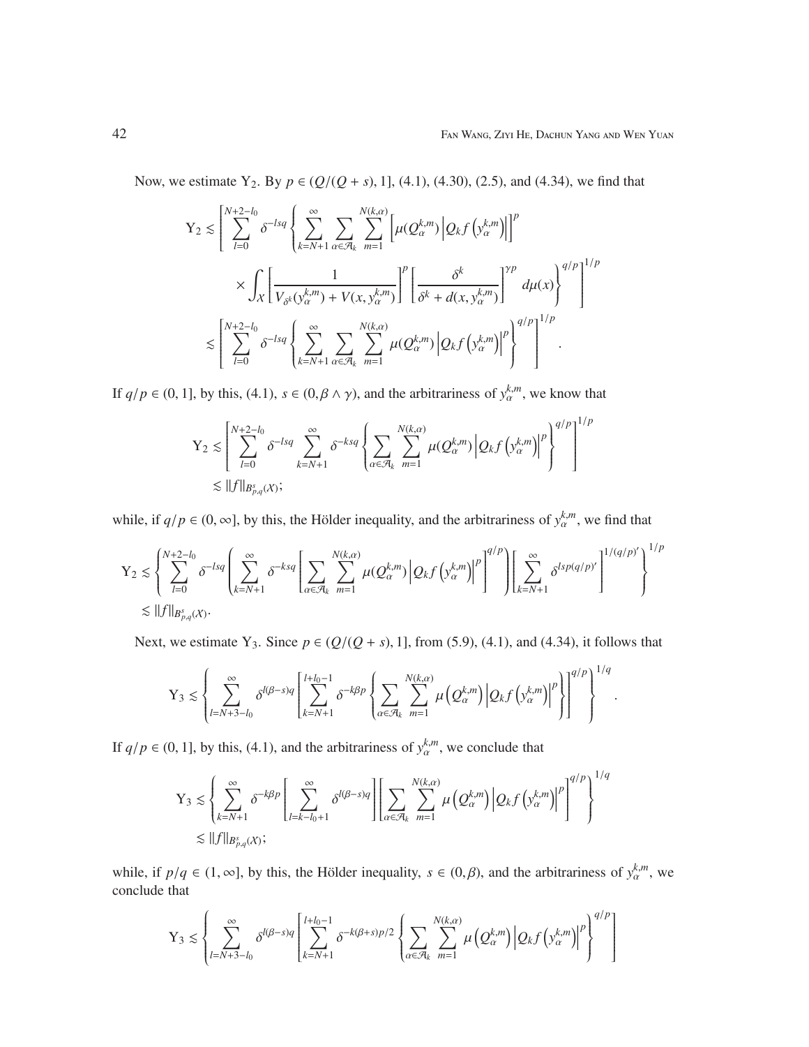Now, we estimate $\mathrm{Y}_2$. By $p \in (Q/(Q+s), 1]$, (4.1), (4.30), (2.5), and (4.34), we find that

$$
\begin{aligned}
\mathrm{Y}_2 &\lesssim \left[ \sum_{l=0}^{N+2-l_0} \delta^{-lsq} \left\{ \sum_{k=N+1}^{\infty} \sum_{\alpha \in \mathcal{A}_k} \sum_{m=1}^{N(k,\alpha)} \left[ \mu(Q_\alpha^{k,m}) \left| Q_k f\left(y_\alpha^{k,m}\right) \right| \right]^p \right.\right. \\
&\qquad \left.\left. \times \int_{\mathcal{X}} \left[ \frac{1}{V_{\delta^k}(y_\alpha^{k,m}) + V(x, y_\alpha^{k,m})} \right]^p \left[ \frac{\delta^k}{\delta^k + d(x, y_\alpha^{k,m})} \right]^{\gamma p} d\mu(x) \right\}^{q/p} \right]^{1/p} \\
&\lesssim \left[ \sum_{l=0}^{N+2-l_0} \delta^{-lsq} \left\{ \sum_{k=N+1}^{\infty} \sum_{\alpha \in \mathcal{A}_k} \sum_{m=1}^{N(k,\alpha)} \mu(Q_\alpha^{k,m}) \left| Q_k f\left(y_\alpha^{k,m}\right) \right|^p \right\}^{q/p} \right]^{1/p}.
\end{aligned}
$$

If $q/p \in (0,1]$, by this, (4.1), $s \in (0, \beta \wedge \gamma)$, and the arbitrariness of $y_\alpha^{k,m}$, we know that

$$
\begin{aligned}
\mathrm{Y}_2 &\lesssim \left[ \sum_{l=0}^{N+2-l_0} \delta^{-lsq} \sum_{k=N+1}^{\infty} \delta^{-ksq} \left\{ \sum_{\alpha \in \mathcal{A}_k} \sum_{m=1}^{N(k,\alpha)} \mu(Q_\alpha^{k,m}) \left| Q_k f\left(y_\alpha^{k,m}\right) \right|^p \right\}^{q/p} \right]^{1/p} \\
&\lesssim \|f\|_{B^s_{p,q}(\mathcal{X})};
\end{aligned}
$$

while, if $q/p \in (0, \infty]$, by this, the Hölder inequality, and the arbitrariness of $y_\alpha^{k,m}$, we find that

$$
\begin{aligned}
\mathrm{Y}_2 &\lesssim \left\{ \sum_{l=0}^{N+2-l_0} \delta^{-lsq} \left( \sum_{k=N+1}^{\infty} \delta^{-ksq} \left[ \sum_{\alpha \in \mathcal{A}_k} \sum_{m=1}^{N(k,\alpha)} \mu(Q_\alpha^{k,m}) \left| Q_k f\left(y_\alpha^{k,m}\right) \right|^p \right]^{q/p} \right) \left[ \sum_{k=N+1}^{\infty} \delta^{lsp(q/p)'} \right]^{1/(q/p)'} \right\}^{1/p} \\
&\lesssim \|f\|_{B^s_{p,q}(\mathcal{X})}.
\end{aligned}
$$

Next, we estimate $\mathrm{Y}_3$. Since $p \in (Q/(Q+s), 1]$, from (5.9), (4.1), and (4.34), it follows that

$$
\mathrm{Y}_3 \lesssim \left\{ \sum_{l=N+3-l_0}^{\infty} \delta^{l(\beta-s)q} \left[ \sum_{k=N+1}^{l+l_0-1} \delta^{-k\beta p} \left\{ \sum_{\alpha \in \mathcal{A}_k} \sum_{m=1}^{N(k,\alpha)} \mu\left(Q_\alpha^{k,m}\right) \left| Q_k f\left(y_\alpha^{k,m}\right) \right|^p \right\} \right]^{q/p} \right\}^{1/q}.
$$

If $q/p \in (0,1]$, by this, (4.1), and the arbitrariness of $y_\alpha^{k,m}$, we conclude that

$$
\begin{aligned}
\mathrm{Y}_3 &\lesssim \left\{ \sum_{k=N+1}^{\infty} \delta^{-k\beta p} \left[ \sum_{l=k-l_0+1}^{\infty} \delta^{l(\beta-s)q} \right] \left[ \sum_{\alpha \in \mathcal{A}_k} \sum_{m=1}^{N(k,\alpha)} \mu\left(Q_\alpha^{k,m}\right) \left| Q_k f\left(y_\alpha^{k,m}\right) \right|^p \right]^{q/p} \right\}^{1/q} \\
&\lesssim \|f\|_{B^s_{p,q}(\mathcal{X})};
\end{aligned}
$$

while, if $p/q \in (1, \infty]$, by this, the Hölder inequality, $s \in (0, \beta)$, and the arbitrariness of $y_\alpha^{k,m}$, we conclude that

$$
\mathrm{Y}_3 \lesssim \left\{ \sum_{l=N+3-l_0}^{\infty} \delta^{l(\beta-s)q} \left[ \sum_{k=N+1}^{l+l_0-1} \delta^{-k(\beta+s)p/2} \left\{ \sum_{\alpha \in \mathcal{A}_k} \sum_{m=1}^{N(k,\alpha)} \mu\left(Q_\alpha^{k,m}\right) \left| Q_k f\left(y_\alpha^{k,m}\right) \right|^p \right\}^{q/p} \right] \right.
$$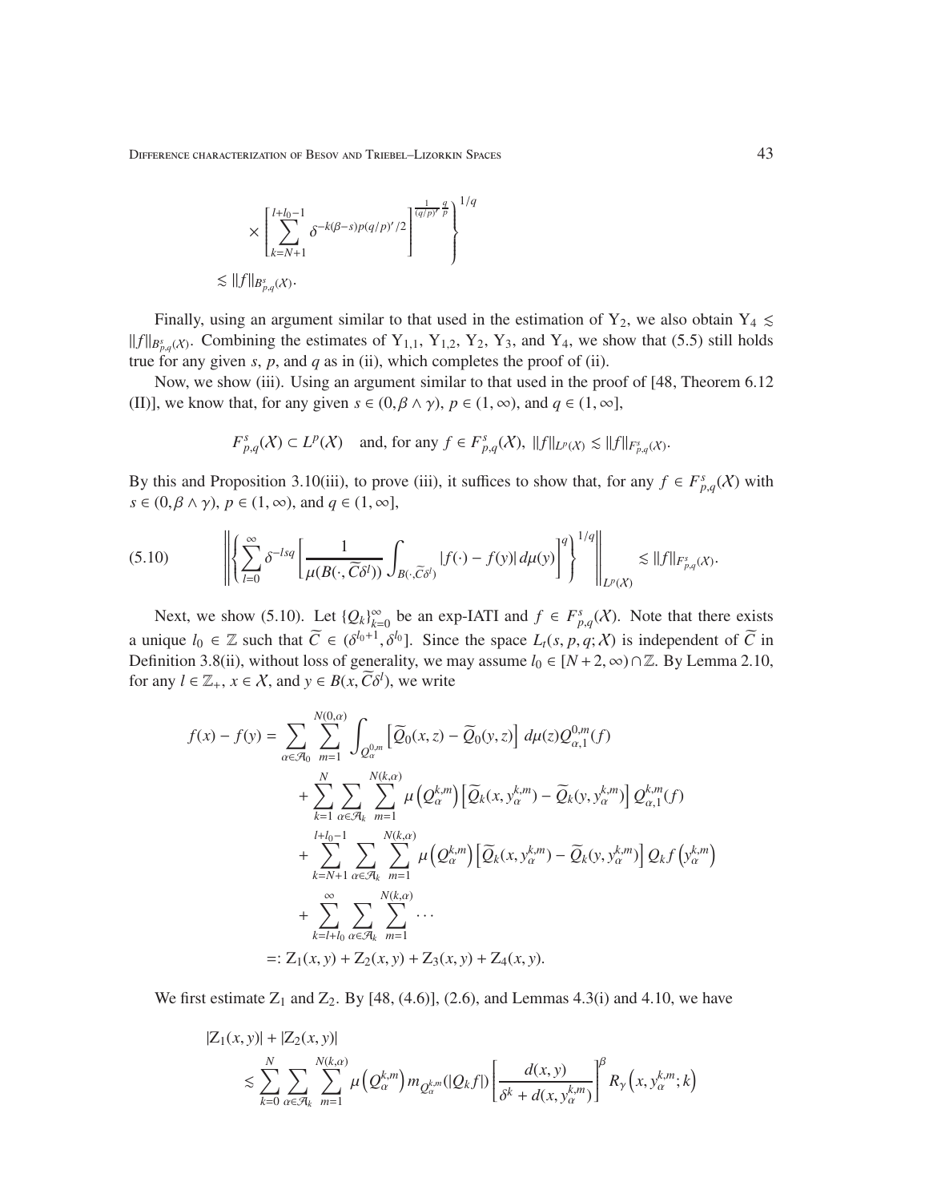$$
\times \left[ \sum_{k=N+1}^{l+l_0-1} \delta^{-k(\beta-s)p(q/p)'/2} \right]^{\frac{1}{(q/p)'} \frac{q}{p}} \Bigg\}^{1/q}
$$

$$
\lesssim \|f\|_{B^s_{p,q}(\mathcal{X})}.
$$

Finally, using an argument similar to that used in the estimation of $\mathrm{Y}_2$, we also obtain $\mathrm{Y}_4 \lesssim \|f\|_{B^s_{p,q}(\mathcal{X})}$. Combining the estimates of $\mathrm{Y}_{1,1}$, $\mathrm{Y}_{1,2}$, $\mathrm{Y}_2$, $\mathrm{Y}_3$, and $\mathrm{Y}_4$, we show that (5.5) still holds true for any given $s$, $p$, and $q$ as in (ii), which completes the proof of (ii).

Now, we show (iii). Using an argument similar to that used in the proof of [48, Theorem 6.12 (II)], we know that, for any given $s \in (0, \beta \wedge \gamma)$, $p \in (1, \infty)$, and $q \in (1, \infty]$,

$$
F^s_{p,q}(\mathcal{X}) \subset L^p(\mathcal{X}) \quad \text{and, for any } f \in F^s_{p,q}(\mathcal{X}),\ \|f\|_{L^p(\mathcal{X})} \lesssim \|f\|_{F^s_{p,q}(\mathcal{X})}.
$$

By this and Proposition 3.10(iii), to prove (iii), it suffices to show that, for any $f \in F^s_{p,q}(\mathcal{X})$ with $s \in (0, \beta \wedge \gamma)$, $p \in (1, \infty)$, and $q \in (1, \infty]$,

$$
\left\| \left\{ \sum_{l=0}^{\infty} \delta^{-lsq} \left[ \frac{1}{\mu(B(\cdot, \widetilde{C}\delta^l))} \int_{B(\cdot, \widetilde{C}\delta^l)} |f(\cdot) - f(y)| \, d\mu(y) \right]^q \right\}^{1/q} \right\|_{L^p(\mathcal{X})} \lesssim \|f\|_{F^s_{p,q}(\mathcal{X})}. \tag{5.10}
$$

Next, we show (5.10). Let $\{Q_k\}_{k=0}^{\infty}$ be an exp-IATI and $f \in F^s_{p,q}(\mathcal{X})$. Note that there exists a unique $l_0 \in \mathbb{Z}$ such that $\widetilde{C} \in (\delta^{l_0+1}, \delta^{l_0}]$. Since the space $L_t(s, p, q; \mathcal{X})$ is independent of $\widetilde{C}$ in Definition 3.8(ii), without loss of generality, we may assume $l_0 \in [N+2, \infty) \cap \mathbb{Z}$. By Lemma 2.10, for any $l \in \mathbb{Z}_+$, $x \in \mathcal{X}$, and $y \in B(x, \widetilde{C}\delta^l)$, we write

$$
\begin{aligned}
f(x) - f(y) &= \sum_{\alpha \in \mathcal{A}_0} \sum_{m=1}^{N(0,\alpha)} \int_{Q^{0,m}_\alpha} \left[ \widetilde{Q}_0(x, z) - \widetilde{Q}_0(y, z) \right] d\mu(z) Q^{0,m}_{\alpha,1}(f) \\
&\quad + \sum_{k=1}^{N} \sum_{\alpha \in \mathcal{A}_k} \sum_{m=1}^{N(k,\alpha)} \mu\left(Q^{k,m}_\alpha\right) \left[ \widetilde{Q}_k(x, y^{k,m}_\alpha) - \widetilde{Q}_k(y, y^{k,m}_\alpha) \right] Q^{k,m}_{\alpha,1}(f) \\
&\quad + \sum_{k=N+1}^{l+l_0-1} \sum_{\alpha \in \mathcal{A}_k} \sum_{m=1}^{N(k,\alpha)} \mu\left(Q^{k,m}_\alpha\right) \left[ \widetilde{Q}_k(x, y^{k,m}_\alpha) - \widetilde{Q}_k(y, y^{k,m}_\alpha) \right] Q_k f\left(y^{k,m}_\alpha\right) \\
&\quad + \sum_{k=l+l_0}^{\infty} \sum_{\alpha \in \mathcal{A}_k} \sum_{m=1}^{N(k,\alpha)} \cdots \\
&=: \mathrm{Z}_1(x, y) + \mathrm{Z}_2(x, y) + \mathrm{Z}_3(x, y) + \mathrm{Z}_4(x, y).
\end{aligned}
$$

We first estimate $\mathrm{Z}_1$ and $\mathrm{Z}_2$. By [48, (4.6)], (2.6), and Lemmas 4.3(i) and 4.10, we have

$$
\begin{aligned}
&|\mathrm{Z}_1(x, y)| + |\mathrm{Z}_2(x, y)| \\
&\quad \lesssim \sum_{k=0}^{N} \sum_{\alpha \in \mathcal{A}_k} \sum_{m=1}^{N(k,\alpha)} \mu\left(Q^{k,m}_\alpha\right) m_{Q^{k,m}_\alpha}(|Q_k f|) \left[ \frac{d(x, y)}{\delta^k + d(x, y^{k,m}_\alpha)} \right]^\beta R_\gamma\left(x, y^{k,m}_\alpha; k\right)
\end{aligned}
$$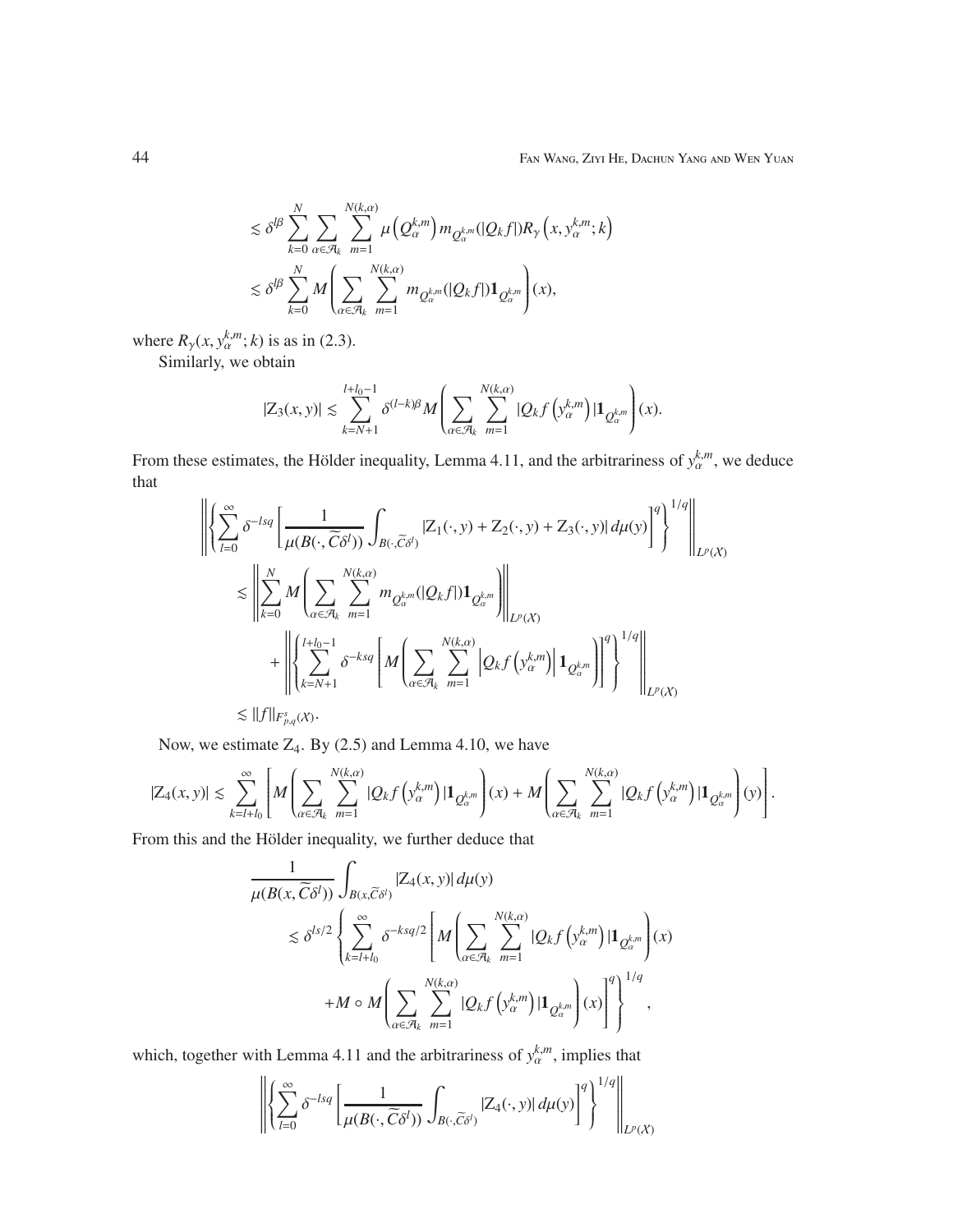$$
\begin{aligned}
&\lesssim \delta^{l\beta} \sum_{k=0}^{N} \sum_{\alpha\in\mathcal{A}_k} \sum_{m=1}^{N(k,\alpha)} \mu\left(Q_\alpha^{k,m}\right) m_{Q_\alpha^{k,m}}(|Q_k f|) R_\gamma\left(x, y_\alpha^{k,m}; k\right) \\
&\lesssim \delta^{l\beta} \sum_{k=0}^{N} M\left(\sum_{\alpha\in\mathcal{A}_k} \sum_{m=1}^{N(k,\alpha)} m_{Q_\alpha^{k,m}}(|Q_k f|) \mathbf{1}_{Q_\alpha^{k,m}}\right)(x),
\end{aligned}
$$

where $R_\gamma(x, y_\alpha^{k,m}; k)$ is as in (2.3).

Similarly, we obtain

$$
|\mathrm{Z}_3(x,y)| \lesssim \sum_{k=N+1}^{l+l_0-1} \delta^{(l-k)\beta} M\left(\sum_{\alpha\in\mathcal{A}_k} \sum_{m=1}^{N(k,\alpha)} |Q_k f\left(y_\alpha^{k,m}\right)| \mathbf{1}_{Q_\alpha^{k,m}}\right)(x).
$$

From these estimates, the Hölder inequality, Lemma 4.11, and the arbitrariness of $y_\alpha^{k,m}$, we deduce that

$$
\begin{aligned}
&\left\| \left\{ \sum_{l=0}^{\infty} \delta^{-lsq} \left[ \frac{1}{\mu(B(\cdot, \widetilde{C}\delta^l))} \int_{B(\cdot,\widetilde{C}\delta^l)} |\mathrm{Z}_1(\cdot,y) + \mathrm{Z}_2(\cdot,y) + \mathrm{Z}_3(\cdot,y)| \, d\mu(y) \right]^q \right\}^{1/q} \right\|_{L^p(\mathcal{X})} \\
&\quad \lesssim \left\| \sum_{k=0}^{N} M\left(\sum_{\alpha\in\mathcal{A}_k} \sum_{m=1}^{N(k,\alpha)} m_{Q_\alpha^{k,m}}(|Q_k f|) \mathbf{1}_{Q_\alpha^{k,m}}\right) \right\|_{L^p(\mathcal{X})} \\
&\qquad + \left\| \left\{ \sum_{k=N+1}^{l+l_0-1} \delta^{-ksq} \left[ M\left(\sum_{\alpha\in\mathcal{A}_k} \sum_{m=1}^{N(k,\alpha)} \left|Q_k f\left(y_\alpha^{k,m}\right)\right| \mathbf{1}_{Q_\alpha^{k,m}}\right) \right]^q \right\}^{1/q} \right\|_{L^p(\mathcal{X})} \\
&\quad \lesssim \|f\|_{F^s_{p,q}(\mathcal{X})}.
\end{aligned}
$$

Now, we estimate $\mathrm{Z}_4$. By (2.5) and Lemma 4.10, we have

$$
|\mathrm{Z}_4(x,y)| \lesssim \sum_{k=l+l_0}^{\infty} \left[ M\left(\sum_{\alpha\in\mathcal{A}_k} \sum_{m=1}^{N(k,\alpha)} |Q_k f\left(y_\alpha^{k,m}\right)| \mathbf{1}_{Q_\alpha^{k,m}}\right)(x) + M\left(\sum_{\alpha\in\mathcal{A}_k} \sum_{m=1}^{N(k,\alpha)} |Q_k f\left(y_\alpha^{k,m}\right)| \mathbf{1}_{Q_\alpha^{k,m}}\right)(y) \right].
$$

From this and the Hölder inequality, we further deduce that

$$
\begin{aligned}
&\frac{1}{\mu(B(x, \widetilde{C}\delta^l))} \int_{B(x,\widetilde{C}\delta^l)} |\mathrm{Z}_4(x,y)| \, d\mu(y) \\
&\quad \lesssim \delta^{ls/2} \left\{ \sum_{k=l+l_0}^{\infty} \delta^{-ksq/2} \left[ M\left(\sum_{\alpha\in\mathcal{A}_k} \sum_{m=1}^{N(k,\alpha)} |Q_k f\left(y_\alpha^{k,m}\right)| \mathbf{1}_{Q_\alpha^{k,m}}\right)(x) \right.\right. \\
&\qquad \left.\left. + M \circ M\left(\sum_{\alpha\in\mathcal{A}_k} \sum_{m=1}^{N(k,\alpha)} |Q_k f\left(y_\alpha^{k,m}\right)| \mathbf{1}_{Q_\alpha^{k,m}}\right)(x) \right]^q \right\}^{1/q},
\end{aligned}
$$

which, together with Lemma 4.11 and the arbitrariness of $y_\alpha^{k,m}$, implies that

$$
\left\| \left\{ \sum_{l=0}^{\infty} \delta^{-lsq} \left[ \frac{1}{\mu(B(\cdot, \widetilde{C}\delta^l))} \int_{B(\cdot,\widetilde{C}\delta^l)} |\mathrm{Z}_4(\cdot,y)| \, d\mu(y) \right]^q \right\}^{1/q} \right\|_{L^p(\mathcal{X})}
$$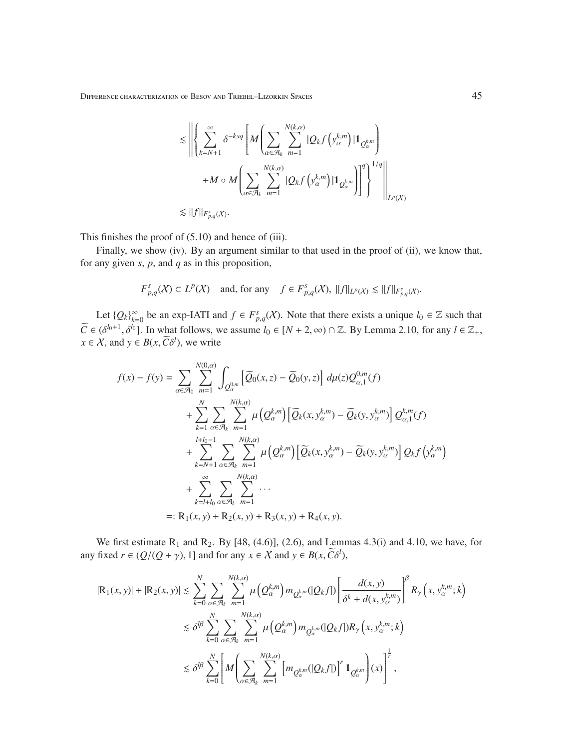$$
\begin{aligned}
&\lesssim \left\| \left\{ \sum_{k=N+1}^{\infty} \delta^{-ksq} \left[ M\left( \sum_{\alpha\in\mathcal{A}_k} \sum_{m=1}^{N(k,\alpha)} |Q_k f\left(y_\alpha^{k,m}\right)| \mathbf{1}_{Q_\alpha^{k,m}} \right) \right.\right.\right. \\
&\qquad \left.\left.\left. + M \circ M\left( \sum_{\alpha\in\mathcal{A}_k} \sum_{m=1}^{N(k,\alpha)} |Q_k f\left(y_\alpha^{k,m}\right)| \mathbf{1}_{Q_\alpha^{k,m}} \right) \right]^q \right\}^{1/q} \right\|_{L^p(\mathcal{X})} \\
&\lesssim \|f\|_{F^s_{p,q}(\mathcal{X})}.
\end{aligned}
$$

This finishes the proof of (5.10) and hence of (iii).

Finally, we show (iv). By an argument similar to that used in the proof of (ii), we know that, for any given $s$, $p$, and $q$ as in this proposition,

$$
F^s_{p,q}(\mathcal{X}) \subset L^p(\mathcal{X}) \quad \text{and, for any} \quad f \in F^s_{p,q}(\mathcal{X}),\ \|f\|_{L^p(\mathcal{X})} \lesssim \|f\|_{F^s_{p,q}(\mathcal{X})}.
$$

Let $\{Q_k\}_{k=0}^{\infty}$ be an exp-IATI and $f \in F^s_{p,q}(\mathcal{X})$. Note that there exists a unique $l_0 \in \mathbb{Z}$ such that $\widetilde{C} \in (\delta^{l_0+1}, \delta^{l_0}]$. In what follows, we assume $l_0 \in [N+2, \infty) \cap \mathbb{Z}$. By Lemma 2.10, for any $l \in \mathbb{Z}_+$, $x \in \mathcal{X}$, and $y \in B(x, \widetilde{C}\delta^l)$, we write

$$
\begin{aligned}
f(x) - f(y) &= \sum_{\alpha\in\mathcal{A}_0} \sum_{m=1}^{N(0,\alpha)} \int_{Q_\alpha^{0,m}} \left[ \widetilde{Q}_0(x,z) - \widetilde{Q}_0(y,z) \right] d\mu(z) Q_{\alpha,1}^{0,m}(f) \\
&\quad + \sum_{k=1}^{N} \sum_{\alpha\in\mathcal{A}_k} \sum_{m=1}^{N(k,\alpha)} \mu\left(Q_\alpha^{k,m}\right) \left[ \widetilde{Q}_k(x, y_\alpha^{k,m}) - \widetilde{Q}_k(y, y_\alpha^{k,m}) \right] Q_{\alpha,1}^{k,m}(f) \\
&\quad + \sum_{k=N+1}^{l+l_0-1} \sum_{\alpha\in\mathcal{A}_k} \sum_{m=1}^{N(k,\alpha)} \mu\left(Q_\alpha^{k,m}\right) \left[ \widetilde{Q}_k(x, y_\alpha^{k,m}) - \widetilde{Q}_k(y, y_\alpha^{k,m}) \right] Q_k f\left(y_\alpha^{k,m}\right) \\
&\quad + \sum_{k=l+l_0}^{\infty} \sum_{\alpha\in\mathcal{A}_k} \sum_{m=1}^{N(k,\alpha)} \cdots \\
&=: \mathrm{R}_1(x,y) + \mathrm{R}_2(x,y) + \mathrm{R}_3(x,y) + \mathrm{R}_4(x,y).
\end{aligned}
$$

We first estimate $\mathrm{R}_1$ and $\mathrm{R}_2$. By [48, (4.6)], (2.6), and Lemmas 4.3(i) and 4.10, we have, for any fixed $r \in (Q/(Q+\gamma), 1]$ and for any $x \in \mathcal{X}$ and $y \in B(x, \widetilde{C}\delta^l)$,

$$
\begin{aligned}
|\mathrm{R}_1(x,y)| + |\mathrm{R}_2(x,y)| &\lesssim \sum_{k=0}^{N} \sum_{\alpha\in\mathcal{A}_k} \sum_{m=1}^{N(k,\alpha)} \mu\left(Q_\alpha^{k,m}\right) m_{Q_\alpha^{k,m}}(|Q_k f|) \left[ \frac{d(x,y)}{\delta^k + d(x, y_\alpha^{k,m})} \right]^{\beta} R_\gamma\left(x, y_\alpha^{k,m}; k\right) \\
&\lesssim \delta^{l\beta} \sum_{k=0}^{N} \sum_{\alpha\in\mathcal{A}_k} \sum_{m=1}^{N(k,\alpha)} \mu\left(Q_\alpha^{k,m}\right) m_{Q_\alpha^{k,m}}(|Q_k f|) R_\gamma\left(x, y_\alpha^{k,m}; k\right) \\
&\lesssim \delta^{l\beta} \sum_{k=0}^{N} \left[ M\left( \sum_{\alpha\in\mathcal{A}_k} \sum_{m=1}^{N(k,\alpha)} \left[ m_{Q_\alpha^{k,m}}(|Q_k f|) \right]^r \mathbf{1}_{Q_\alpha^{k,m}} \right)(x) \right]^{\frac{1}{r}},
\end{aligned}
$$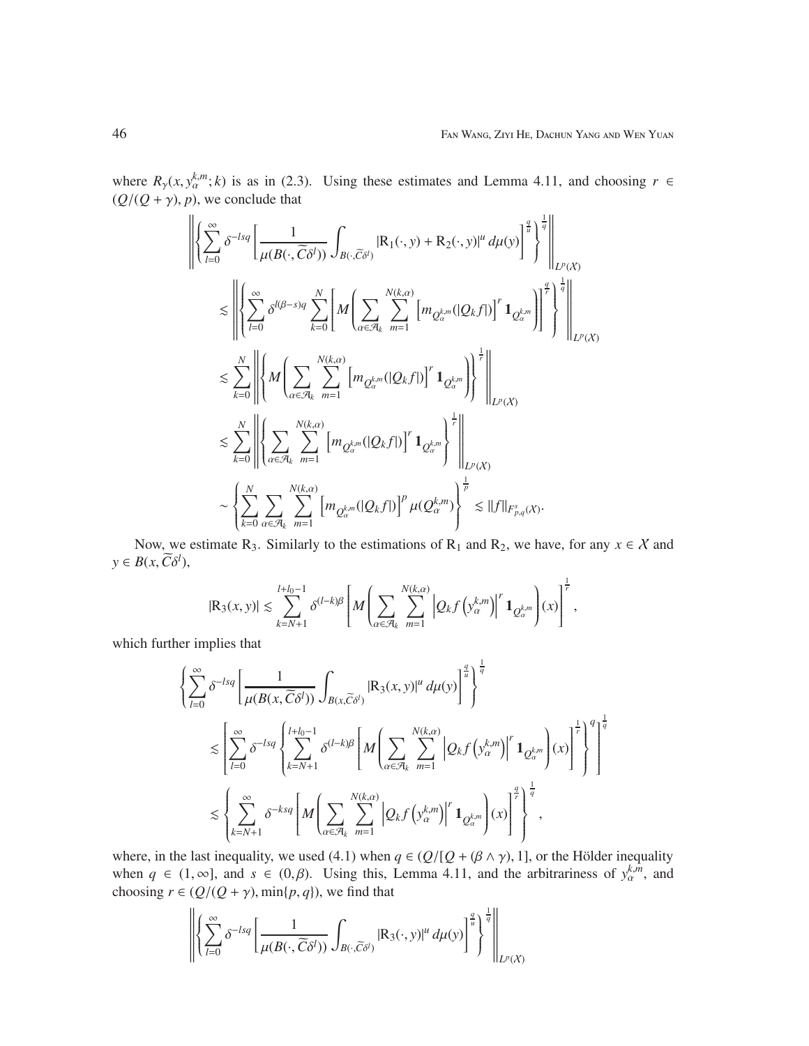where $R_\gamma(x, y_\alpha^{k,m}; k)$ is as in (2.3). Using these estimates and Lemma 4.11, and choosing $r \in (Q/(Q+\gamma), p)$, we conclude that

$$
\begin{aligned}
&\left\| \left\{ \sum_{l=0}^{\infty} \delta^{-lsq} \left[ \frac{1}{\mu(B(\cdot, \widetilde{C}\delta^l))} \int_{B(\cdot, \widetilde{C}\delta^l)} |\mathrm{R}_1(\cdot, y) + \mathrm{R}_2(\cdot, y)|^u \, d\mu(y) \right]^{\frac{q}{u}} \right\}^{\frac{1}{q}} \right\|_{L^p(\mathcal{X})} \\
&\quad \lesssim \left\| \left\{ \sum_{l=0}^{\infty} \delta^{l(\beta - s)q} \sum_{k=0}^{N} \left[ M\left( \sum_{\alpha \in \mathcal{A}_k} \sum_{m=1}^{N(k,\alpha)} \left[ m_{Q_\alpha^{k,m}}(|Q_k f|) \right]^r \mathbf{1}_{Q_\alpha^{k,m}} \right) \right]^{\frac{q}{r}} \right\}^{\frac{1}{q}} \right\|_{L^p(\mathcal{X})} \\
&\quad \lesssim \sum_{k=0}^{N} \left\| \left\{ M\left( \sum_{\alpha \in \mathcal{A}_k} \sum_{m=1}^{N(k,\alpha)} \left[ m_{Q_\alpha^{k,m}}(|Q_k f|) \right]^r \mathbf{1}_{Q_\alpha^{k,m}} \right) \right\}^{\frac{1}{r}} \right\|_{L^p(\mathcal{X})} \\
&\quad \lesssim \sum_{k=0}^{N} \left\| \left\{ \sum_{\alpha \in \mathcal{A}_k} \sum_{m=1}^{N(k,\alpha)} \left[ m_{Q_\alpha^{k,m}}(|Q_k f|) \right]^r \mathbf{1}_{Q_\alpha^{k,m}} \right\}^{\frac{1}{r}} \right\|_{L^p(\mathcal{X})} \\
&\quad \sim \left\{ \sum_{k=0}^{N} \sum_{\alpha \in \mathcal{A}_k} \sum_{m=1}^{N(k,\alpha)} \left[ m_{Q_\alpha^{k,m}}(|Q_k f|) \right]^p \mu(Q_\alpha^{k,m}) \right\}^{\frac{1}{p}} \lesssim \|f\|_{F^s_{p,q}(\mathcal{X})}.
\end{aligned}
$$

Now, we estimate $\mathrm{R}_3$. Similarly to the estimations of $\mathrm{R}_1$ and $\mathrm{R}_2$, we have, for any $x \in \mathcal{X}$ and $y \in B(x, \widetilde{C}\delta^l)$,

$$
|\mathrm{R}_3(x, y)| \lesssim \sum_{k=N+1}^{l+l_0-1} \delta^{(l-k)\beta} \left[ M\left( \sum_{\alpha \in \mathcal{A}_k} \sum_{m=1}^{N(k,\alpha)} \left| Q_k f\left(y_\alpha^{k,m}\right) \right|^r \mathbf{1}_{Q_\alpha^{k,m}} \right)(x) \right]^{\frac{1}{r}},
$$

which further implies that

$$
\begin{aligned}
&\left\{ \sum_{l=0}^{\infty} \delta^{-lsq} \left[ \frac{1}{\mu(B(x, \widetilde{C}\delta^l))} \int_{B(x, \widetilde{C}\delta^l)} |\mathrm{R}_3(x, y)|^u \, d\mu(y) \right]^{\frac{q}{u}} \right\}^{\frac{1}{q}} \\
&\quad \lesssim \left[ \sum_{l=0}^{\infty} \delta^{-lsq} \left\{ \sum_{k=N+1}^{l+l_0-1} \delta^{(l-k)\beta} \left[ M\left( \sum_{\alpha \in \mathcal{A}_k} \sum_{m=1}^{N(k,\alpha)} \left| Q_k f\left(y_\alpha^{k,m}\right) \right|^r \mathbf{1}_{Q_\alpha^{k,m}} \right)(x) \right]^{\frac{1}{r}} \right\}^q \right]^{\frac{1}{q}} \\
&\quad \lesssim \left\{ \sum_{k=N+1}^{\infty} \delta^{-ksq} \left[ M\left( \sum_{\alpha \in \mathcal{A}_k} \sum_{m=1}^{N(k,\alpha)} \left| Q_k f\left(y_\alpha^{k,m}\right) \right|^r \mathbf{1}_{Q_\alpha^{k,m}} \right)(x) \right]^{\frac{q}{r}} \right\}^{\frac{1}{q}},
\end{aligned}
$$

where, in the last inequality, we used (4.1) when $q \in (Q/[Q + (\beta \wedge \gamma)], 1]$, or the Hölder inequality when $q \in (1, \infty]$, and $s \in (0, \beta)$. Using this, Lemma 4.11, and the arbitrariness of $y_\alpha^{k,m}$, and choosing $r \in (Q/(Q+\gamma), \min\{p, q\})$, we find that

$$
\left\| \left\{ \sum_{l=0}^{\infty} \delta^{-lsq} \left[ \frac{1}{\mu(B(\cdot, \widetilde{C}\delta^l))} \int_{B(\cdot, \widetilde{C}\delta^l)} |\mathrm{R}_3(\cdot, y)|^u \, d\mu(y) \right]^{\frac{q}{u}} \right\}^{\frac{1}{q}} \right\|_{L^p(\mathcal{X})}
$$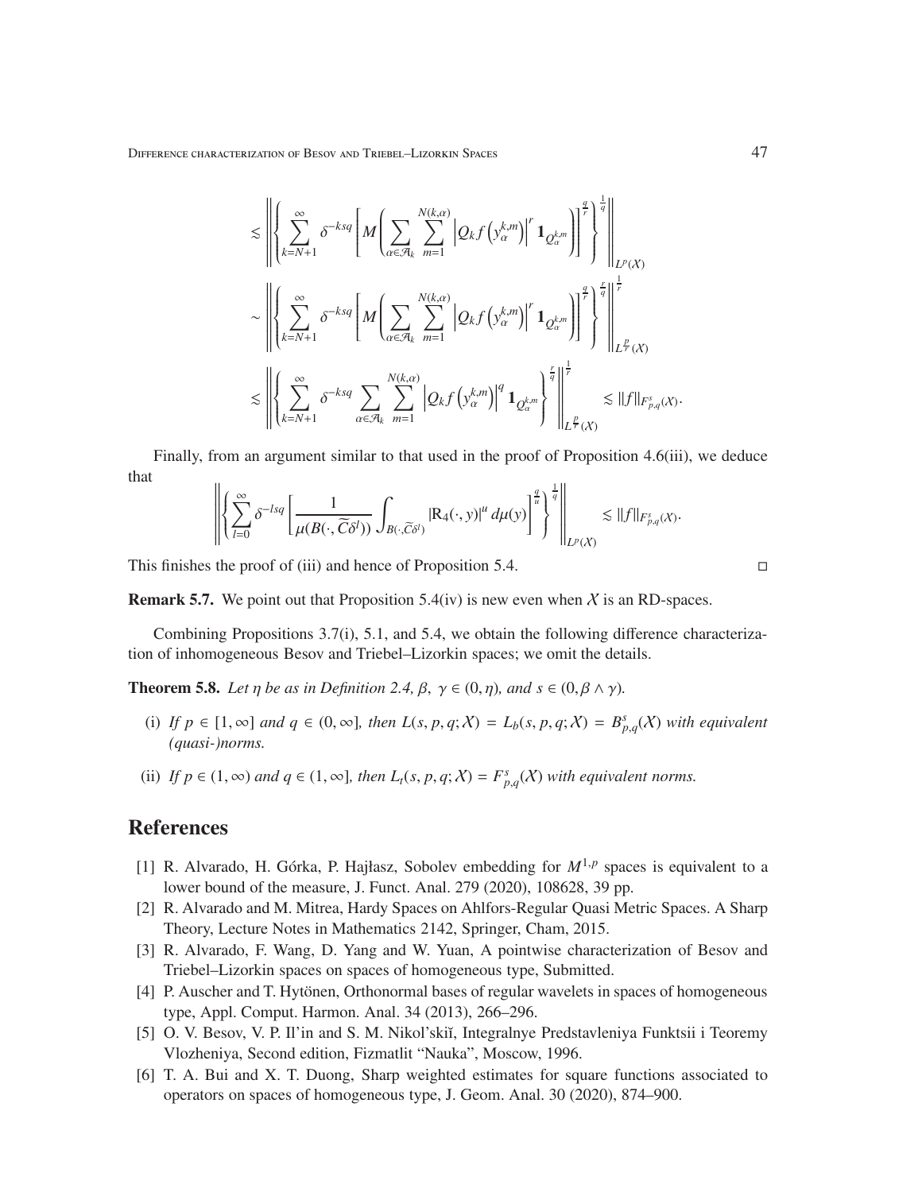$$
\begin{aligned}
&\lesssim \left\| \left\{ \sum_{k=N+1}^{\infty} \delta^{-ksq} \left[ M\left( \sum_{\alpha\in\mathcal{A}_k} \sum_{m=1}^{N(k,\alpha)} \left| Q_k f\left(y_\alpha^{k,m}\right)\right|^r \mathbf{1}_{Q_\alpha^{k,m}} \right) \right]^{\frac{q}{r}} \right\}^{\frac{1}{q}} \right\|_{L^p(\mathcal{X})} \\
&\sim \left\| \left\{ \sum_{k=N+1}^{\infty} \delta^{-ksq} \left[ M\left( \sum_{\alpha\in\mathcal{A}_k} \sum_{m=1}^{N(k,\alpha)} \left| Q_k f\left(y_\alpha^{k,m}\right)\right|^r \mathbf{1}_{Q_\alpha^{k,m}} \right) \right]^{\frac{q}{r}} \right\}^{\frac{r}{q}} \right\|_{L^{\frac{p}{r}}(\mathcal{X})}^{\frac{1}{r}} \\
&\lesssim \left\| \left\{ \sum_{k=N+1}^{\infty} \delta^{-ksq} \sum_{\alpha\in\mathcal{A}_k} \sum_{m=1}^{N(k,\alpha)} \left| Q_k f\left(y_\alpha^{k,m}\right)\right|^q \mathbf{1}_{Q_\alpha^{k,m}} \right\}^{\frac{r}{q}} \right\|_{L^{\frac{p}{r}}(\mathcal{X})}^{\frac{1}{r}} \lesssim \|f\|_{F^s_{p,q}(\mathcal{X})}.
\end{aligned}
$$

Finally, from an argument similar to that used in the proof of Proposition 4.6(iii), we deduce that

$$
\left\| \left\{ \sum_{l=0}^{\infty} \delta^{-lsq} \left[ \frac{1}{\mu(B(\cdot, \widetilde{C}\delta^l))} \int_{B(\cdot,\widetilde{C}\delta^l)} |\mathrm{R}_4(\cdot, y)|^u \, d\mu(y) \right]^{\frac{q}{u}} \right\}^{\frac{1}{q}} \right\|_{L^p(\mathcal{X})} \lesssim \|f\|_{F^s_{p,q}(\mathcal{X})}.
$$

This finishes the proof of (iii) and hence of Proposition 5.4. $\square$

**Remark 5.7.** We point out that Proposition 5.4(iv) is new even when $\mathcal{X}$ is an RD-spaces.

Combining Propositions 3.7(i), 5.1, and 5.4, we obtain the following difference characterization of inhomogeneous Besov and Triebel–Lizorkin spaces; we omit the details.

**Theorem 5.8.** *Let $\eta$ be as in Definition 2.4, $\beta,\ \gamma \in (0,\eta)$, and $s \in (0, \beta\wedge\gamma)$.*

(i) *If $p \in [1,\infty]$ and $q \in (0,\infty]$, then $L(s,p,q;\mathcal{X}) = L_b(s,p,q;\mathcal{X}) = B^s_{p,q}(\mathcal{X})$ with equivalent (quasi-)norms.*

(ii) *If $p \in (1,\infty)$ and $q \in (1,\infty]$, then $L_t(s,p,q;\mathcal{X}) = F^s_{p,q}(\mathcal{X})$ with equivalent norms.*

## References

[1] R. Alvarado, H. Górka, P. Hajłasz, Sobolev embedding for $M^{1,p}$ spaces is equivalent to a lower bound of the measure, J. Funct. Anal. 279 (2020), 108628, 39 pp.

[2] R. Alvarado and M. Mitrea, Hardy Spaces on Ahlfors-Regular Quasi Metric Spaces. A Sharp Theory, Lecture Notes in Mathematics 2142, Springer, Cham, 2015.

[3] R. Alvarado, F. Wang, D. Yang and W. Yuan, A pointwise characterization of Besov and Triebel–Lizorkin spaces on spaces of homogeneous type, Submitted.

[4] P. Auscher and T. Hytönen, Orthonormal bases of regular wavelets in spaces of homogeneous type, Appl. Comput. Harmon. Anal. 34 (2013), 266–296.

[5] O. V. Besov, V. P. Il'in and S. M. Nikol'skiĭ, Integralnye Predstavleniya Funktsii i Teoremy Vlozheniya, Second edition, Fizmatlit "Nauka", Moscow, 1996.

[6] T. A. Bui and X. T. Duong, Sharp weighted estimates for square functions associated to operators on spaces of homogeneous type, J. Geom. Anal. 30 (2020), 874–900.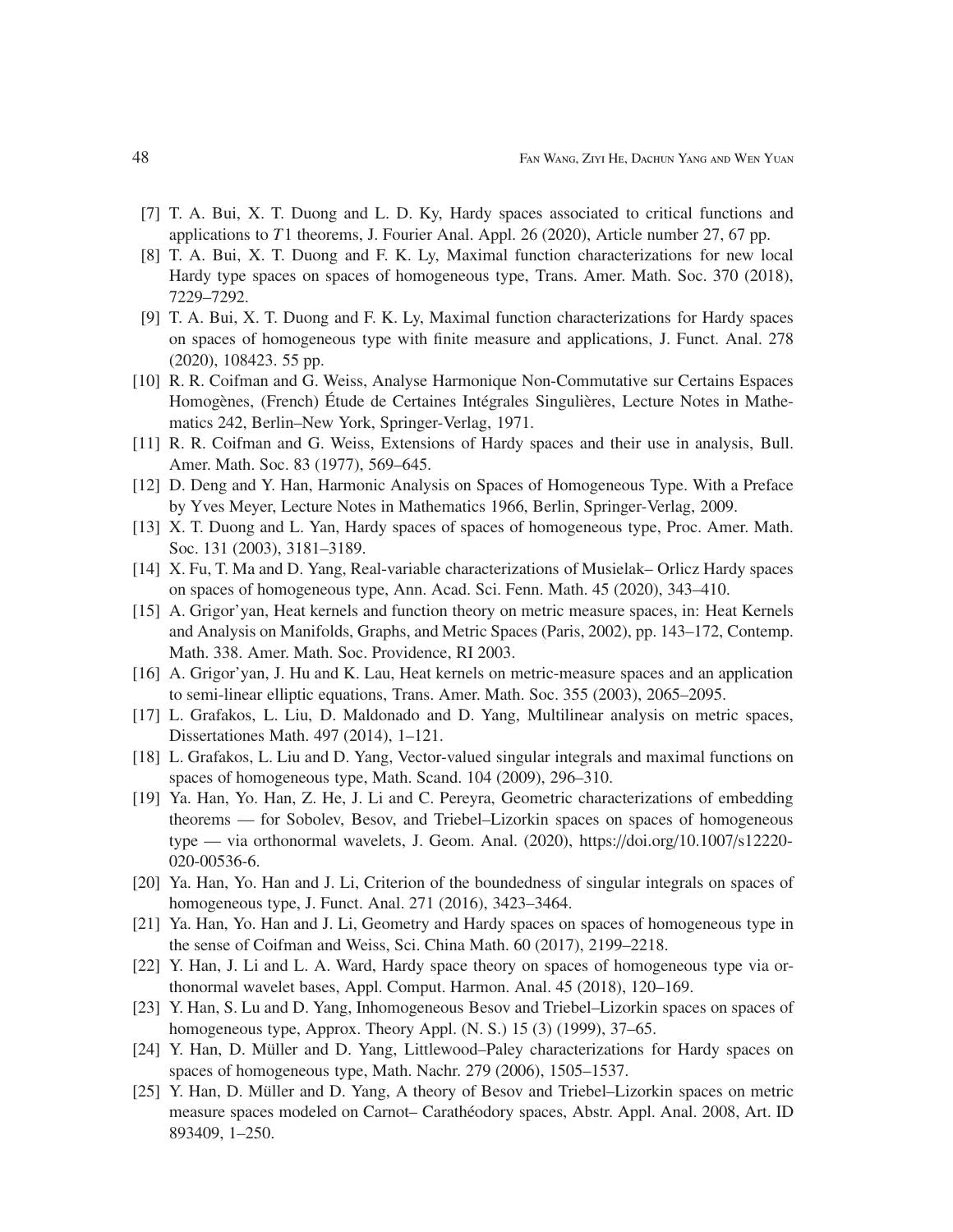[7] T. A. Bui, X. T. Duong and L. D. Ky, Hardy spaces associated to critical functions and applications to $T1$ theorems, J. Fourier Anal. Appl. 26 (2020), Article number 27, 67 pp.

[8] T. A. Bui, X. T. Duong and F. K. Ly, Maximal function characterizations for new local Hardy type spaces on spaces of homogeneous type, Trans. Amer. Math. Soc. 370 (2018), 7229–7292.

[9] T. A. Bui, X. T. Duong and F. K. Ly, Maximal function characterizations for Hardy spaces on spaces of homogeneous type with finite measure and applications, J. Funct. Anal. 278 (2020), 108423. 55 pp.

[10] R. R. Coifman and G. Weiss, Analyse Harmonique Non-Commutative sur Certains Espaces Homogènes, (French) Étude de Certaines Intégrales Singulières, Lecture Notes in Mathematics 242, Berlin–New York, Springer-Verlag, 1971.

[11] R. R. Coifman and G. Weiss, Extensions of Hardy spaces and their use in analysis, Bull. Amer. Math. Soc. 83 (1977), 569–645.

[12] D. Deng and Y. Han, Harmonic Analysis on Spaces of Homogeneous Type. With a Preface by Yves Meyer, Lecture Notes in Mathematics 1966, Berlin, Springer-Verlag, 2009.

[13] X. T. Duong and L. Yan, Hardy spaces of spaces of homogeneous type, Proc. Amer. Math. Soc. 131 (2003), 3181–3189.

[14] X. Fu, T. Ma and D. Yang, Real-variable characterizations of Musielak– Orlicz Hardy spaces on spaces of homogeneous type, Ann. Acad. Sci. Fenn. Math. 45 (2020), 343–410.

[15] A. Grigor'yan, Heat kernels and function theory on metric measure spaces, in: Heat Kernels and Analysis on Manifolds, Graphs, and Metric Spaces (Paris, 2002), pp. 143–172, Contemp. Math. 338. Amer. Math. Soc. Providence, RI 2003.

[16] A. Grigor'yan, J. Hu and K. Lau, Heat kernels on metric-measure spaces and an application to semi-linear elliptic equations, Trans. Amer. Math. Soc. 355 (2003), 2065–2095.

[17] L. Grafakos, L. Liu, D. Maldonado and D. Yang, Multilinear analysis on metric spaces, Dissertationes Math. 497 (2014), 1–121.

[18] L. Grafakos, L. Liu and D. Yang, Vector-valued singular integrals and maximal functions on spaces of homogeneous type, Math. Scand. 104 (2009), 296–310.

[19] Ya. Han, Yo. Han, Z. He, J. Li and C. Pereyra, Geometric characterizations of embedding theorems — for Sobolev, Besov, and Triebel–Lizorkin spaces on spaces of homogeneous type — via orthonormal wavelets, J. Geom. Anal. (2020), https://doi.org/10.1007/s12220-020-00536-6.

[20] Ya. Han, Yo. Han and J. Li, Criterion of the boundedness of singular integrals on spaces of homogeneous type, J. Funct. Anal. 271 (2016), 3423–3464.

[21] Ya. Han, Yo. Han and J. Li, Geometry and Hardy spaces on spaces of homogeneous type in the sense of Coifman and Weiss, Sci. China Math. 60 (2017), 2199–2218.

[22] Y. Han, J. Li and L. A. Ward, Hardy space theory on spaces of homogeneous type via orthonormal wavelet bases, Appl. Comput. Harmon. Anal. 45 (2018), 120–169.

[23] Y. Han, S. Lu and D. Yang, Inhomogeneous Besov and Triebel–Lizorkin spaces on spaces of homogeneous type, Approx. Theory Appl. (N. S.) 15 (3) (1999), 37–65.

[24] Y. Han, D. Müller and D. Yang, Littlewood–Paley characterizations for Hardy spaces on spaces of homogeneous type, Math. Nachr. 279 (2006), 1505–1537.

[25] Y. Han, D. Müller and D. Yang, A theory of Besov and Triebel–Lizorkin spaces on metric measure spaces modeled on Carnot– Carathéodory spaces, Abstr. Appl. Anal. 2008, Art. ID 893409, 1–250.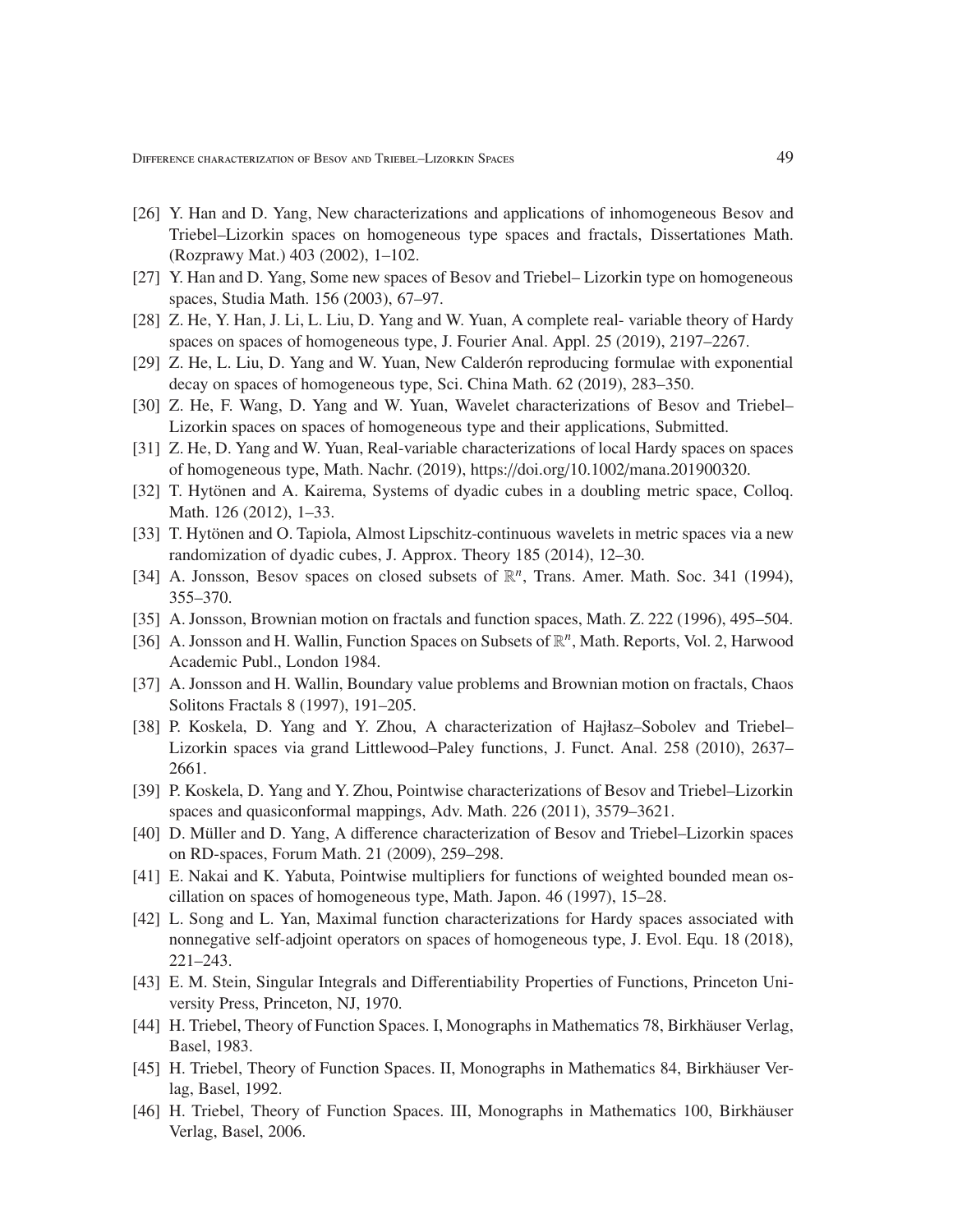[26] Y. Han and D. Yang, New characterizations and applications of inhomogeneous Besov and Triebel–Lizorkin spaces on homogeneous type spaces and fractals, Dissertationes Math. (Rozprawy Mat.) 403 (2002), 1–102.

[27] Y. Han and D. Yang, Some new spaces of Besov and Triebel– Lizorkin type on homogeneous spaces, Studia Math. 156 (2003), 67–97.

[28] Z. He, Y. Han, J. Li, L. Liu, D. Yang and W. Yuan, A complete real- variable theory of Hardy spaces on spaces of homogeneous type, J. Fourier Anal. Appl. 25 (2019), 2197–2267.

[29] Z. He, L. Liu, D. Yang and W. Yuan, New Calderón reproducing formulae with exponential decay on spaces of homogeneous type, Sci. China Math. 62 (2019), 283–350.

[30] Z. He, F. Wang, D. Yang and W. Yuan, Wavelet characterizations of Besov and Triebel–Lizorkin spaces on spaces of homogeneous type and their applications, Submitted.

[31] Z. He, D. Yang and W. Yuan, Real-variable characterizations of local Hardy spaces on spaces of homogeneous type, Math. Nachr. (2019), https://doi.org/10.1002/mana.201900320.

[32] T. Hytönen and A. Kairema, Systems of dyadic cubes in a doubling metric space, Colloq. Math. 126 (2012), 1–33.

[33] T. Hytönen and O. Tapiola, Almost Lipschitz-continuous wavelets in metric spaces via a new randomization of dyadic cubes, J. Approx. Theory 185 (2014), 12–30.

[34] A. Jonsson, Besov spaces on closed subsets of $\mathbb{R}^n$, Trans. Amer. Math. Soc. 341 (1994), 355–370.

[35] A. Jonsson, Brownian motion on fractals and function spaces, Math. Z. 222 (1996), 495–504.

[36] A. Jonsson and H. Wallin, Function Spaces on Subsets of $\mathbb{R}^n$, Math. Reports, Vol. 2, Harwood Academic Publ., London 1984.

[37] A. Jonsson and H. Wallin, Boundary value problems and Brownian motion on fractals, Chaos Solitons Fractals 8 (1997), 191–205.

[38] P. Koskela, D. Yang and Y. Zhou, A characterization of Hajłasz–Sobolev and Triebel–Lizorkin spaces via grand Littlewood–Paley functions, J. Funct. Anal. 258 (2010), 2637–2661.

[39] P. Koskela, D. Yang and Y. Zhou, Pointwise characterizations of Besov and Triebel–Lizorkin spaces and quasiconformal mappings, Adv. Math. 226 (2011), 3579–3621.

[40] D. Müller and D. Yang, A difference characterization of Besov and Triebel–Lizorkin spaces on RD-spaces, Forum Math. 21 (2009), 259–298.

[41] E. Nakai and K. Yabuta, Pointwise multipliers for functions of weighted bounded mean oscillation on spaces of homogeneous type, Math. Japon. 46 (1997), 15–28.

[42] L. Song and L. Yan, Maximal function characterizations for Hardy spaces associated with nonnegative self-adjoint operators on spaces of homogeneous type, J. Evol. Equ. 18 (2018), 221–243.

[43] E. M. Stein, Singular Integrals and Differentiability Properties of Functions, Princeton University Press, Princeton, NJ, 1970.

[44] H. Triebel, Theory of Function Spaces. I, Monographs in Mathematics 78, Birkhäuser Verlag, Basel, 1983.

[45] H. Triebel, Theory of Function Spaces. II, Monographs in Mathematics 84, Birkhäuser Verlag, Basel, 1992.

[46] H. Triebel, Theory of Function Spaces. III, Monographs in Mathematics 100, Birkhäuser Verlag, Basel, 2006.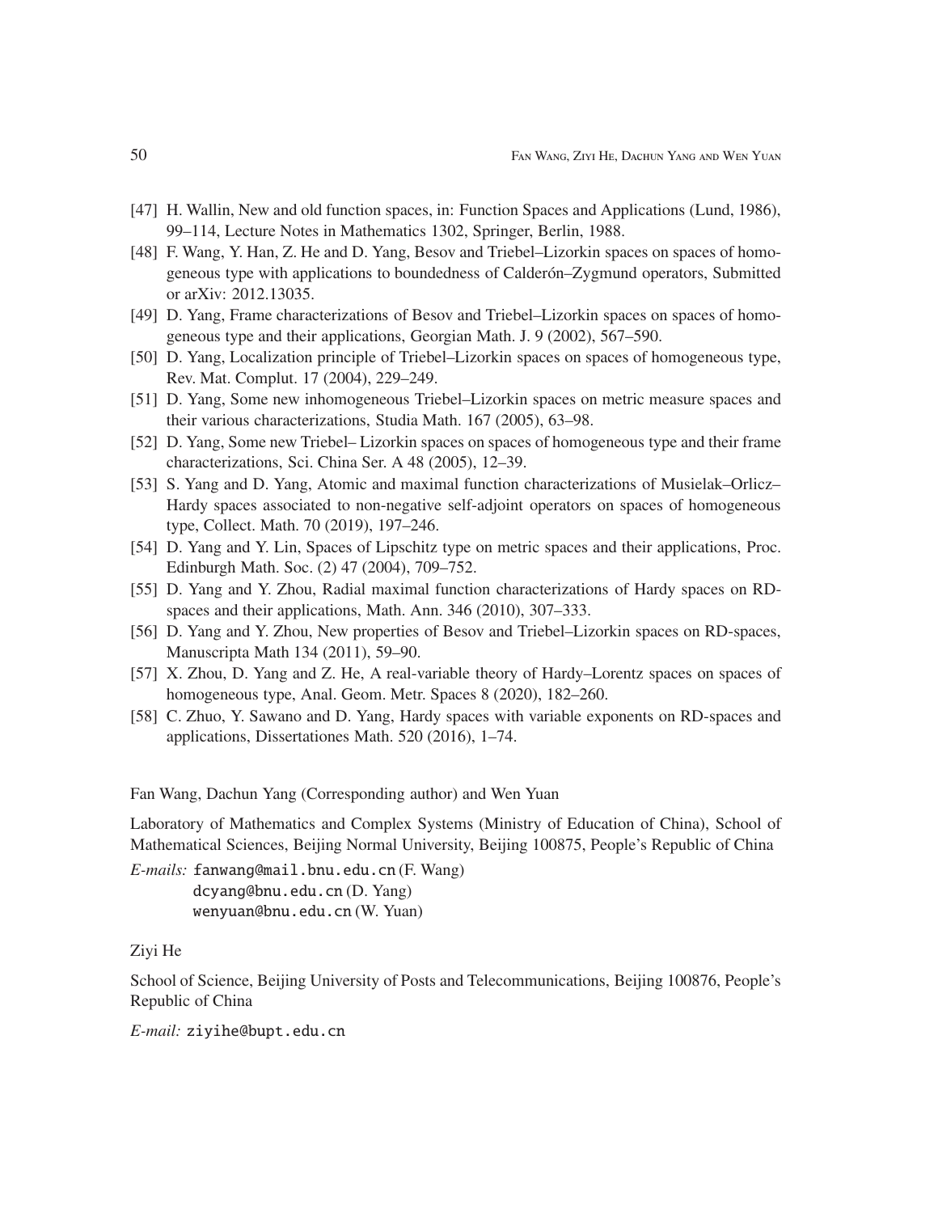[47] H. Wallin, New and old function spaces, in: Function Spaces and Applications (Lund, 1986), 99–114, Lecture Notes in Mathematics 1302, Springer, Berlin, 1988.

[48] F. Wang, Y. Han, Z. He and D. Yang, Besov and Triebel–Lizorkin spaces on spaces of homogeneous type with applications to boundedness of Calderón–Zygmund operators, Submitted or arXiv: 2012.13035.

[49] D. Yang, Frame characterizations of Besov and Triebel–Lizorkin spaces on spaces of homogeneous type and their applications, Georgian Math. J. 9 (2002), 567–590.

[50] D. Yang, Localization principle of Triebel–Lizorkin spaces on spaces of homogeneous type, Rev. Mat. Complut. 17 (2004), 229–249.

[51] D. Yang, Some new inhomogeneous Triebel–Lizorkin spaces on metric measure spaces and their various characterizations, Studia Math. 167 (2005), 63–98.

[52] D. Yang, Some new Triebel– Lizorkin spaces on spaces of homogeneous type and their frame characterizations, Sci. China Ser. A 48 (2005), 12–39.

[53] S. Yang and D. Yang, Atomic and maximal function characterizations of Musielak–Orlicz–Hardy spaces associated to non-negative self-adjoint operators on spaces of homogeneous type, Collect. Math. 70 (2019), 197–246.

[54] D. Yang and Y. Lin, Spaces of Lipschitz type on metric spaces and their applications, Proc. Edinburgh Math. Soc. (2) 47 (2004), 709–752.

[55] D. Yang and Y. Zhou, Radial maximal function characterizations of Hardy spaces on RD-spaces and their applications, Math. Ann. 346 (2010), 307–333.

[56] D. Yang and Y. Zhou, New properties of Besov and Triebel–Lizorkin spaces on RD-spaces, Manuscripta Math 134 (2011), 59–90.

[57] X. Zhou, D. Yang and Z. He, A real-variable theory of Hardy–Lorentz spaces on spaces of homogeneous type, Anal. Geom. Metr. Spaces 8 (2020), 182–260.

[58] C. Zhuo, Y. Sawano and D. Yang, Hardy spaces with variable exponents on RD-spaces and applications, Dissertationes Math. 520 (2016), 1–74.

Fan Wang, Dachun Yang (Corresponding author) and Wen Yuan

Laboratory of Mathematics and Complex Systems (Ministry of Education of China), School of Mathematical Sciences, Beijing Normal University, Beijing 100875, People's Republic of China

*E-mails:* fanwang@mail.bnu.edu.cn (F. Wang)
dcyang@bnu.edu.cn (D. Yang)
wenyuan@bnu.edu.cn (W. Yuan)

Ziyi He

School of Science, Beijing University of Posts and Telecommunications, Beijing 100876, People's Republic of China

*E-mail:* ziyihe@bupt.edu.cn